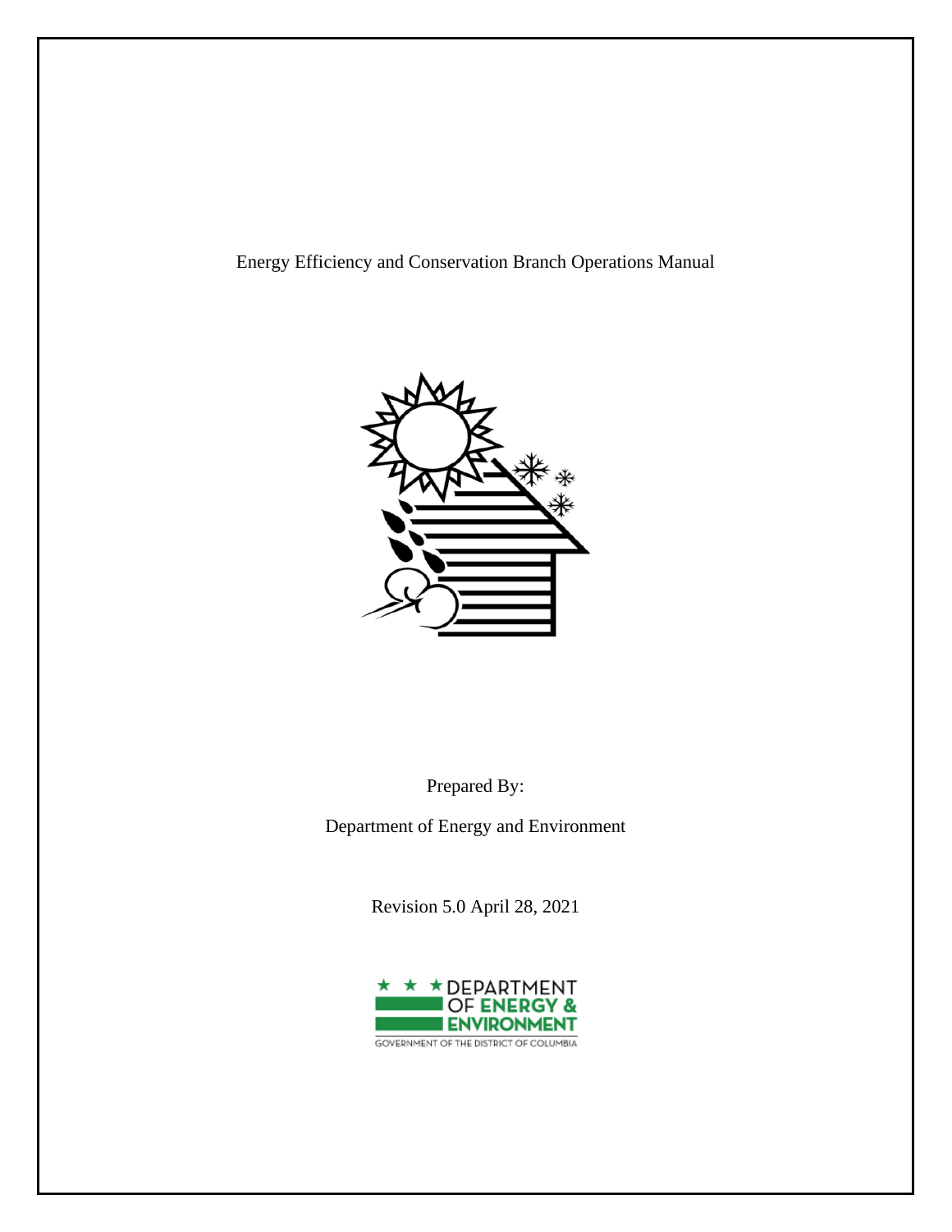# Energy Efficiency and Conservation Branch Operations Manual

Prepared By:

Department of Energy and Environment

Revision 5.0 April 28, 2021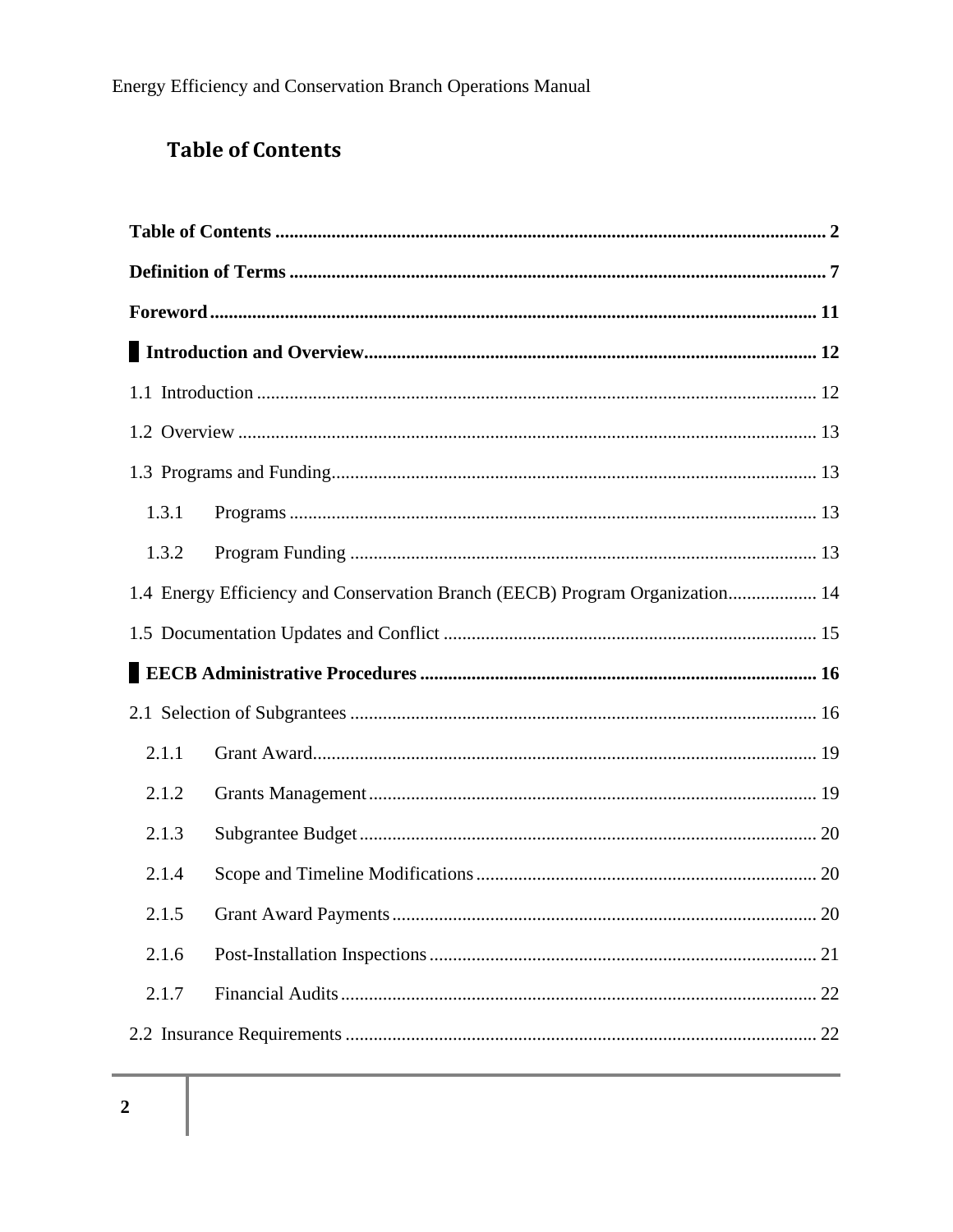## Table of Contents

| | |
|---|---|
| **Table of Contents** | **2** |
| **Definition of Terms** | **7** |
| **Foreword** | **11** |
| **Introduction and Overview** | **12** |
| 1.1 Introduction | 12 |
| 1.2 Overview | 13 |
| 1.3 Programs and Funding | 13 |
| 1.3.1 Programs | 13 |
| 1.3.2 Program Funding | 13 |
| 1.4 Energy Efficiency and Conservation Branch (EECB) Program Organization | 14 |
| 1.5 Documentation Updates and Conflict | 15 |
| **EECB Administrative Procedures** | **16** |
| 2.1 Selection of Subgrantees | 16 |
| 2.1.1 Grant Award | 19 |
| 2.1.2 Grants Management | 19 |
| 2.1.3 Subgrantee Budget | 20 |
| 2.1.4 Scope and Timeline Modifications | 20 |
| 2.1.5 Grant Award Payments | 20 |
| 2.1.6 Post-Installation Inspections | 21 |
| 2.1.7 Financial Audits | 22 |
| 2.2 Insurance Requirements | 22 |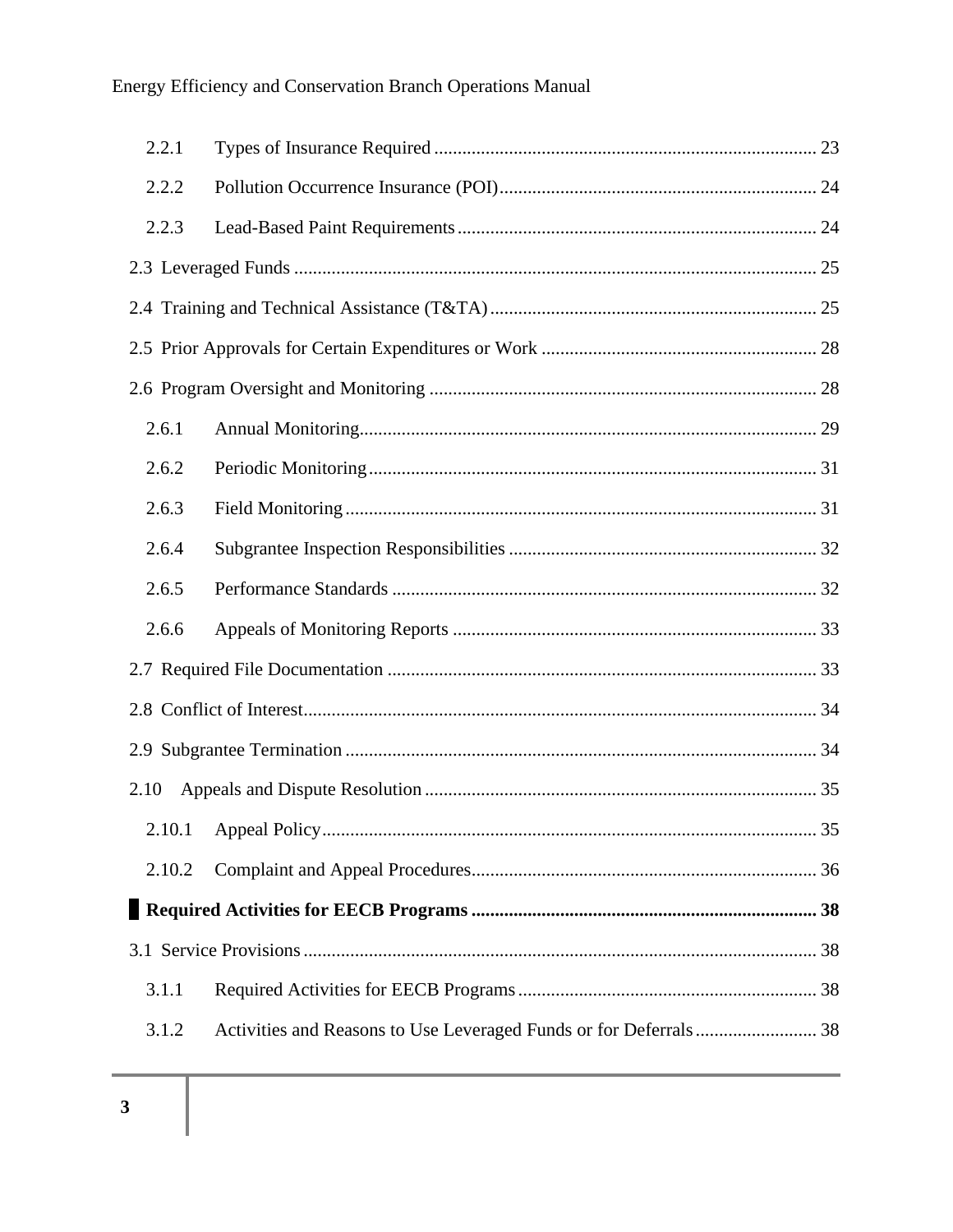2.2.1 Types of Insurance Required ........ 23

2.2.2 Pollution Occurrence Insurance (POI) ........ 24

2.2.3 Lead-Based Paint Requirements ........ 24

2.3 Leveraged Funds ........ 25

2.4 Training and Technical Assistance (T&TA) ........ 25

2.5 Prior Approvals for Certain Expenditures or Work ........ 28

2.6 Program Oversight and Monitoring ........ 28

2.6.1 Annual Monitoring ........ 29

2.6.2 Periodic Monitoring ........ 31

2.6.3 Field Monitoring ........ 31

2.6.4 Subgrantee Inspection Responsibilities ........ 32

2.6.5 Performance Standards ........ 32

2.6.6 Appeals of Monitoring Reports ........ 33

2.7 Required File Documentation ........ 33

2.8 Conflict of Interest ........ 34

2.9 Subgrantee Termination ........ 34

2.10 Appeals and Dispute Resolution ........ 35

2.10.1 Appeal Policy ........ 35

2.10.2 Complaint and Appeal Procedures ........ 36

**Required Activities for EECB Programs ........ 38**

3.1 Service Provisions ........ 38

3.1.1 Required Activities for EECB Programs ........ 38

3.1.2 Activities and Reasons to Use Leveraged Funds or for Deferrals ........ 38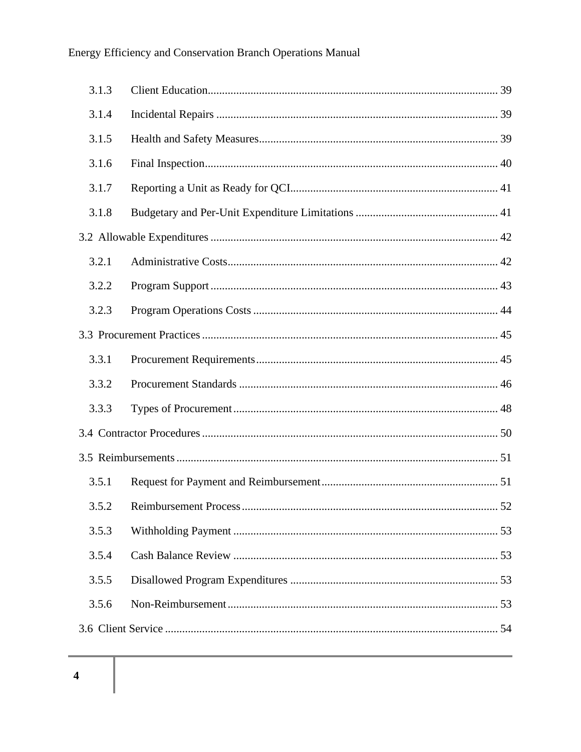3.1.3 Client Education ..... 39

3.1.4 Incidental Repairs ..... 39

3.1.5 Health and Safety Measures ..... 39

3.1.6 Final Inspection ..... 40

3.1.7 Reporting a Unit as Ready for QCI ..... 41

3.1.8 Budgetary and Per-Unit Expenditure Limitations ..... 41

3.2 Allowable Expenditures ..... 42

3.2.1 Administrative Costs ..... 42

3.2.2 Program Support ..... 43

3.2.3 Program Operations Costs ..... 44

3.3 Procurement Practices ..... 45

3.3.1 Procurement Requirements ..... 45

3.3.2 Procurement Standards ..... 46

3.3.3 Types of Procurement ..... 48

3.4 Contractor Procedures ..... 50

3.5 Reimbursements ..... 51

3.5.1 Request for Payment and Reimbursement ..... 51

3.5.2 Reimbursement Process ..... 52

3.5.3 Withholding Payment ..... 53

3.5.4 Cash Balance Review ..... 53

3.5.5 Disallowed Program Expenditures ..... 53

3.5.6 Non-Reimbursement ..... 53

3.6 Client Service ..... 54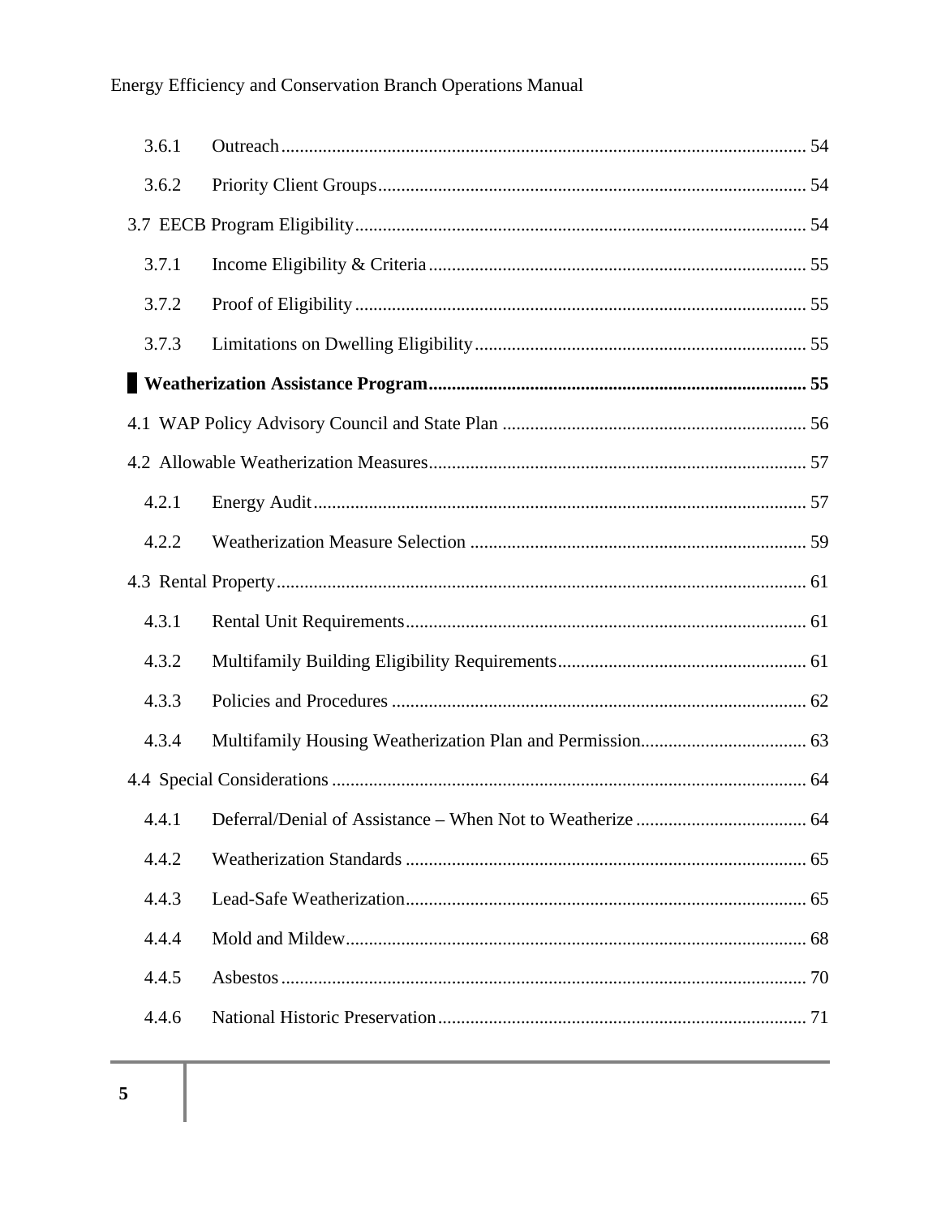3.6.1 Outreach ..... 54

3.6.2 Priority Client Groups ..... 54

3.7 EECB Program Eligibility ..... 54

3.7.1 Income Eligibility & Criteria ..... 55

3.7.2 Proof of Eligibility ..... 55

3.7.3 Limitations on Dwelling Eligibility ..... 55

**Weatherization Assistance Program ..... 55**

4.1 WAP Policy Advisory Council and State Plan ..... 56

4.2 Allowable Weatherization Measures ..... 57

4.2.1 Energy Audit ..... 57

4.2.2 Weatherization Measure Selection ..... 59

4.3 Rental Property ..... 61

4.3.1 Rental Unit Requirements ..... 61

4.3.2 Multifamily Building Eligibility Requirements ..... 61

4.3.3 Policies and Procedures ..... 62

4.3.4 Multifamily Housing Weatherization Plan and Permission ..... 63

4.4 Special Considerations ..... 64

4.4.1 Deferral/Denial of Assistance – When Not to Weatherize ..... 64

4.4.2 Weatherization Standards ..... 65

4.4.3 Lead-Safe Weatherization ..... 65

4.4.4 Mold and Mildew ..... 68

4.4.5 Asbestos ..... 70

4.4.6 National Historic Preservation ..... 71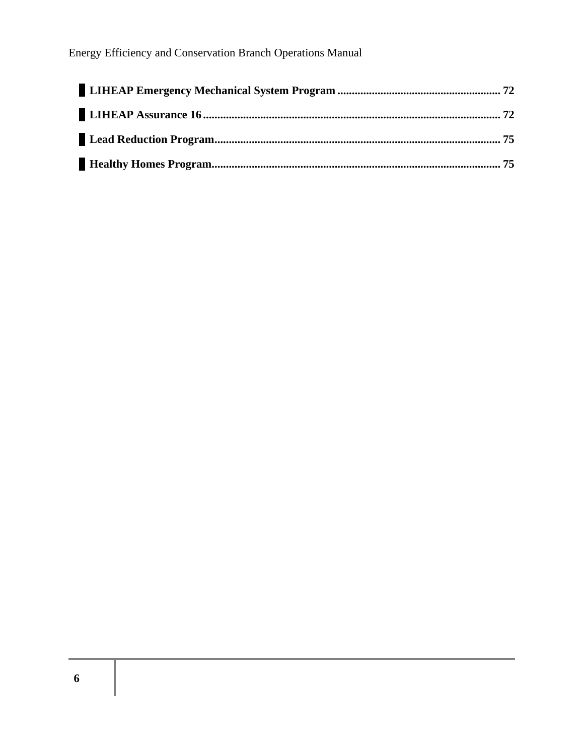**LIHEAP Emergency Mechanical System Program** ........................................................ 72

**LIHEAP Assurance 16** ....................................................................................................... 72

**Lead Reduction Program** .................................................................................................. 75

**Healthy Homes Program** .................................................................................................. 75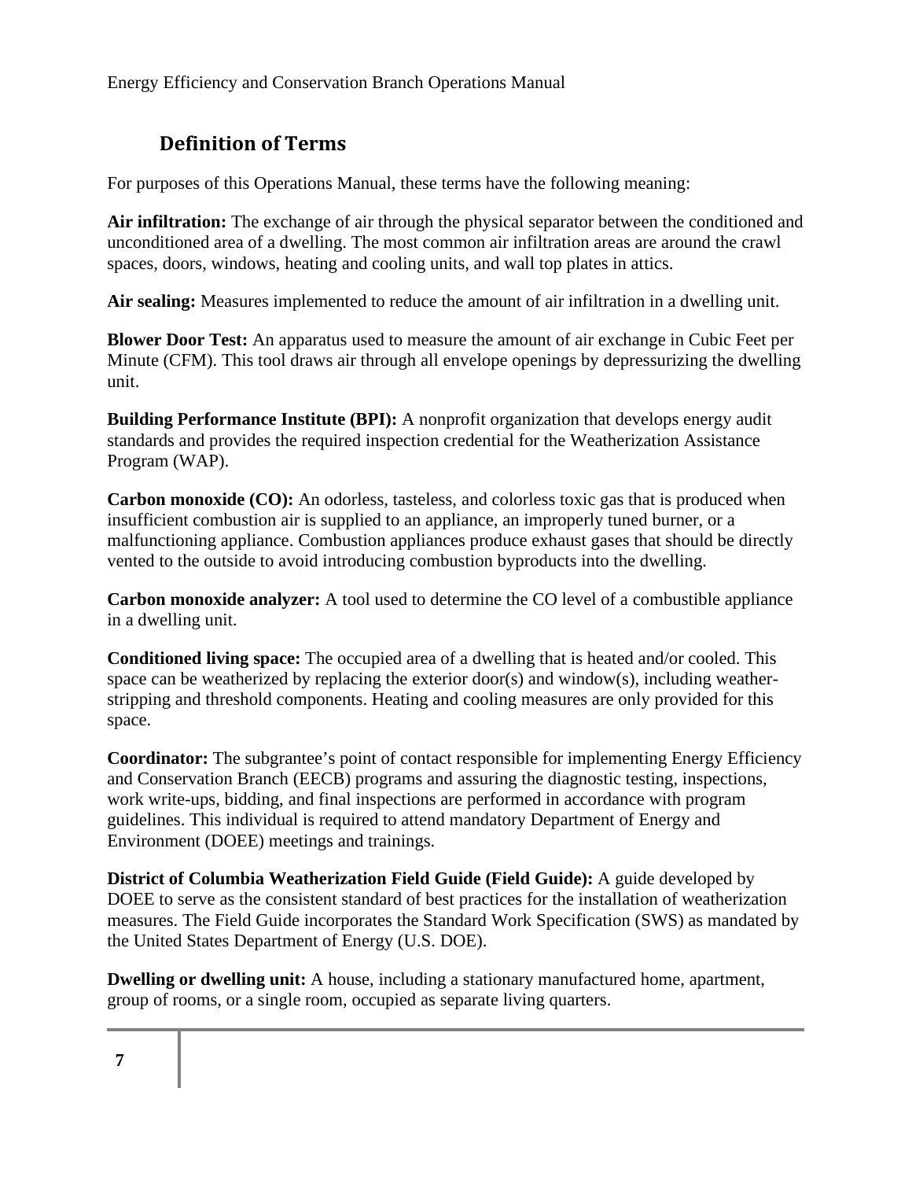## Definition of Terms

For purposes of this Operations Manual, these terms have the following meaning:

**Air infiltration:** The exchange of air through the physical separator between the conditioned and unconditioned area of a dwelling. The most common air infiltration areas are around the crawl spaces, doors, windows, heating and cooling units, and wall top plates in attics.

**Air sealing:** Measures implemented to reduce the amount of air infiltration in a dwelling unit.

**Blower Door Test:** An apparatus used to measure the amount of air exchange in Cubic Feet per Minute (CFM). This tool draws air through all envelope openings by depressurizing the dwelling unit.

**Building Performance Institute (BPI):** A nonprofit organization that develops energy audit standards and provides the required inspection credential for the Weatherization Assistance Program (WAP).

**Carbon monoxide (CO):** An odorless, tasteless, and colorless toxic gas that is produced when insufficient combustion air is supplied to an appliance, an improperly tuned burner, or a malfunctioning appliance. Combustion appliances produce exhaust gases that should be directly vented to the outside to avoid introducing combustion byproducts into the dwelling.

**Carbon monoxide analyzer:** A tool used to determine the CO level of a combustible appliance in a dwelling unit.

**Conditioned living space:** The occupied area of a dwelling that is heated and/or cooled. This space can be weatherized by replacing the exterior door(s) and window(s), including weather-stripping and threshold components. Heating and cooling measures are only provided for this space.

**Coordinator:** The subgrantee's point of contact responsible for implementing Energy Efficiency and Conservation Branch (EECB) programs and assuring the diagnostic testing, inspections, work write-ups, bidding, and final inspections are performed in accordance with program guidelines. This individual is required to attend mandatory Department of Energy and Environment (DOEE) meetings and trainings.

**District of Columbia Weatherization Field Guide (Field Guide):** A guide developed by DOEE to serve as the consistent standard of best practices for the installation of weatherization measures. The Field Guide incorporates the Standard Work Specification (SWS) as mandated by the United States Department of Energy (U.S. DOE).

**Dwelling or dwelling unit:** A house, including a stationary manufactured home, apartment, group of rooms, or a single room, occupied as separate living quarters.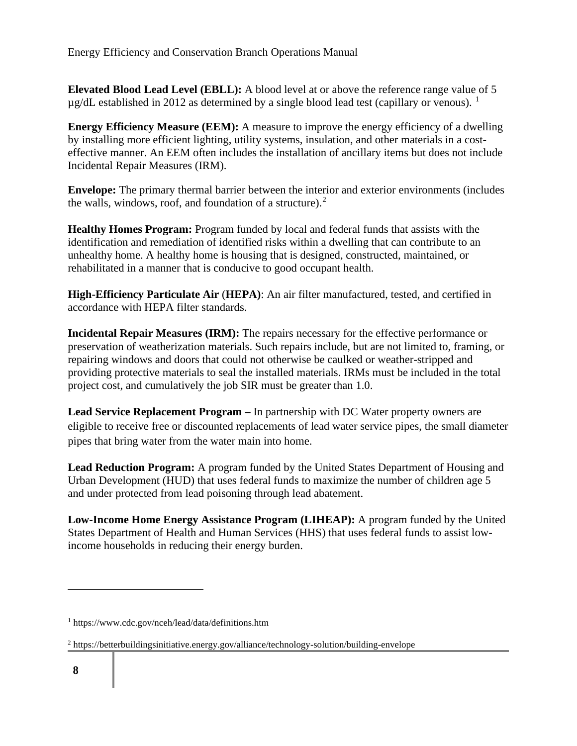**Elevated Blood Lead Level (EBLL):** A blood level at or above the reference range value of 5 µg/dL established in 2012 as determined by a single blood lead test (capillary or venous). [1]

**Energy Efficiency Measure (EEM):** A measure to improve the energy efficiency of a dwelling by installing more efficient lighting, utility systems, insulation, and other materials in a cost-effective manner. An EEM often includes the installation of ancillary items but does not include Incidental Repair Measures (IRM).

**Envelope:** The primary thermal barrier between the interior and exterior environments (includes the walls, windows, roof, and foundation of a structure).[2]

**Healthy Homes Program:** Program funded by local and federal funds that assists with the identification and remediation of identified risks within a dwelling that can contribute to an unhealthy home. A healthy home is housing that is designed, constructed, maintained, or rehabilitated in a manner that is conducive to good occupant health.

**High-Efficiency Particulate Air** (**HEPA**): An air filter manufactured, tested, and certified in accordance with HEPA filter standards.

**Incidental Repair Measures (IRM):** The repairs necessary for the effective performance or preservation of weatherization materials. Such repairs include, but are not limited to, framing, or repairing windows and doors that could not otherwise be caulked or weather-stripped and providing protective materials to seal the installed materials. IRMs must be included in the total project cost, and cumulatively the job SIR must be greater than 1.0.

**Lead Service Replacement Program –** In partnership with DC Water property owners are eligible to receive free or discounted replacements of lead water service pipes, the small diameter pipes that bring water from the water main into home.

**Lead Reduction Program:** A program funded by the United States Department of Housing and Urban Development (HUD) that uses federal funds to maximize the number of children age 5 and under protected from lead poisoning through lead abatement.

**Low-Income Home Energy Assistance Program (LIHEAP):** A program funded by the United States Department of Health and Human Services (HHS) that uses federal funds to assist low-income households in reducing their energy burden.

---

[1] https://www.cdc.gov/nceh/lead/data/definitions.htm

[2] https://betterbuildingsinitiative.energy.gov/alliance/technology-solution/building-envelope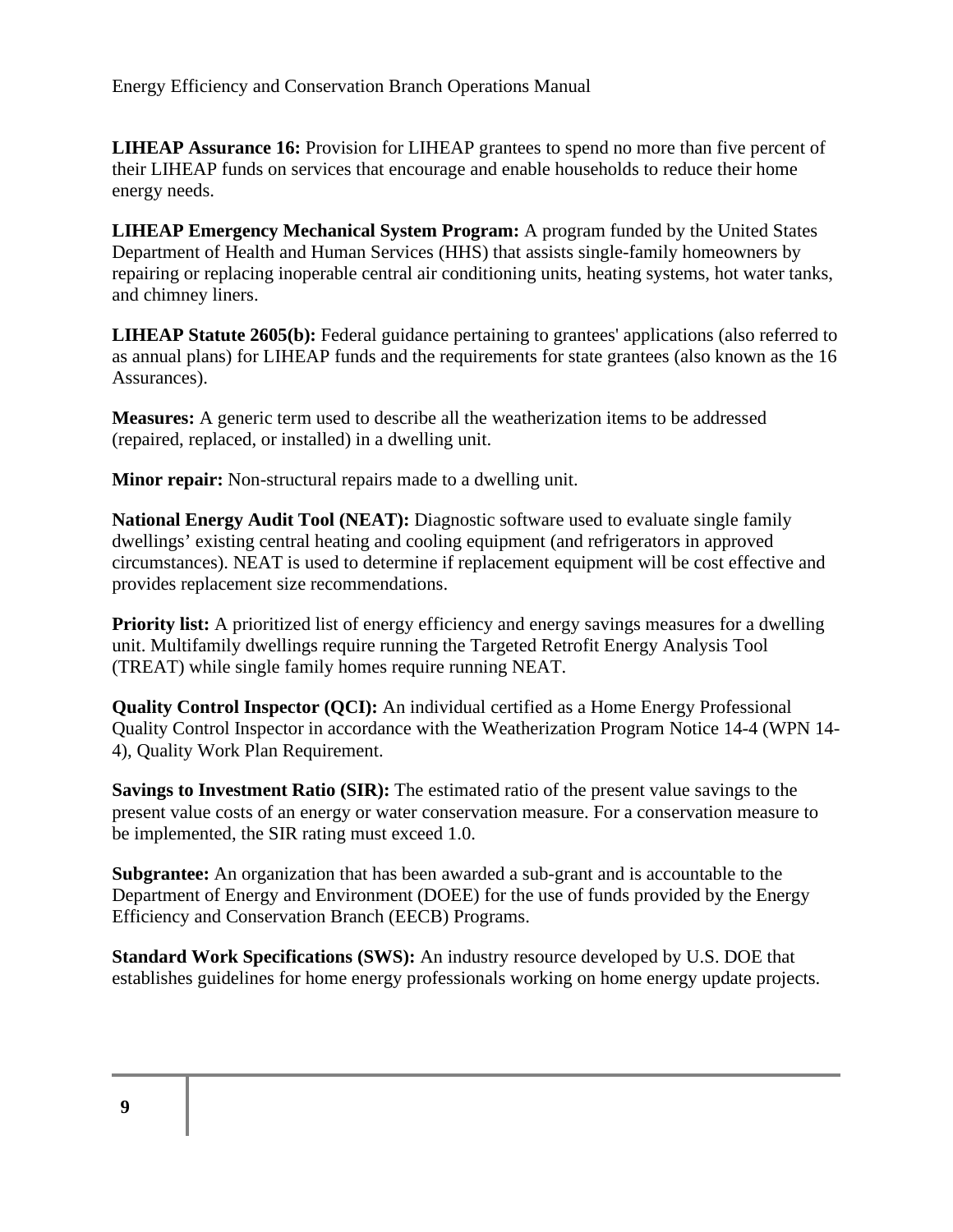**LIHEAP Assurance 16:** Provision for LIHEAP grantees to spend no more than five percent of their LIHEAP funds on services that encourage and enable households to reduce their home energy needs.

**LIHEAP Emergency Mechanical System Program:** A program funded by the United States Department of Health and Human Services (HHS) that assists single-family homeowners by repairing or replacing inoperable central air conditioning units, heating systems, hot water tanks, and chimney liners.

**LIHEAP Statute 2605(b):** Federal guidance pertaining to grantees' applications (also referred to as annual plans) for LIHEAP funds and the requirements for state grantees (also known as the 16 Assurances).

**Measures:** A generic term used to describe all the weatherization items to be addressed (repaired, replaced, or installed) in a dwelling unit.

**Minor repair:** Non-structural repairs made to a dwelling unit.

**National Energy Audit Tool (NEAT):** Diagnostic software used to evaluate single family dwellings' existing central heating and cooling equipment (and refrigerators in approved circumstances). NEAT is used to determine if replacement equipment will be cost effective and provides replacement size recommendations.

**Priority list:** A prioritized list of energy efficiency and energy savings measures for a dwelling unit. Multifamily dwellings require running the Targeted Retrofit Energy Analysis Tool (TREAT) while single family homes require running NEAT.

**Quality Control Inspector (QCI):** An individual certified as a Home Energy Professional Quality Control Inspector in accordance with the Weatherization Program Notice 14-4 (WPN 14-4), Quality Work Plan Requirement.

**Savings to Investment Ratio (SIR):** The estimated ratio of the present value savings to the present value costs of an energy or water conservation measure. For a conservation measure to be implemented, the SIR rating must exceed 1.0.

**Subgrantee:** An organization that has been awarded a sub-grant and is accountable to the Department of Energy and Environment (DOEE) for the use of funds provided by the Energy Efficiency and Conservation Branch (EECB) Programs.

**Standard Work Specifications (SWS):** An industry resource developed by U.S. DOE that establishes guidelines for home energy professionals working on home energy update projects.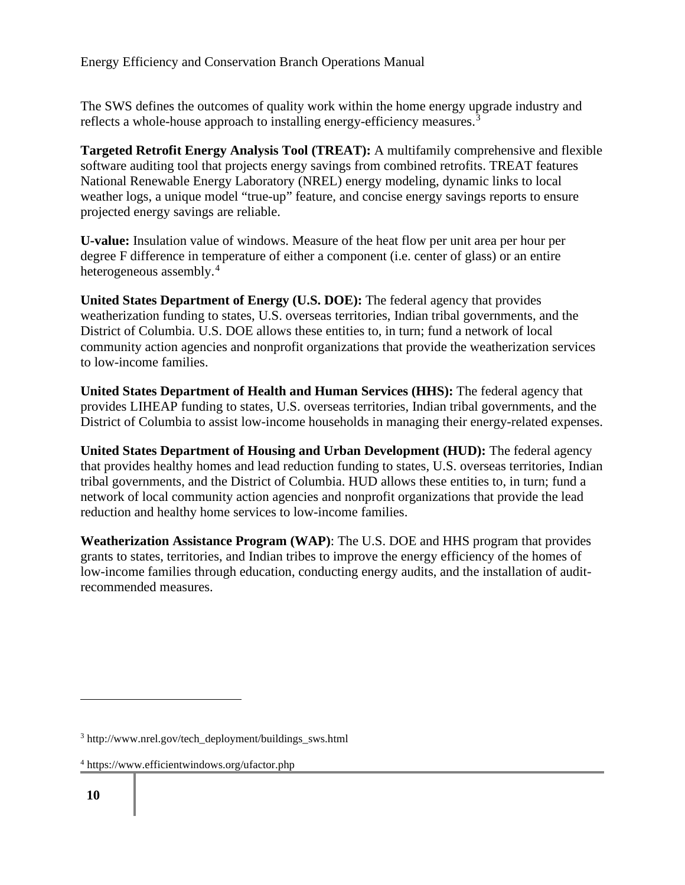The SWS defines the outcomes of quality work within the home energy upgrade industry and reflects a whole-house approach to installing energy-efficiency measures.[3]

**Targeted Retrofit Energy Analysis Tool (TREAT):** A multifamily comprehensive and flexible software auditing tool that projects energy savings from combined retrofits. TREAT features National Renewable Energy Laboratory (NREL) energy modeling, dynamic links to local weather logs, a unique model "true-up" feature, and concise energy savings reports to ensure projected energy savings are reliable.

**U-value:** Insulation value of windows. Measure of the heat flow per unit area per hour per degree F difference in temperature of either a component (i.e. center of glass) or an entire heterogeneous assembly.[4]

**United States Department of Energy (U.S. DOE):** The federal agency that provides weatherization funding to states, U.S. overseas territories, Indian tribal governments, and the District of Columbia. U.S. DOE allows these entities to, in turn; fund a network of local community action agencies and nonprofit organizations that provide the weatherization services to low-income families.

**United States Department of Health and Human Services (HHS):** The federal agency that provides LIHEAP funding to states, U.S. overseas territories, Indian tribal governments, and the District of Columbia to assist low-income households in managing their energy-related expenses.

**United States Department of Housing and Urban Development (HUD):** The federal agency that provides healthy homes and lead reduction funding to states, U.S. overseas territories, Indian tribal governments, and the District of Columbia. HUD allows these entities to, in turn; fund a network of local community action agencies and nonprofit organizations that provide the lead reduction and healthy home services to low-income families.

**Weatherization Assistance Program (WAP)**: The U.S. DOE and HHS program that provides grants to states, territories, and Indian tribes to improve the energy efficiency of the homes of low-income families through education, conducting energy audits, and the installation of audit-recommended measures.

---

[3] http://www.nrel.gov/tech_deployment/buildings_sws.html

[4] https://www.efficientwindows.org/ufactor.php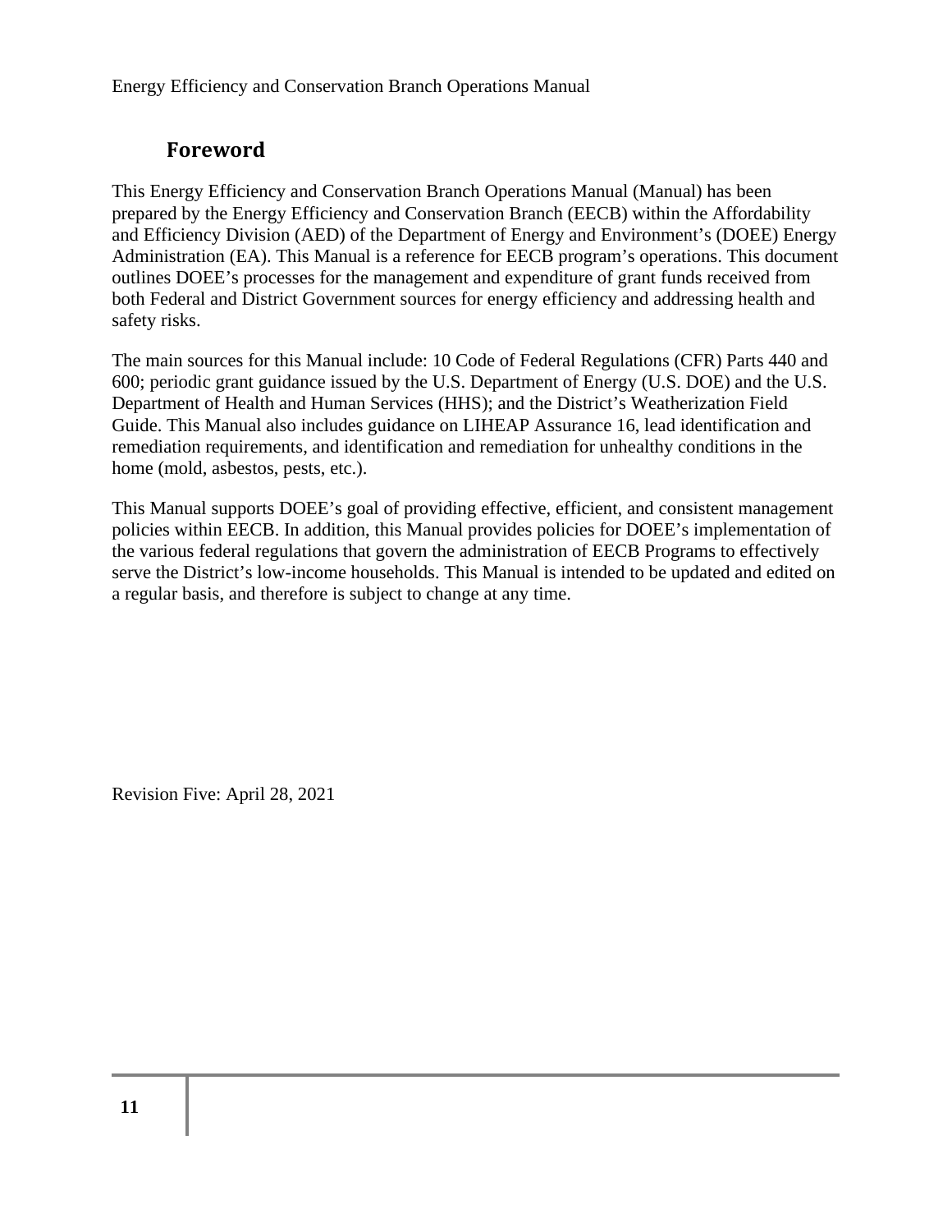## Foreword

This Energy Efficiency and Conservation Branch Operations Manual (Manual) has been prepared by the Energy Efficiency and Conservation Branch (EECB) within the Affordability and Efficiency Division (AED) of the Department of Energy and Environment's (DOEE) Energy Administration (EA). This Manual is a reference for EECB program's operations. This document outlines DOEE's processes for the management and expenditure of grant funds received from both Federal and District Government sources for energy efficiency and addressing health and safety risks.

The main sources for this Manual include: 10 Code of Federal Regulations (CFR) Parts 440 and 600; periodic grant guidance issued by the U.S. Department of Energy (U.S. DOE) and the U.S. Department of Health and Human Services (HHS); and the District's Weatherization Field Guide. This Manual also includes guidance on LIHEAP Assurance 16, lead identification and remediation requirements, and identification and remediation for unhealthy conditions in the home (mold, asbestos, pests, etc.).

This Manual supports DOEE's goal of providing effective, efficient, and consistent management policies within EECB. In addition, this Manual provides policies for DOEE's implementation of the various federal regulations that govern the administration of EECB Programs to effectively serve the District's low-income households. This Manual is intended to be updated and edited on a regular basis, and therefore is subject to change at any time.

Revision Five: April 28, 2021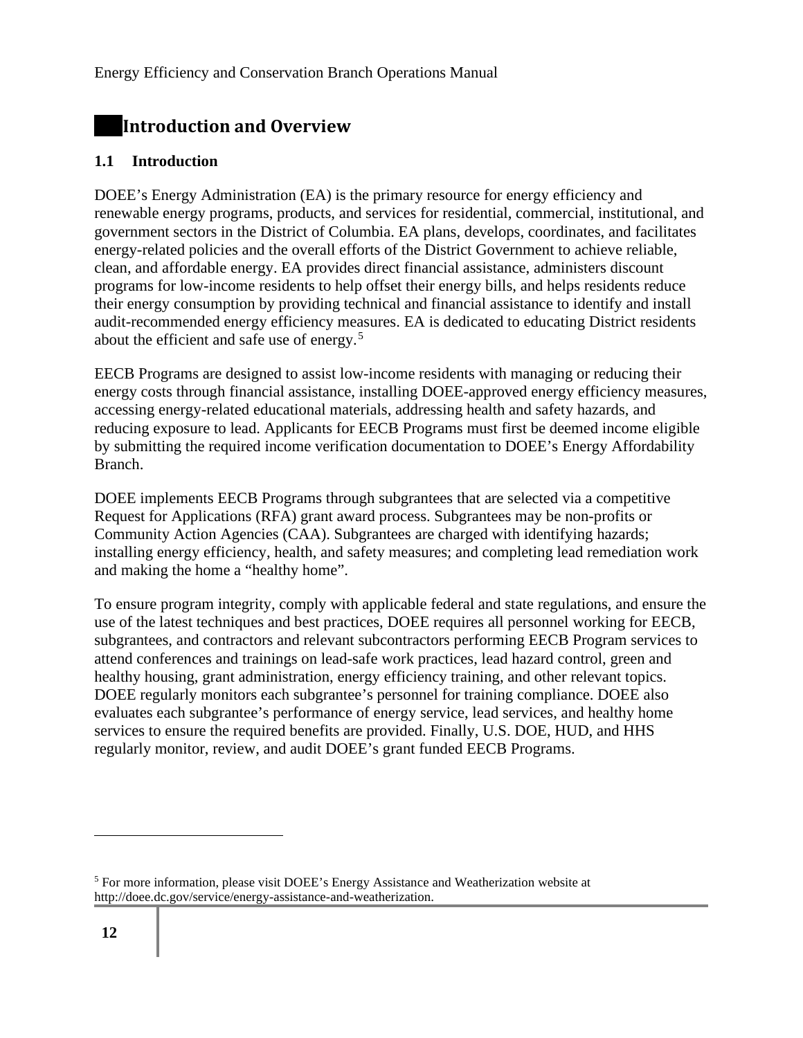# Introduction and Overview

## 1.1 Introduction

DOEE's Energy Administration (EA) is the primary resource for energy efficiency and renewable energy programs, products, and services for residential, commercial, institutional, and government sectors in the District of Columbia. EA plans, develops, coordinates, and facilitates energy-related policies and the overall efforts of the District Government to achieve reliable, clean, and affordable energy. EA provides direct financial assistance, administers discount programs for low-income residents to help offset their energy bills, and helps residents reduce their energy consumption by providing technical and financial assistance to identify and install audit-recommended energy efficiency measures. EA is dedicated to educating District residents about the efficient and safe use of energy.[5]

EECB Programs are designed to assist low-income residents with managing or reducing their energy costs through financial assistance, installing DOEE-approved energy efficiency measures, accessing energy-related educational materials, addressing health and safety hazards, and reducing exposure to lead. Applicants for EECB Programs must first be deemed income eligible by submitting the required income verification documentation to DOEE's Energy Affordability Branch.

DOEE implements EECB Programs through subgrantees that are selected via a competitive Request for Applications (RFA) grant award process. Subgrantees may be non-profits or Community Action Agencies (CAA). Subgrantees are charged with identifying hazards; installing energy efficiency, health, and safety measures; and completing lead remediation work and making the home a "healthy home".

To ensure program integrity, comply with applicable federal and state regulations, and ensure the use of the latest techniques and best practices, DOEE requires all personnel working for EECB, subgrantees, and contractors and relevant subcontractors performing EECB Program services to attend conferences and trainings on lead-safe work practices, lead hazard control, green and healthy housing, grant administration, energy efficiency training, and other relevant topics. DOEE regularly monitors each subgrantee's personnel for training compliance. DOEE also evaluates each subgrantee's performance of energy service, lead services, and healthy home services to ensure the required benefits are provided. Finally, U.S. DOE, HUD, and HHS regularly monitor, review, and audit DOEE's grant funded EECB Programs.

---

[5] For more information, please visit DOEE's Energy Assistance and Weatherization website at http://doee.dc.gov/service/energy-assistance-and-weatherization.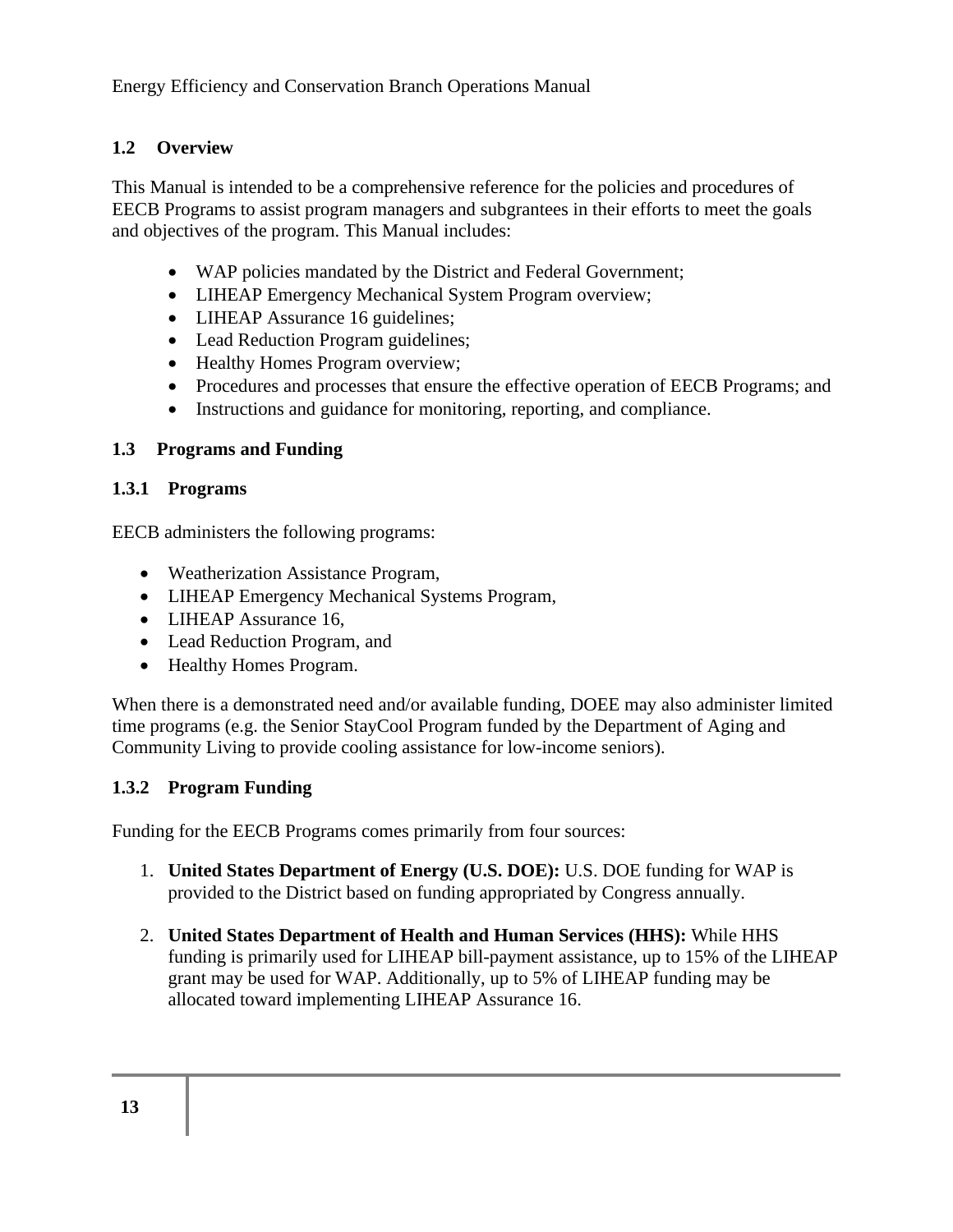## 1.2 Overview

This Manual is intended to be a comprehensive reference for the policies and procedures of EECB Programs to assist program managers and subgrantees in their efforts to meet the goals and objectives of the program. This Manual includes:

- WAP policies mandated by the District and Federal Government;
- LIHEAP Emergency Mechanical System Program overview;
- LIHEAP Assurance 16 guidelines;
- Lead Reduction Program guidelines;
- Healthy Homes Program overview;
- Procedures and processes that ensure the effective operation of EECB Programs; and
- Instructions and guidance for monitoring, reporting, and compliance.

## 1.3 Programs and Funding

### 1.3.1 Programs

EECB administers the following programs:

- Weatherization Assistance Program,
- LIHEAP Emergency Mechanical Systems Program,
- LIHEAP Assurance 16,
- Lead Reduction Program, and
- Healthy Homes Program.

When there is a demonstrated need and/or available funding, DOEE may also administer limited time programs (e.g. the Senior StayCool Program funded by the Department of Aging and Community Living to provide cooling assistance for low-income seniors).

### 1.3.2 Program Funding

Funding for the EECB Programs comes primarily from four sources:

1. **United States Department of Energy (U.S. DOE):** U.S. DOE funding for WAP is provided to the District based on funding appropriated by Congress annually.

2. **United States Department of Health and Human Services (HHS):** While HHS funding is primarily used for LIHEAP bill-payment assistance, up to 15% of the LIHEAP grant may be used for WAP. Additionally, up to 5% of LIHEAP funding may be allocated toward implementing LIHEAP Assurance 16.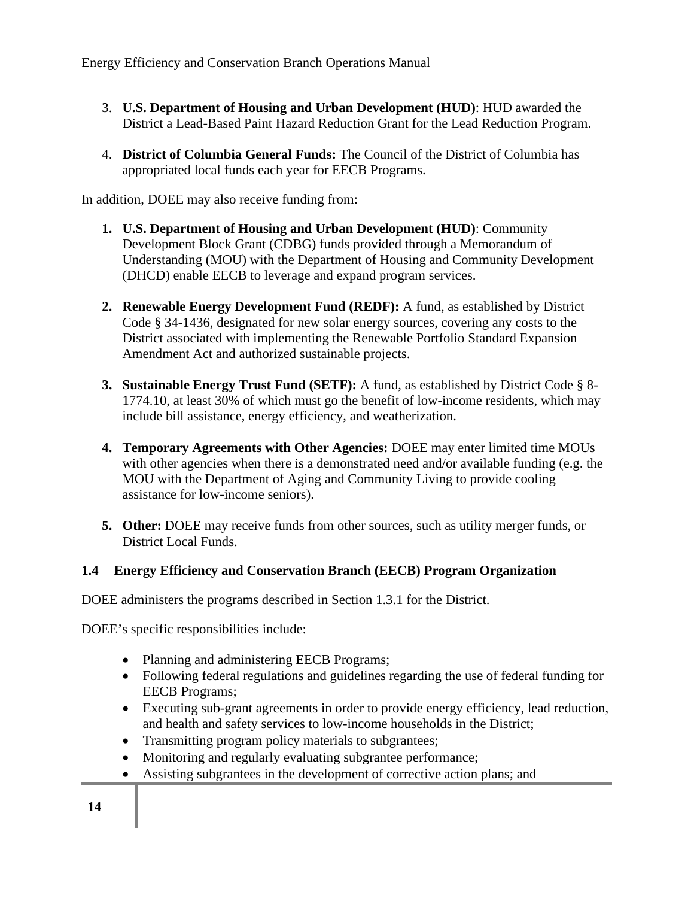3. **U.S. Department of Housing and Urban Development (HUD)**: HUD awarded the District a Lead-Based Paint Hazard Reduction Grant for the Lead Reduction Program.

4. **District of Columbia General Funds:** The Council of the District of Columbia has appropriated local funds each year for EECB Programs.

In addition, DOEE may also receive funding from:

1. **U.S. Department of Housing and Urban Development (HUD)**: Community Development Block Grant (CDBG) funds provided through a Memorandum of Understanding (MOU) with the Department of Housing and Community Development (DHCD) enable EECB to leverage and expand program services.

2. **Renewable Energy Development Fund (REDF):** A fund, as established by District Code § 34-1436, designated for new solar energy sources, covering any costs to the District associated with implementing the Renewable Portfolio Standard Expansion Amendment Act and authorized sustainable projects.

3. **Sustainable Energy Trust Fund (SETF):** A fund, as established by District Code § 8-1774.10, at least 30% of which must go the benefit of low-income residents, which may include bill assistance, energy efficiency, and weatherization.

4. **Temporary Agreements with Other Agencies:** DOEE may enter limited time MOUs with other agencies when there is a demonstrated need and/or available funding (e.g. the MOU with the Department of Aging and Community Living to provide cooling assistance for low-income seniors).

5. **Other:** DOEE may receive funds from other sources, such as utility merger funds, or District Local Funds.

### 1.4 Energy Efficiency and Conservation Branch (EECB) Program Organization

DOEE administers the programs described in Section 1.3.1 for the District.

DOEE's specific responsibilities include:

- Planning and administering EECB Programs;
- Following federal regulations and guidelines regarding the use of federal funding for EECB Programs;
- Executing sub-grant agreements in order to provide energy efficiency, lead reduction, and health and safety services to low-income households in the District;
- Transmitting program policy materials to subgrantees;
- Monitoring and regularly evaluating subgrantee performance;
- Assisting subgrantees in the development of corrective action plans; and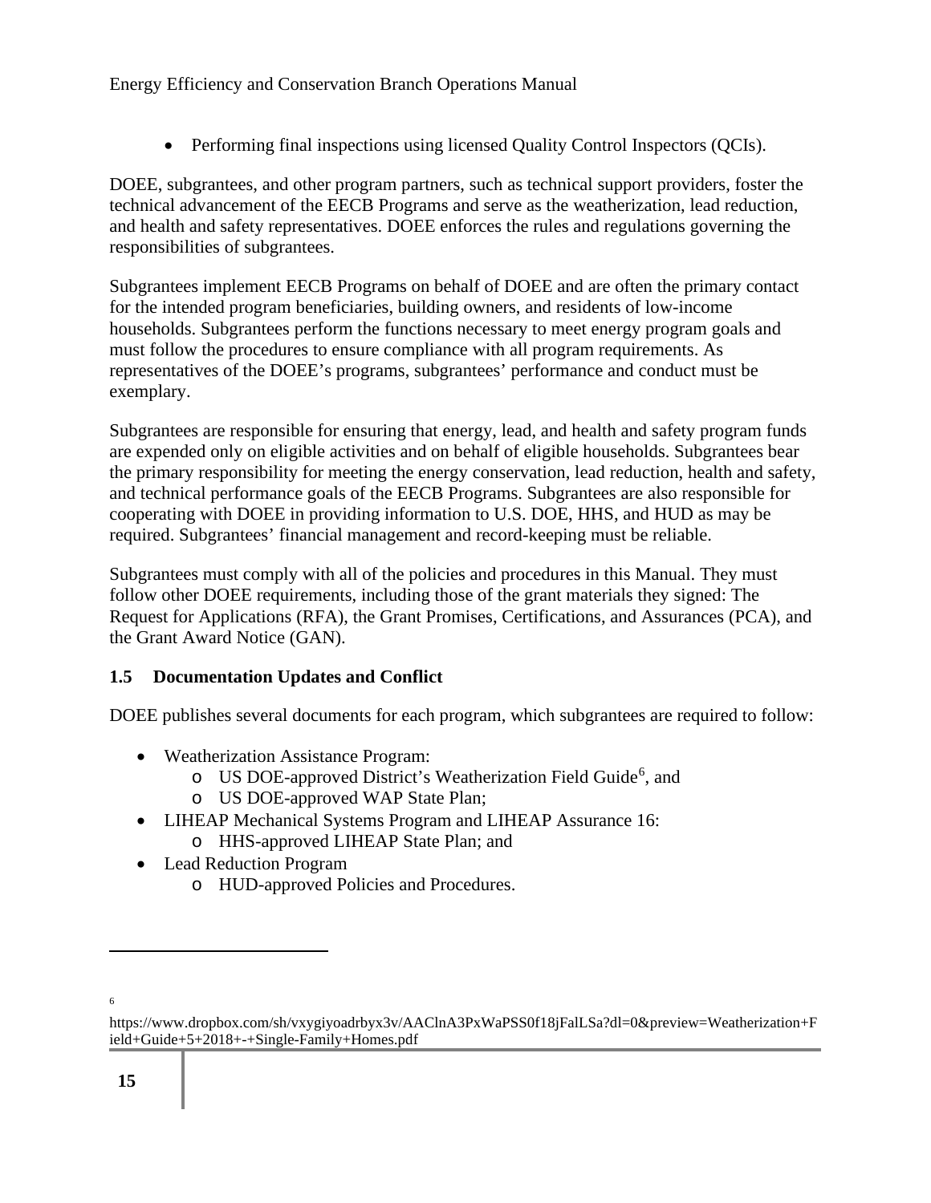- Performing final inspections using licensed Quality Control Inspectors (QCIs).

DOEE, subgrantees, and other program partners, such as technical support providers, foster the technical advancement of the EECB Programs and serve as the weatherization, lead reduction, and health and safety representatives. DOEE enforces the rules and regulations governing the responsibilities of subgrantees.

Subgrantees implement EECB Programs on behalf of DOEE and are often the primary contact for the intended program beneficiaries, building owners, and residents of low-income households. Subgrantees perform the functions necessary to meet energy program goals and must follow the procedures to ensure compliance with all program requirements. As representatives of the DOEE's programs, subgrantees' performance and conduct must be exemplary.

Subgrantees are responsible for ensuring that energy, lead, and health and safety program funds are expended only on eligible activities and on behalf of eligible households. Subgrantees bear the primary responsibility for meeting the energy conservation, lead reduction, health and safety, and technical performance goals of the EECB Programs. Subgrantees are also responsible for cooperating with DOEE in providing information to U.S. DOE, HHS, and HUD as may be required. Subgrantees' financial management and record-keeping must be reliable.

Subgrantees must comply with all of the policies and procedures in this Manual. They must follow other DOEE requirements, including those of the grant materials they signed: The Request for Applications (RFA), the Grant Promises, Certifications, and Assurances (PCA), and the Grant Award Notice (GAN).

## 1.5 Documentation Updates and Conflict

DOEE publishes several documents for each program, which subgrantees are required to follow:

- Weatherization Assistance Program:
  - US DOE-approved District's Weatherization Field Guide[6], and
  - US DOE-approved WAP State Plan;
- LIHEAP Mechanical Systems Program and LIHEAP Assurance 16:
  - HHS-approved LIHEAP State Plan; and
- Lead Reduction Program
  - HUD-approved Policies and Procedures.

---

[6] https://www.dropbox.com/sh/vxygiyoadrbyx3v/AAClnA3PxWaPSS0f18jFalLSa?dl=0&preview=Weatherization+Field+Guide+5+2018+-+Single-Family+Homes.pdf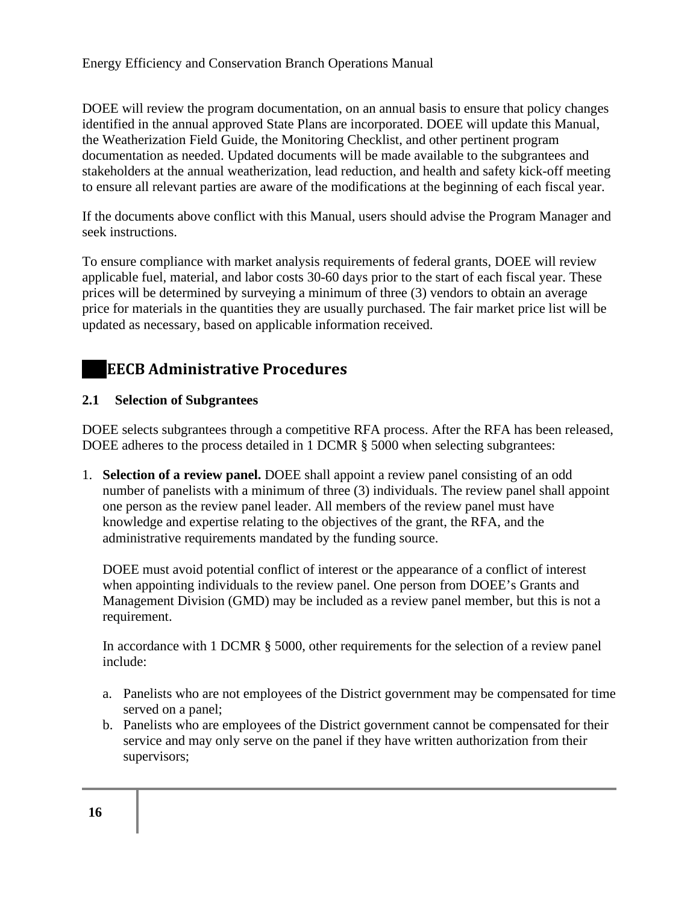DOEE will review the program documentation, on an annual basis to ensure that policy changes identified in the annual approved State Plans are incorporated. DOEE will update this Manual, the Weatherization Field Guide, the Monitoring Checklist, and other pertinent program documentation as needed. Updated documents will be made available to the subgrantees and stakeholders at the annual weatherization, lead reduction, and health and safety kick-off meeting to ensure all relevant parties are aware of the modifications at the beginning of each fiscal year.

If the documents above conflict with this Manual, users should advise the Program Manager and seek instructions.

To ensure compliance with market analysis requirements of federal grants, DOEE will review applicable fuel, material, and labor costs 30-60 days prior to the start of each fiscal year. These prices will be determined by surveying a minimum of three (3) vendors to obtain an average price for materials in the quantities they are usually purchased. The fair market price list will be updated as necessary, based on applicable information received.

# EECB Administrative Procedures

## 2.1 Selection of Subgrantees

DOEE selects subgrantees through a competitive RFA process. After the RFA has been released, DOEE adheres to the process detailed in 1 DCMR § 5000 when selecting subgrantees:

1. **Selection of a review panel.** DOEE shall appoint a review panel consisting of an odd number of panelists with a minimum of three (3) individuals. The review panel shall appoint one person as the review panel leader. All members of the review panel must have knowledge and expertise relating to the objectives of the grant, the RFA, and the administrative requirements mandated by the funding source.

   DOEE must avoid potential conflict of interest or the appearance of a conflict of interest when appointing individuals to the review panel. One person from DOEE's Grants and Management Division (GMD) may be included as a review panel member, but this is not a requirement.

   In accordance with 1 DCMR § 5000, other requirements for the selection of a review panel include:

   a. Panelists who are not employees of the District government may be compensated for time served on a panel;
   b. Panelists who are employees of the District government cannot be compensated for their service and may only serve on the panel if they have written authorization from their supervisors;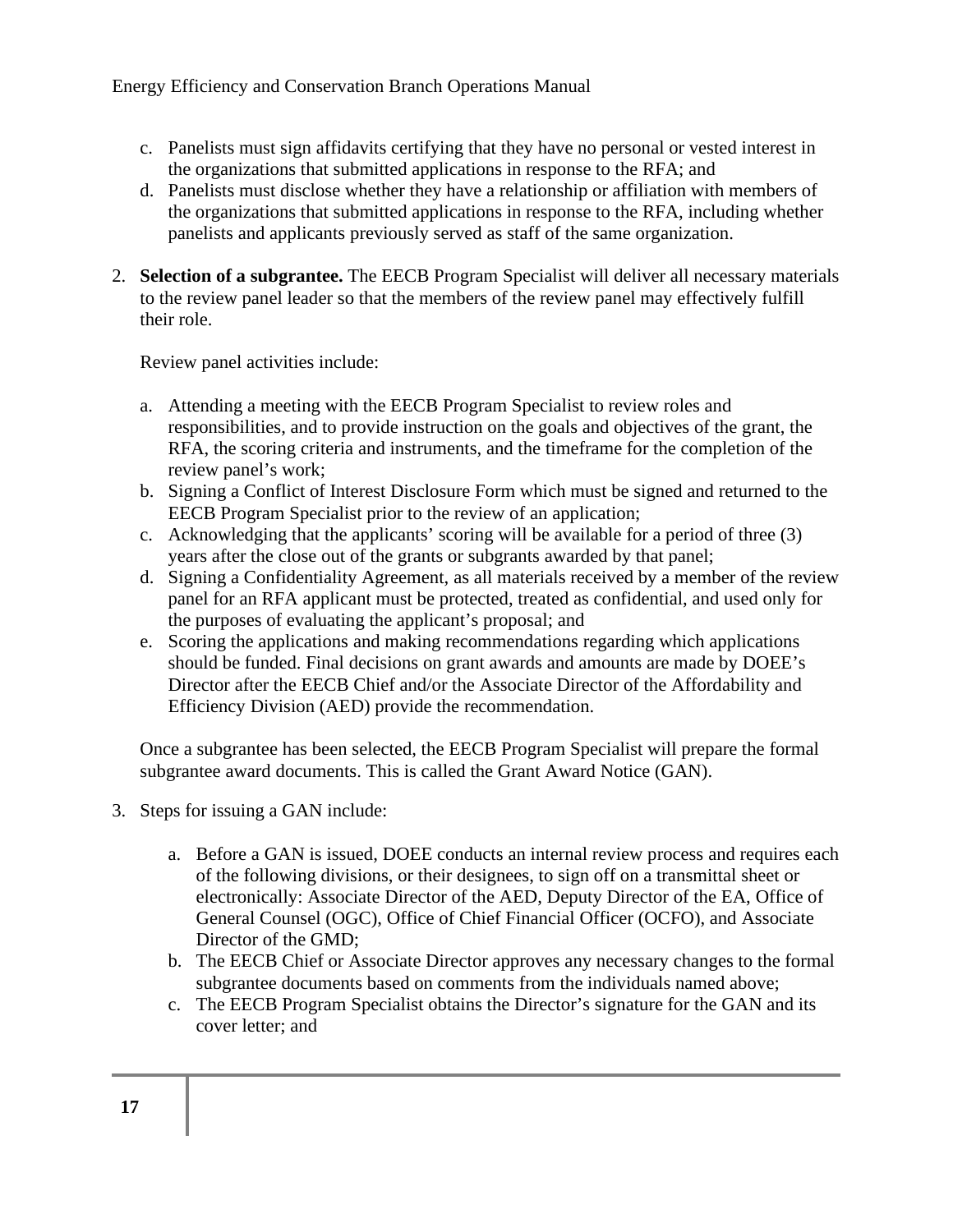c. Panelists must sign affidavits certifying that they have no personal or vested interest in the organizations that submitted applications in response to the RFA; and
d. Panelists must disclose whether they have a relationship or affiliation with members of the organizations that submitted applications in response to the RFA, including whether panelists and applicants previously served as staff of the same organization.

2. **Selection of a subgrantee.** The EECB Program Specialist will deliver all necessary materials to the review panel leader so that the members of the review panel may effectively fulfill their role.

   Review panel activities include:

   a. Attending a meeting with the EECB Program Specialist to review roles and responsibilities, and to provide instruction on the goals and objectives of the grant, the RFA, the scoring criteria and instruments, and the timeframe for the completion of the review panel's work;
   b. Signing a Conflict of Interest Disclosure Form which must be signed and returned to the EECB Program Specialist prior to the review of an application;
   c. Acknowledging that the applicants' scoring will be available for a period of three (3) years after the close out of the grants or subgrants awarded by that panel;
   d. Signing a Confidentiality Agreement, as all materials received by a member of the review panel for an RFA applicant must be protected, treated as confidential, and used only for the purposes of evaluating the applicant's proposal; and
   e. Scoring the applications and making recommendations regarding which applications should be funded. Final decisions on grant awards and amounts are made by DOEE's Director after the EECB Chief and/or the Associate Director of the Affordability and Efficiency Division (AED) provide the recommendation.

   Once a subgrantee has been selected, the EECB Program Specialist will prepare the formal subgrantee award documents. This is called the Grant Award Notice (GAN).

3. Steps for issuing a GAN include:

   a. Before a GAN is issued, DOEE conducts an internal review process and requires each of the following divisions, or their designees, to sign off on a transmittal sheet or electronically: Associate Director of the AED, Deputy Director of the EA, Office of General Counsel (OGC), Office of Chief Financial Officer (OCFO), and Associate Director of the GMD;
   b. The EECB Chief or Associate Director approves any necessary changes to the formal subgrantee documents based on comments from the individuals named above;
   c. The EECB Program Specialist obtains the Director's signature for the GAN and its cover letter; and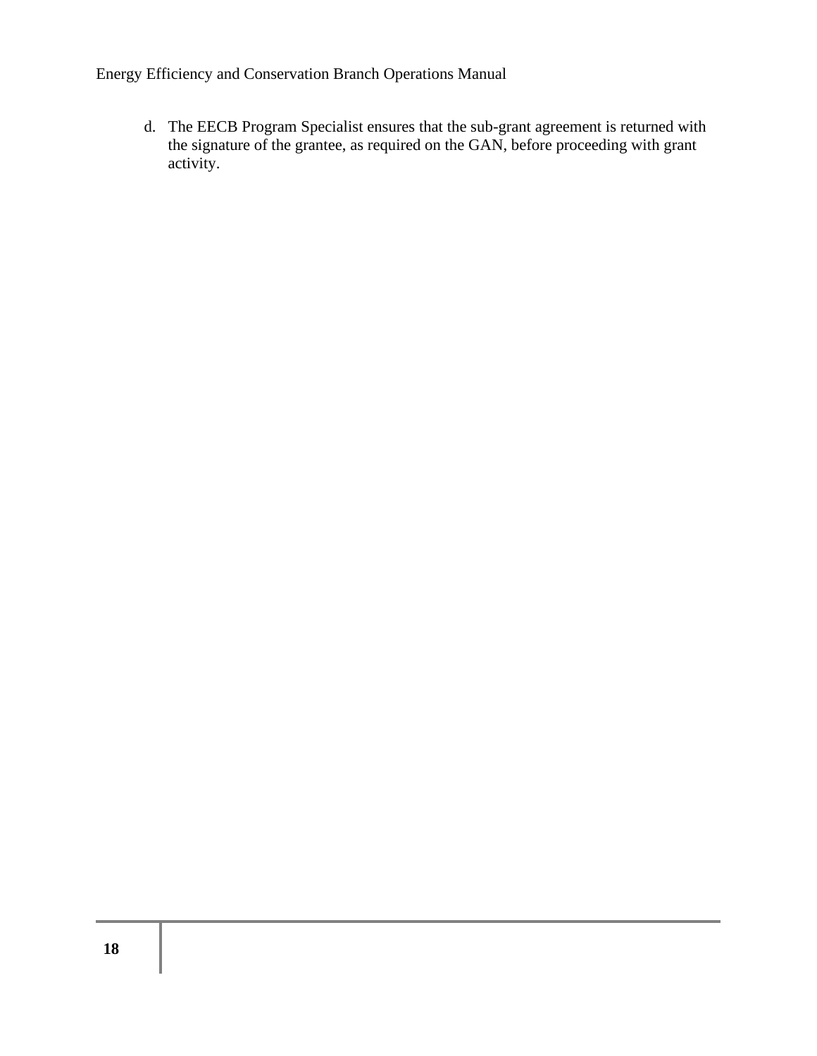d. The EECB Program Specialist ensures that the sub-grant agreement is returned with the signature of the grantee, as required on the GAN, before proceeding with grant activity.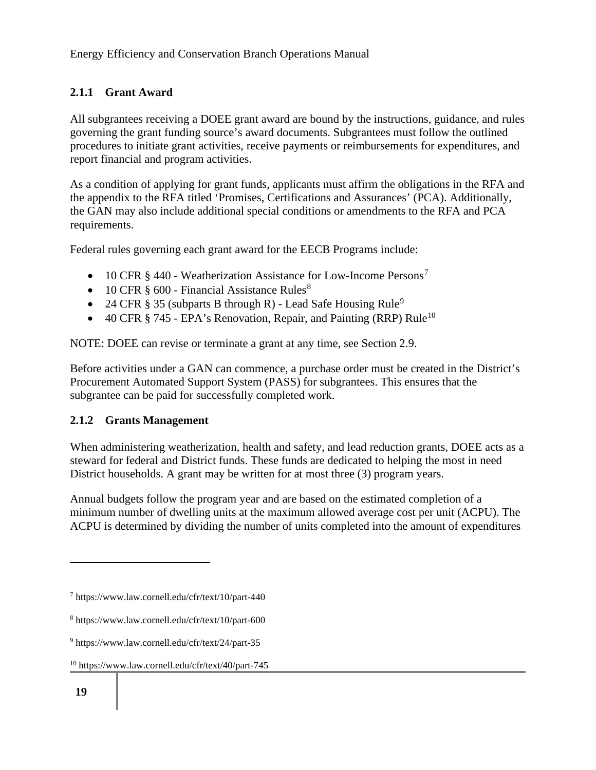### 2.1.1 Grant Award

All subgrantees receiving a DOEE grant award are bound by the instructions, guidance, and rules governing the grant funding source's award documents. Subgrantees must follow the outlined procedures to initiate grant activities, receive payments or reimbursements for expenditures, and report financial and program activities.

As a condition of applying for grant funds, applicants must affirm the obligations in the RFA and the appendix to the RFA titled 'Promises, Certifications and Assurances' (PCA). Additionally, the GAN may also include additional special conditions or amendments to the RFA and PCA requirements.

Federal rules governing each grant award for the EECB Programs include:

- 10 CFR § 440 - Weatherization Assistance for Low-Income Persons[7]
- 10 CFR § 600 - Financial Assistance Rules[8]
- 24 CFR § 35 (subparts B through R) - Lead Safe Housing Rule[9]
- 40 CFR § 745 - EPA's Renovation, Repair, and Painting (RRP) Rule[10]

NOTE: DOEE can revise or terminate a grant at any time, see Section 2.9.

Before activities under a GAN can commence, a purchase order must be created in the District's Procurement Automated Support System (PASS) for subgrantees. This ensures that the subgrantee can be paid for successfully completed work.

### 2.1.2 Grants Management

When administering weatherization, health and safety, and lead reduction grants, DOEE acts as a steward for federal and District funds. These funds are dedicated to helping the most in need District households. A grant may be written for at most three (3) program years.

Annual budgets follow the program year and are based on the estimated completion of a minimum number of dwelling units at the maximum allowed average cost per unit (ACPU). The ACPU is determined by dividing the number of units completed into the amount of expenditures

---

[7] https://www.law.cornell.edu/cfr/text/10/part-440

[8] https://www.law.cornell.edu/cfr/text/10/part-600

[9] https://www.law.cornell.edu/cfr/text/24/part-35

[10] https://www.law.cornell.edu/cfr/text/40/part-745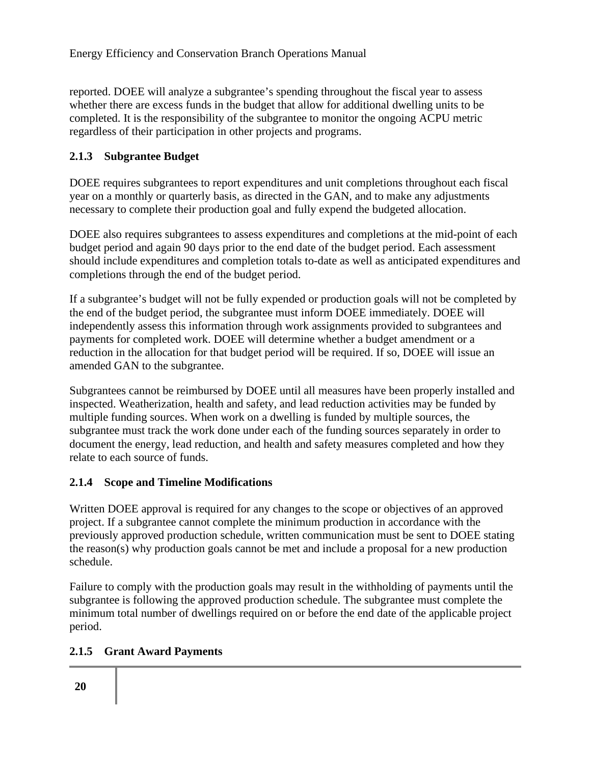reported. DOEE will analyze a subgrantee's spending throughout the fiscal year to assess whether there are excess funds in the budget that allow for additional dwelling units to be completed. It is the responsibility of the subgrantee to monitor the ongoing ACPU metric regardless of their participation in other projects and programs.

### 2.1.3 Subgrantee Budget

DOEE requires subgrantees to report expenditures and unit completions throughout each fiscal year on a monthly or quarterly basis, as directed in the GAN, and to make any adjustments necessary to complete their production goal and fully expend the budgeted allocation.

DOEE also requires subgrantees to assess expenditures and completions at the mid-point of each budget period and again 90 days prior to the end date of the budget period. Each assessment should include expenditures and completion totals to-date as well as anticipated expenditures and completions through the end of the budget period.

If a subgrantee's budget will not be fully expended or production goals will not be completed by the end of the budget period, the subgrantee must inform DOEE immediately. DOEE will independently assess this information through work assignments provided to subgrantees and payments for completed work. DOEE will determine whether a budget amendment or a reduction in the allocation for that budget period will be required. If so, DOEE will issue an amended GAN to the subgrantee.

Subgrantees cannot be reimbursed by DOEE until all measures have been properly installed and inspected. Weatherization, health and safety, and lead reduction activities may be funded by multiple funding sources. When work on a dwelling is funded by multiple sources, the subgrantee must track the work done under each of the funding sources separately in order to document the energy, lead reduction, and health and safety measures completed and how they relate to each source of funds.

### 2.1.4 Scope and Timeline Modifications

Written DOEE approval is required for any changes to the scope or objectives of an approved project. If a subgrantee cannot complete the minimum production in accordance with the previously approved production schedule, written communication must be sent to DOEE stating the reason(s) why production goals cannot be met and include a proposal for a new production schedule.

Failure to comply with the production goals may result in the withholding of payments until the subgrantee is following the approved production schedule. The subgrantee must complete the minimum total number of dwellings required on or before the end date of the applicable project period.

### 2.1.5 Grant Award Payments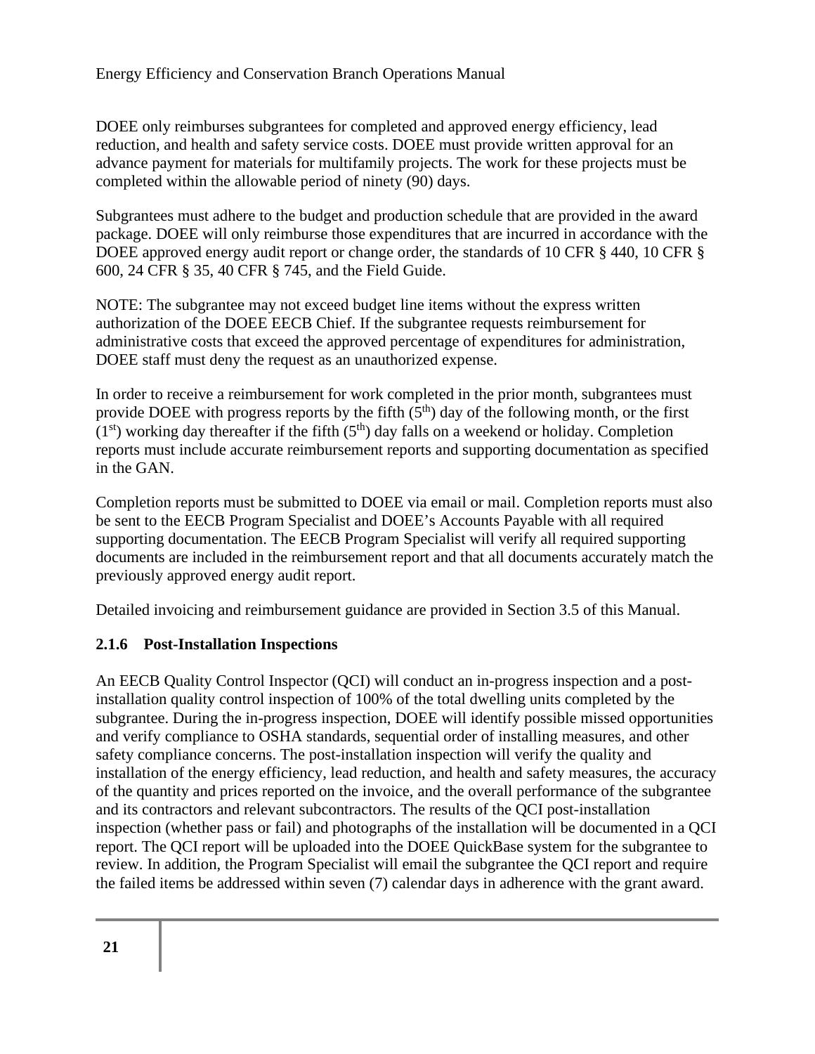DOEE only reimburses subgrantees for completed and approved energy efficiency, lead reduction, and health and safety service costs. DOEE must provide written approval for an advance payment for materials for multifamily projects. The work for these projects must be completed within the allowable period of ninety (90) days.

Subgrantees must adhere to the budget and production schedule that are provided in the award package. DOEE will only reimburse those expenditures that are incurred in accordance with the DOEE approved energy audit report or change order, the standards of 10 CFR § 440, 10 CFR § 600, 24 CFR § 35, 40 CFR § 745, and the Field Guide.

NOTE: The subgrantee may not exceed budget line items without the express written authorization of the DOEE EECB Chief. If the subgrantee requests reimbursement for administrative costs that exceed the approved percentage of expenditures for administration, DOEE staff must deny the request as an unauthorized expense.

In order to receive a reimbursement for work completed in the prior month, subgrantees must provide DOEE with progress reports by the fifth (5th) day of the following month, or the first (1st) working day thereafter if the fifth (5th) day falls on a weekend or holiday. Completion reports must include accurate reimbursement reports and supporting documentation as specified in the GAN.

Completion reports must be submitted to DOEE via email or mail. Completion reports must also be sent to the EECB Program Specialist and DOEE's Accounts Payable with all required supporting documentation. The EECB Program Specialist will verify all required supporting documents are included in the reimbursement report and that all documents accurately match the previously approved energy audit report.

Detailed invoicing and reimbursement guidance are provided in Section 3.5 of this Manual.

### 2.1.6 Post-Installation Inspections

An EECB Quality Control Inspector (QCI) will conduct an in-progress inspection and a post-installation quality control inspection of 100% of the total dwelling units completed by the subgrantee. During the in-progress inspection, DOEE will identify possible missed opportunities and verify compliance to OSHA standards, sequential order of installing measures, and other safety compliance concerns. The post-installation inspection will verify the quality and installation of the energy efficiency, lead reduction, and health and safety measures, the accuracy of the quantity and prices reported on the invoice, and the overall performance of the subgrantee and its contractors and relevant subcontractors. The results of the QCI post-installation inspection (whether pass or fail) and photographs of the installation will be documented in a QCI report. The QCI report will be uploaded into the DOEE QuickBase system for the subgrantee to review. In addition, the Program Specialist will email the subgrantee the QCI report and require the failed items be addressed within seven (7) calendar days in adherence with the grant award.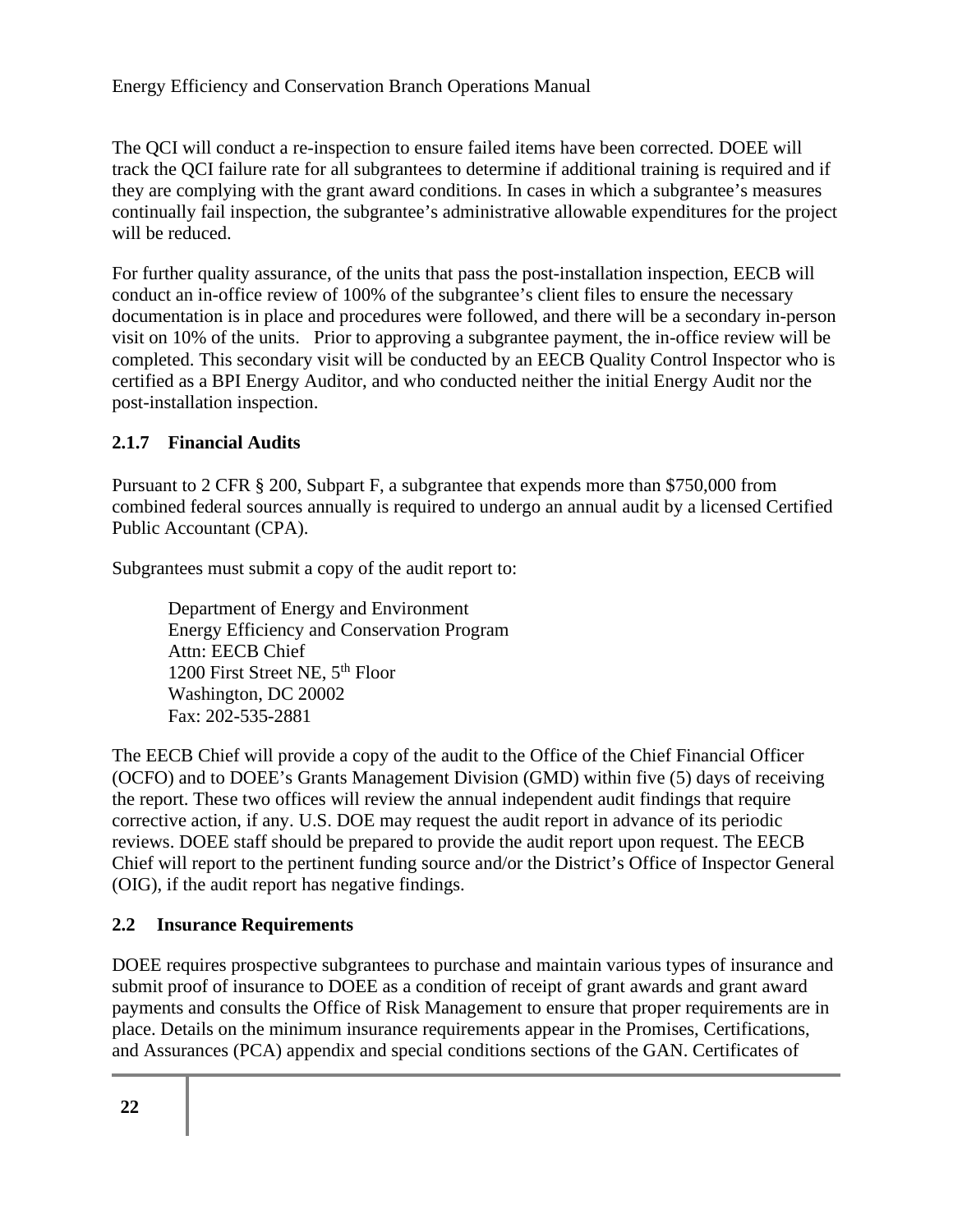The QCI will conduct a re-inspection to ensure failed items have been corrected. DOEE will track the QCI failure rate for all subgrantees to determine if additional training is required and if they are complying with the grant award conditions. In cases in which a subgrantee's measures continually fail inspection, the subgrantee's administrative allowable expenditures for the project will be reduced.

For further quality assurance, of the units that pass the post-installation inspection, EECB will conduct an in-office review of 100% of the subgrantee's client files to ensure the necessary documentation is in place and procedures were followed, and there will be a secondary in-person visit on 10% of the units. Prior to approving a subgrantee payment, the in-office review will be completed. This secondary visit will be conducted by an EECB Quality Control Inspector who is certified as a BPI Energy Auditor, and who conducted neither the initial Energy Audit nor the post-installation inspection.

### 2.1.7 Financial Audits

Pursuant to 2 CFR § 200, Subpart F, a subgrantee that expends more than $750,000 from combined federal sources annually is required to undergo an annual audit by a licensed Certified Public Accountant (CPA).

Subgrantees must submit a copy of the audit report to:

> Department of Energy and Environment
> Energy Efficiency and Conservation Program
> Attn: EECB Chief
> 1200 First Street NE, 5th Floor
> Washington, DC 20002
> Fax: 202-535-2881

The EECB Chief will provide a copy of the audit to the Office of the Chief Financial Officer (OCFO) and to DOEE's Grants Management Division (GMD) within five (5) days of receiving the report. These two offices will review the annual independent audit findings that require corrective action, if any. U.S. DOE may request the audit report in advance of its periodic reviews. DOEE staff should be prepared to provide the audit report upon request. The EECB Chief will report to the pertinent funding source and/or the District's Office of Inspector General (OIG), if the audit report has negative findings.

## 2.2 Insurance Requirements

DOEE requires prospective subgrantees to purchase and maintain various types of insurance and submit proof of insurance to DOEE as a condition of receipt of grant awards and grant award payments and consults the Office of Risk Management to ensure that proper requirements are in place. Details on the minimum insurance requirements appear in the Promises, Certifications, and Assurances (PCA) appendix and special conditions sections of the GAN. Certificates of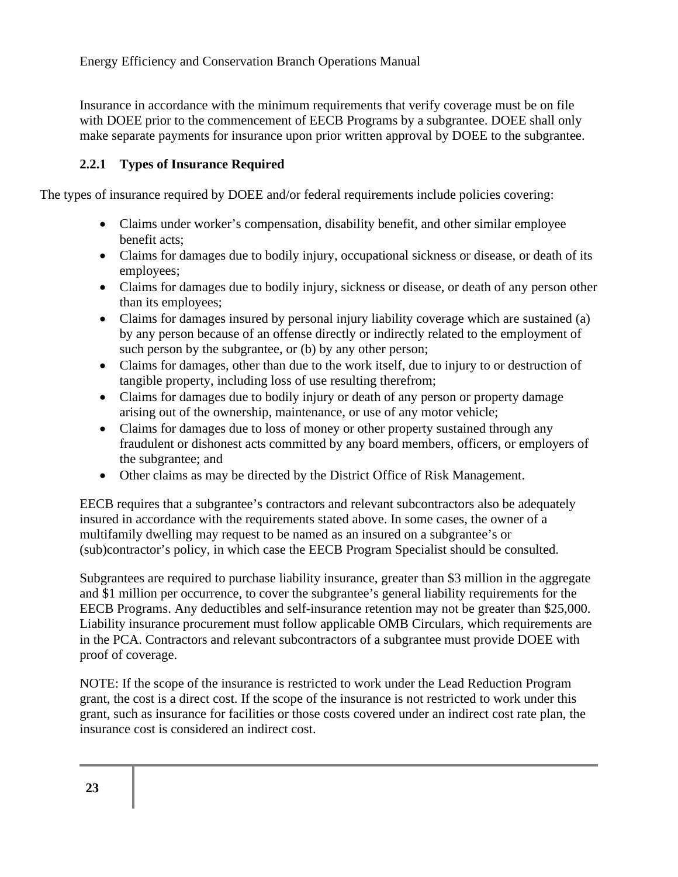Insurance in accordance with the minimum requirements that verify coverage must be on file with DOEE prior to the commencement of EECB Programs by a subgrantee. DOEE shall only make separate payments for insurance upon prior written approval by DOEE to the subgrantee.

### 2.2.1 Types of Insurance Required

The types of insurance required by DOEE and/or federal requirements include policies covering:

- Claims under worker's compensation, disability benefit, and other similar employee benefit acts;
- Claims for damages due to bodily injury, occupational sickness or disease, or death of its employees;
- Claims for damages due to bodily injury, sickness or disease, or death of any person other than its employees;
- Claims for damages insured by personal injury liability coverage which are sustained (a) by any person because of an offense directly or indirectly related to the employment of such person by the subgrantee, or (b) by any other person;
- Claims for damages, other than due to the work itself, due to injury to or destruction of tangible property, including loss of use resulting therefrom;
- Claims for damages due to bodily injury or death of any person or property damage arising out of the ownership, maintenance, or use of any motor vehicle;
- Claims for damages due to loss of money or other property sustained through any fraudulent or dishonest acts committed by any board members, officers, or employers of the subgrantee; and
- Other claims as may be directed by the District Office of Risk Management.

EECB requires that a subgrantee's contractors and relevant subcontractors also be adequately insured in accordance with the requirements stated above. In some cases, the owner of a multifamily dwelling may request to be named as an insured on a subgrantee's or (sub)contractor's policy, in which case the EECB Program Specialist should be consulted.

Subgrantees are required to purchase liability insurance, greater than $3 million in the aggregate and $1 million per occurrence, to cover the subgrantee's general liability requirements for the EECB Programs. Any deductibles and self-insurance retention may not be greater than $25,000. Liability insurance procurement must follow applicable OMB Circulars, which requirements are in the PCA. Contractors and relevant subcontractors of a subgrantee must provide DOEE with proof of coverage.

NOTE: If the scope of the insurance is restricted to work under the Lead Reduction Program grant, the cost is a direct cost. If the scope of the insurance is not restricted to work under this grant, such as insurance for facilities or those costs covered under an indirect cost rate plan, the insurance cost is considered an indirect cost.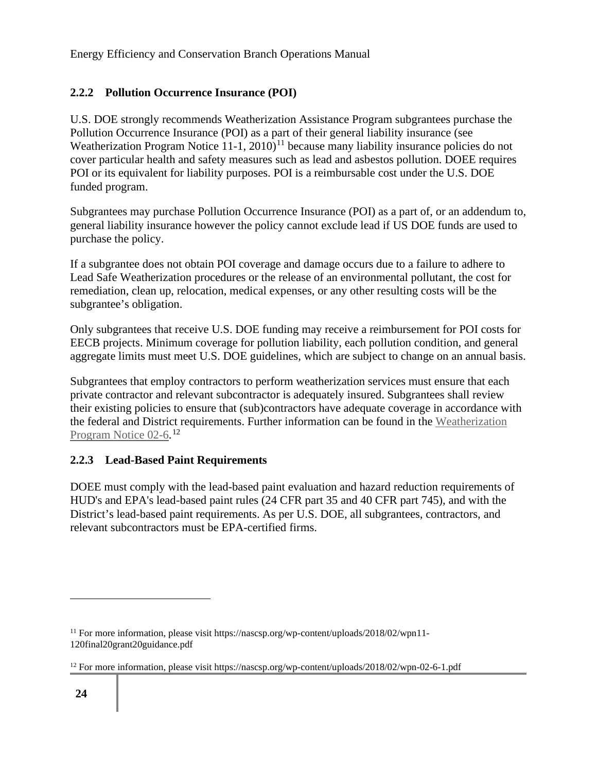### 2.2.2 Pollution Occurrence Insurance (POI)

U.S. DOE strongly recommends Weatherization Assistance Program subgrantees purchase the Pollution Occurrence Insurance (POI) as a part of their general liability insurance (see Weatherization Program Notice 11-1, 2010)[11] because many liability insurance policies do not cover particular health and safety measures such as lead and asbestos pollution. DOEE requires POI or its equivalent for liability purposes. POI is a reimbursable cost under the U.S. DOE funded program.

Subgrantees may purchase Pollution Occurrence Insurance (POI) as a part of, or an addendum to, general liability insurance however the policy cannot exclude lead if US DOE funds are used to purchase the policy.

If a subgrantee does not obtain POI coverage and damage occurs due to a failure to adhere to Lead Safe Weatherization procedures or the release of an environmental pollutant, the cost for remediation, clean up, relocation, medical expenses, or any other resulting costs will be the subgrantee's obligation.

Only subgrantees that receive U.S. DOE funding may receive a reimbursement for POI costs for EECB projects. Minimum coverage for pollution liability, each pollution condition, and general aggregate limits must meet U.S. DOE guidelines, which are subject to change on an annual basis.

Subgrantees that employ contractors to perform weatherization services must ensure that each private contractor and relevant subcontractor is adequately insured. Subgrantees shall review their existing policies to ensure that (sub)contractors have adequate coverage in accordance with the federal and District requirements. Further information can be found in the Weatherization Program Notice 02-6.[12]

### 2.2.3 Lead-Based Paint Requirements

DOEE must comply with the lead-based paint evaluation and hazard reduction requirements of HUD's and EPA's lead-based paint rules (24 CFR part 35 and 40 CFR part 745), and with the District's lead-based paint requirements. As per U.S. DOE, all subgrantees, contractors, and relevant subcontractors must be EPA-certified firms.

---

[11] For more information, please visit https://nascsp.org/wp-content/uploads/2018/02/wpn11-120final20grant20guidance.pdf

[12] For more information, please visit https://nascsp.org/wp-content/uploads/2018/02/wpn-02-6-1.pdf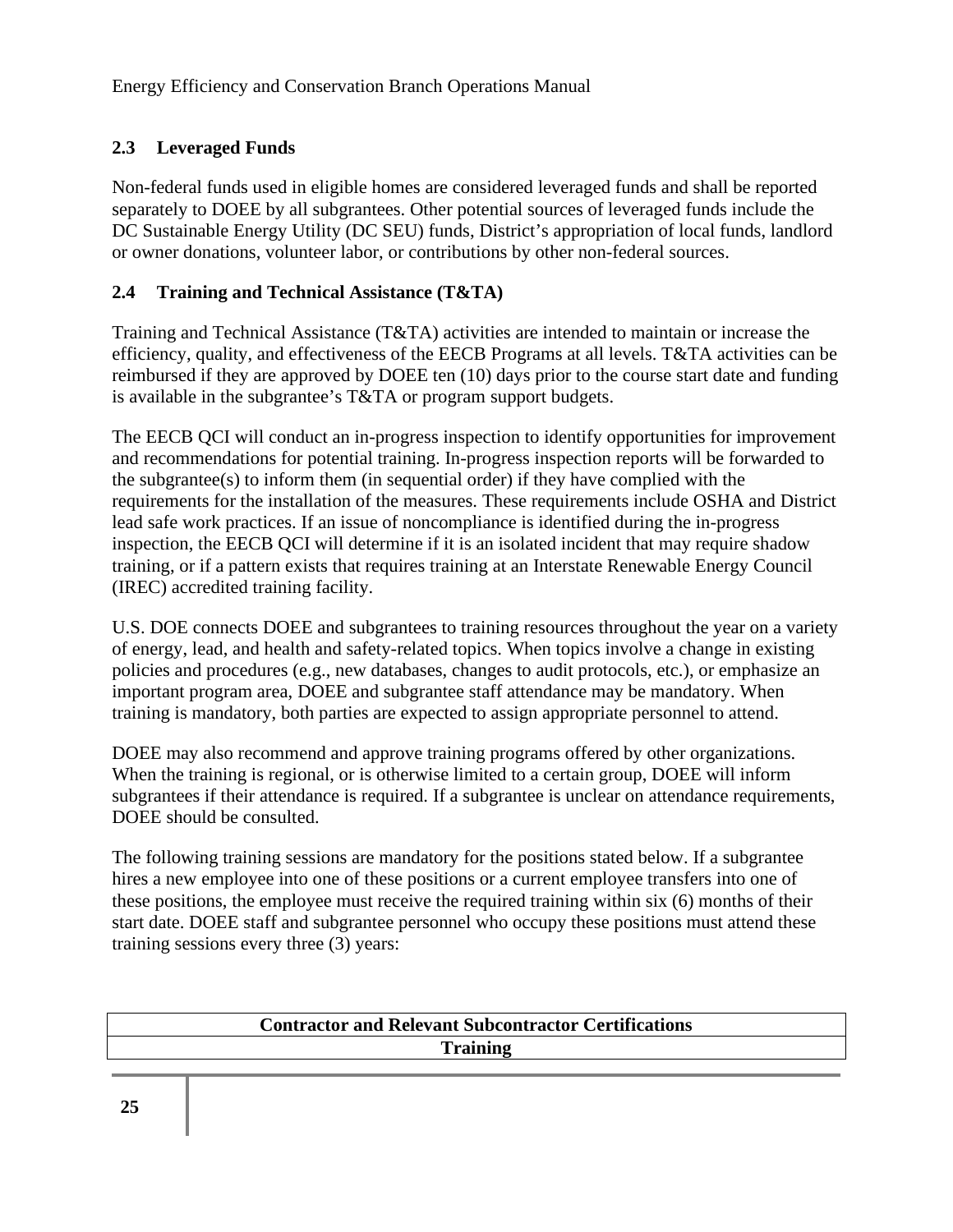## 2.3 Leveraged Funds

Non-federal funds used in eligible homes are considered leveraged funds and shall be reported separately to DOEE by all subgrantees. Other potential sources of leveraged funds include the DC Sustainable Energy Utility (DC SEU) funds, District's appropriation of local funds, landlord or owner donations, volunteer labor, or contributions by other non-federal sources.

## 2.4 Training and Technical Assistance (T&TA)

Training and Technical Assistance (T&TA) activities are intended to maintain or increase the efficiency, quality, and effectiveness of the EECB Programs at all levels. T&TA activities can be reimbursed if they are approved by DOEE ten (10) days prior to the course start date and funding is available in the subgrantee's T&TA or program support budgets.

The EECB QCI will conduct an in-progress inspection to identify opportunities for improvement and recommendations for potential training. In-progress inspection reports will be forwarded to the subgrantee(s) to inform them (in sequential order) if they have complied with the requirements for the installation of the measures. These requirements include OSHA and District lead safe work practices. If an issue of noncompliance is identified during the in-progress inspection, the EECB QCI will determine if it is an isolated incident that may require shadow training, or if a pattern exists that requires training at an Interstate Renewable Energy Council (IREC) accredited training facility.

U.S. DOE connects DOEE and subgrantees to training resources throughout the year on a variety of energy, lead, and health and safety-related topics. When topics involve a change in existing policies and procedures (e.g., new databases, changes to audit protocols, etc.), or emphasize an important program area, DOEE and subgrantee staff attendance may be mandatory. When training is mandatory, both parties are expected to assign appropriate personnel to attend.

DOEE may also recommend and approve training programs offered by other organizations. When the training is regional, or is otherwise limited to a certain group, DOEE will inform subgrantees if their attendance is required. If a subgrantee is unclear on attendance requirements, DOEE should be consulted.

The following training sessions are mandatory for the positions stated below. If a subgrantee hires a new employee into one of these positions or a current employee transfers into one of these positions, the employee must receive the required training within six (6) months of their start date. DOEE staff and subgrantee personnel who occupy these positions must attend these training sessions every three (3) years:

| Contractor and Relevant Subcontractor Certifications |
|---|
| Training |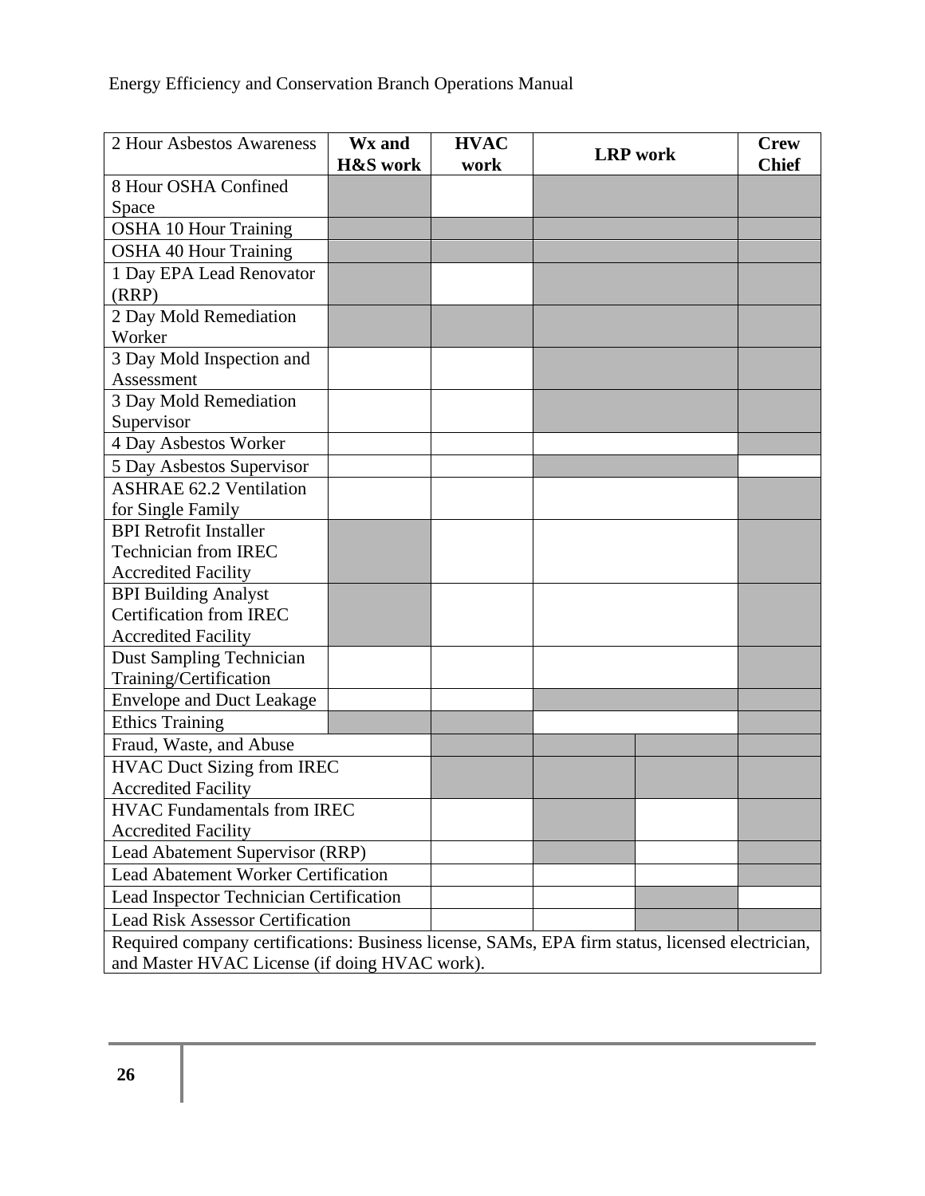| 2 Hour Asbestos Awareness | Wx and H&S work | HVAC work | LRP work | | Crew Chief |
|---|---|---|---|---|---|
| 8 Hour OSHA Confined Space | | | | | |
| OSHA 10 Hour Training | | | | | |
| OSHA 40 Hour Training | | | | | |
| 1 Day EPA Lead Renovator (RRP) | | | | | |
| 2 Day Mold Remediation Worker | | | | | |
| 3 Day Mold Inspection and Assessment | | | | | |
| 3 Day Mold Remediation Supervisor | | | | | |
| 4 Day Asbestos Worker | | | | | |
| 5 Day Asbestos Supervisor | | | | | |
| ASHRAE 62.2 Ventilation for Single Family | | | | | |
| BPI Retrofit Installer Technician from IREC Accredited Facility | | | | | |
| BPI Building Analyst Certification from IREC Accredited Facility | | | | | |
| Dust Sampling Technician Training/Certification | | | | | |
| Envelope and Duct Leakage | | | | | |
| Ethics Training | | | | | |
| Fraud, Waste, and Abuse | | | | | |
| HVAC Duct Sizing from IREC Accredited Facility | | | | | |
| HVAC Fundamentals from IREC Accredited Facility | | | | | |
| Lead Abatement Supervisor (RRP) | | | | | |
| Lead Abatement Worker Certification | | | | | |
| Lead Inspector Technician Certification | | | | | |
| Lead Risk Assessor Certification | | | | | |
| Required company certifications: Business license, SAMs, EPA firm status, licensed electrician, and Master HVAC License (if doing HVAC work). | | | | | |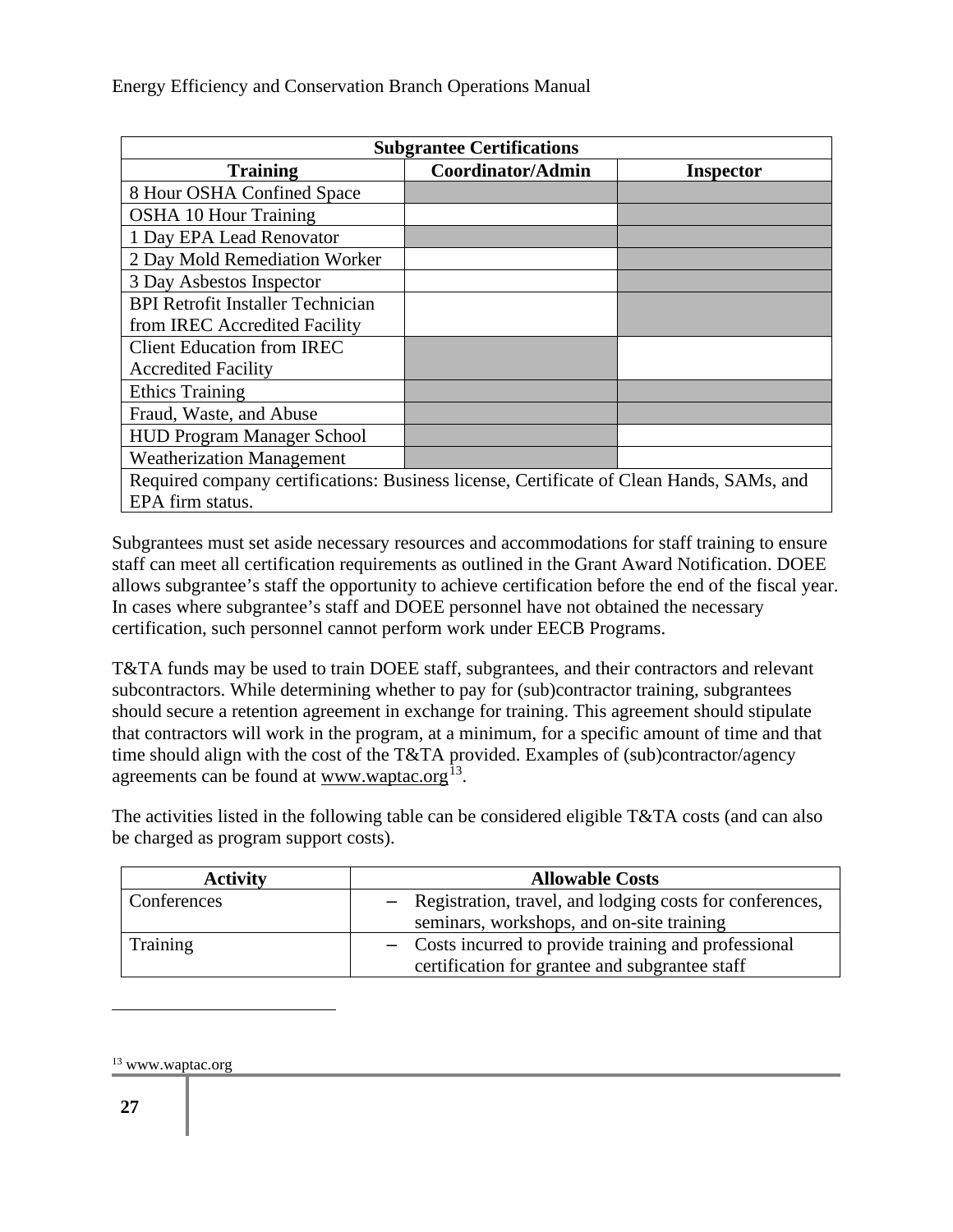| Subgrantee Certifications | | |
|---|---|---|
| **Training** | **Coordinator/Admin** | **Inspector** |
| 8 Hour OSHA Confined Space | | |
| OSHA 10 Hour Training | | |
| 1 Day EPA Lead Renovator | | |
| 2 Day Mold Remediation Worker | | |
| 3 Day Asbestos Inspector | | |
| BPI Retrofit Installer Technician from IREC Accredited Facility | | |
| Client Education from IREC Accredited Facility | | |
| Ethics Training | | |
| Fraud, Waste, and Abuse | | |
| HUD Program Manager School | | |
| Weatherization Management | | |
| Required company certifications: Business license, Certificate of Clean Hands, SAMs, and EPA firm status. | | |

Subgrantees must set aside necessary resources and accommodations for staff training to ensure staff can meet all certification requirements as outlined in the Grant Award Notification. DOEE allows subgrantee's staff the opportunity to achieve certification before the end of the fiscal year. In cases where subgrantee's staff and DOEE personnel have not obtained the necessary certification, such personnel cannot perform work under EECB Programs.

T&TA funds may be used to train DOEE staff, subgrantees, and their contractors and relevant subcontractors. While determining whether to pay for (sub)contractor training, subgrantees should secure a retention agreement in exchange for training. This agreement should stipulate that contractors will work in the program, at a minimum, for a specific amount of time and that time should align with the cost of the T&TA provided. Examples of (sub)contractor/agency agreements can be found at www.waptac.org[13].

The activities listed in the following table can be considered eligible T&TA costs (and can also be charged as program support costs).

| Activity | Allowable Costs |
|---|---|
| Conferences | – Registration, travel, and lodging costs for conferences, seminars, workshops, and on-site training |
| Training | – Costs incurred to provide training and professional certification for grantee and subgrantee staff |

[13] www.waptac.org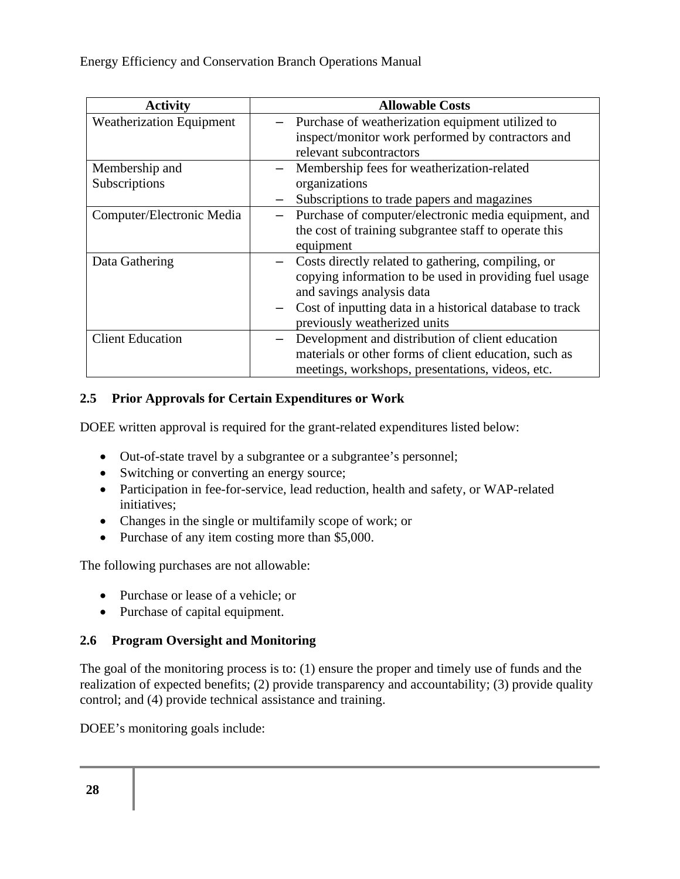| Activity | Allowable Costs |
| --- | --- |
| Weatherization Equipment | – Purchase of weatherization equipment utilized to inspect/monitor work performed by contractors and relevant subcontractors |
| Membership and Subscriptions | – Membership fees for weatherization-related organizations<br>– Subscriptions to trade papers and magazines |
| Computer/Electronic Media | – Purchase of computer/electronic media equipment, and the cost of training subgrantee staff to operate this equipment |
| Data Gathering | – Costs directly related to gathering, compiling, or copying information to be used in providing fuel usage and savings analysis data<br>– Cost of inputting data in a historical database to track previously weatherized units |
| Client Education | – Development and distribution of client education materials or other forms of client education, such as meetings, workshops, presentations, videos, etc. |

### 2.5 Prior Approvals for Certain Expenditures or Work

DOEE written approval is required for the grant-related expenditures listed below:

- Out-of-state travel by a subgrantee or a subgrantee's personnel;
- Switching or converting an energy source;
- Participation in fee-for-service, lead reduction, health and safety, or WAP-related initiatives;
- Changes in the single or multifamily scope of work; or
- Purchase of any item costing more than $5,000.

The following purchases are not allowable:

- Purchase or lease of a vehicle; or
- Purchase of capital equipment.

### 2.6 Program Oversight and Monitoring

The goal of the monitoring process is to: (1) ensure the proper and timely use of funds and the realization of expected benefits; (2) provide transparency and accountability; (3) provide quality control; and (4) provide technical assistance and training.

DOEE's monitoring goals include: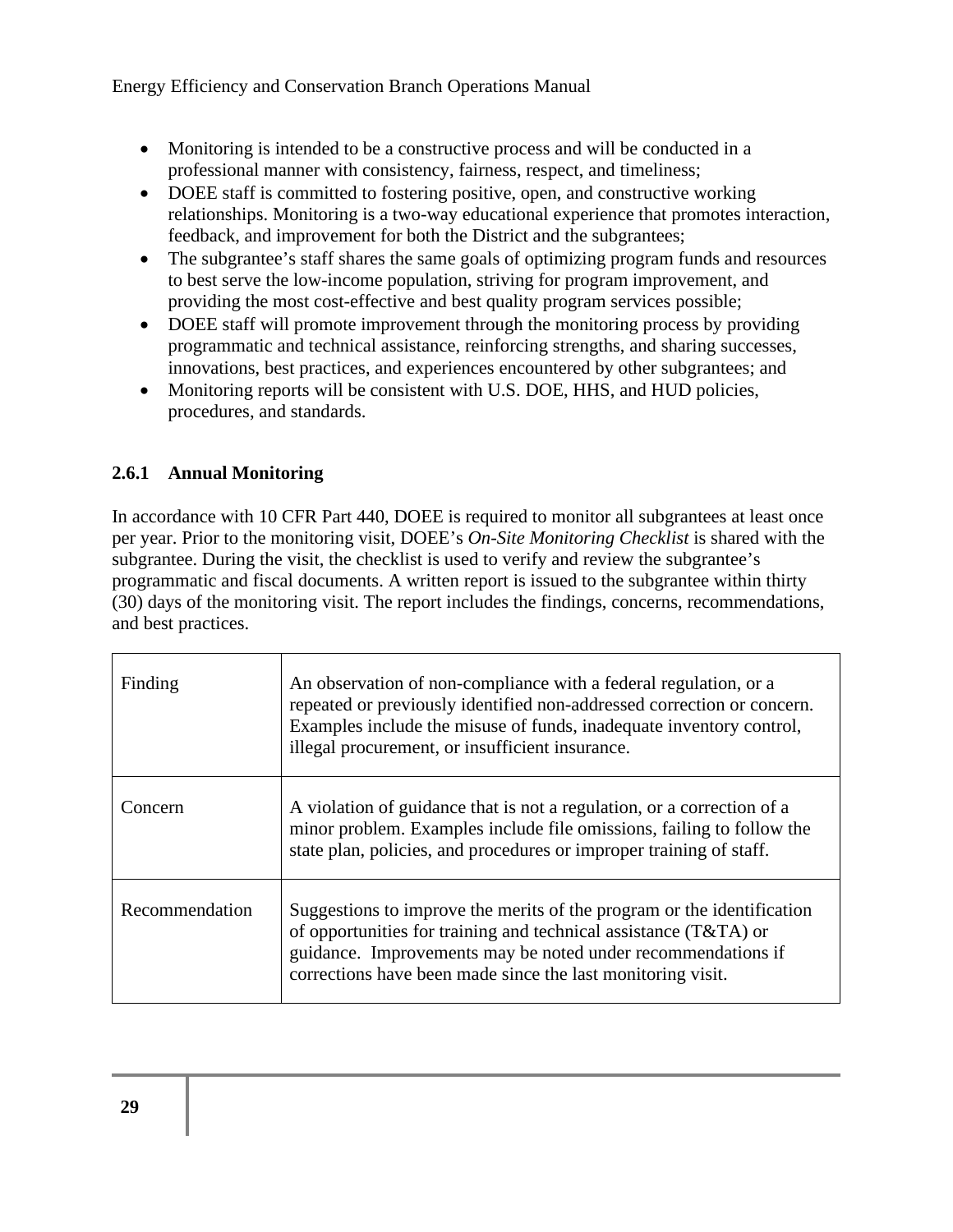- Monitoring is intended to be a constructive process and will be conducted in a professional manner with consistency, fairness, respect, and timeliness;
- DOEE staff is committed to fostering positive, open, and constructive working relationships. Monitoring is a two-way educational experience that promotes interaction, feedback, and improvement for both the District and the subgrantees;
- The subgrantee's staff shares the same goals of optimizing program funds and resources to best serve the low-income population, striving for program improvement, and providing the most cost-effective and best quality program services possible;
- DOEE staff will promote improvement through the monitoring process by providing programmatic and technical assistance, reinforcing strengths, and sharing successes, innovations, best practices, and experiences encountered by other subgrantees; and
- Monitoring reports will be consistent with U.S. DOE, HHS, and HUD policies, procedures, and standards.

### 2.6.1 Annual Monitoring

In accordance with 10 CFR Part 440, DOEE is required to monitor all subgrantees at least once per year. Prior to the monitoring visit, DOEE's *On-Site Monitoring Checklist* is shared with the subgrantee. During the visit, the checklist is used to verify and review the subgrantee's programmatic and fiscal documents. A written report is issued to the subgrantee within thirty (30) days of the monitoring visit. The report includes the findings, concerns, recommendations, and best practices.

| | |
|---|---|
| Finding | An observation of non-compliance with a federal regulation, or a repeated or previously identified non-addressed correction or concern. Examples include the misuse of funds, inadequate inventory control, illegal procurement, or insufficient insurance. |
| Concern | A violation of guidance that is not a regulation, or a correction of a minor problem. Examples include file omissions, failing to follow the state plan, policies, and procedures or improper training of staff. |
| Recommendation | Suggestions to improve the merits of the program or the identification of opportunities for training and technical assistance (T&TA) or guidance. Improvements may be noted under recommendations if corrections have been made since the last monitoring visit. |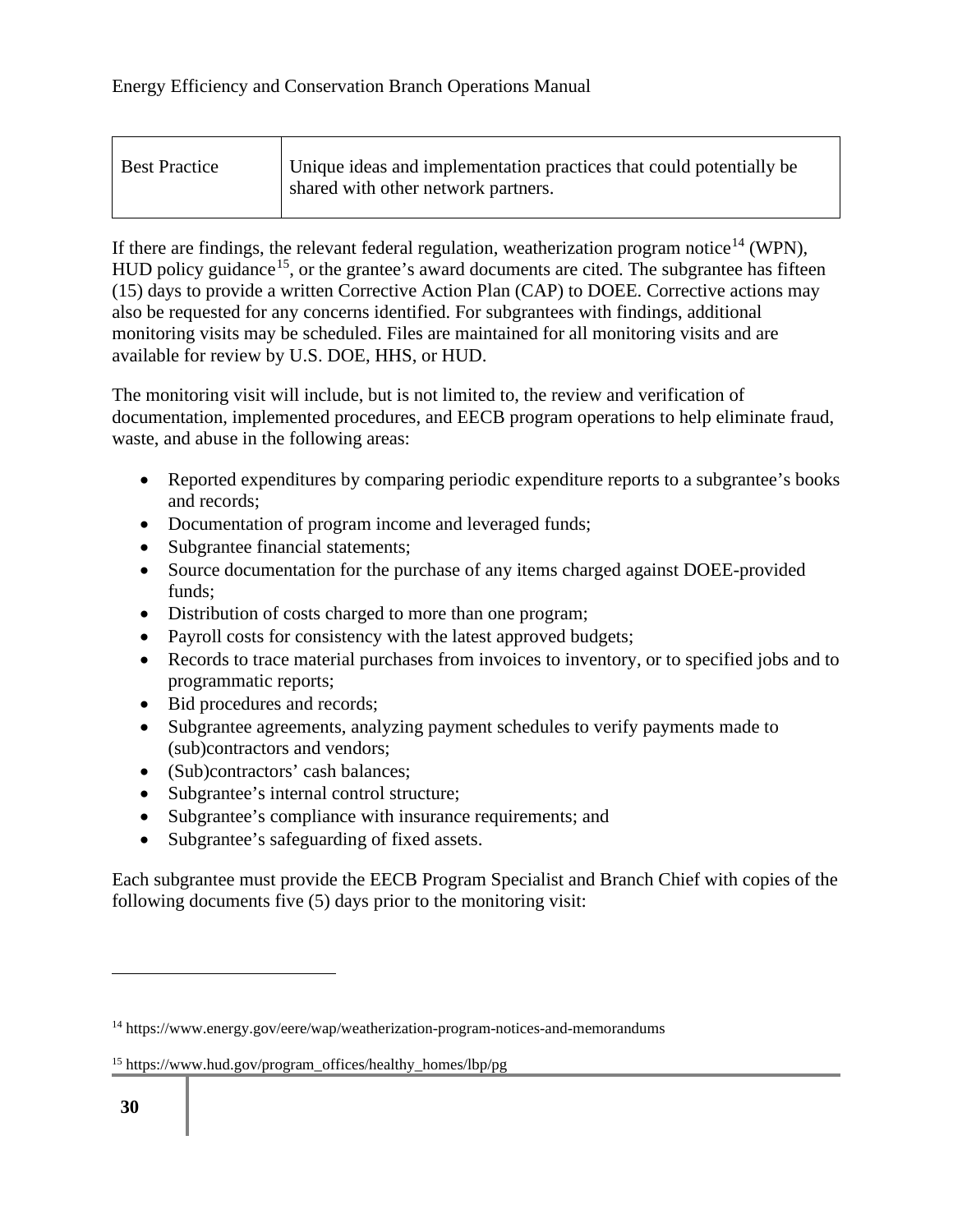| Best Practice | Unique ideas and implementation practices that could potentially be shared with other network partners. |
|---|---|

If there are findings, the relevant federal regulation, weatherization program notice[14] (WPN), HUD policy guidance[15], or the grantee's award documents are cited. The subgrantee has fifteen (15) days to provide a written Corrective Action Plan (CAP) to DOEE. Corrective actions may also be requested for any concerns identified. For subgrantees with findings, additional monitoring visits may be scheduled. Files are maintained for all monitoring visits and are available for review by U.S. DOE, HHS, or HUD.

The monitoring visit will include, but is not limited to, the review and verification of documentation, implemented procedures, and EECB program operations to help eliminate fraud, waste, and abuse in the following areas:

- Reported expenditures by comparing periodic expenditure reports to a subgrantee's books and records;
- Documentation of program income and leveraged funds;
- Subgrantee financial statements;
- Source documentation for the purchase of any items charged against DOEE-provided funds;
- Distribution of costs charged to more than one program;
- Payroll costs for consistency with the latest approved budgets;
- Records to trace material purchases from invoices to inventory, or to specified jobs and to programmatic reports;
- Bid procedures and records;
- Subgrantee agreements, analyzing payment schedules to verify payments made to (sub)contractors and vendors;
- (Sub)contractors' cash balances;
- Subgrantee's internal control structure;
- Subgrantee's compliance with insurance requirements; and
- Subgrantee's safeguarding of fixed assets.

Each subgrantee must provide the EECB Program Specialist and Branch Chief with copies of the following documents five (5) days prior to the monitoring visit:

[14] https://www.energy.gov/eere/wap/weatherization-program-notices-and-memorandums

[15] https://www.hud.gov/program_offices/healthy_homes/lbp/pg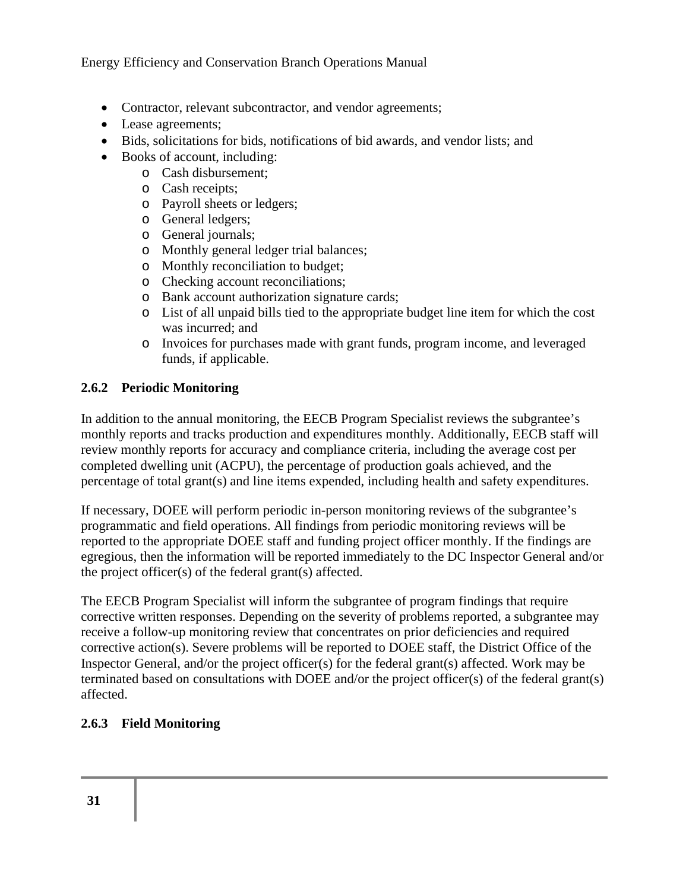- Contractor, relevant subcontractor, and vendor agreements;
- Lease agreements;
- Bids, solicitations for bids, notifications of bid awards, and vendor lists; and
- Books of account, including:
  - Cash disbursement;
  - Cash receipts;
  - Payroll sheets or ledgers;
  - General ledgers;
  - General journals;
  - Monthly general ledger trial balances;
  - Monthly reconciliation to budget;
  - Checking account reconciliations;
  - Bank account authorization signature cards;
  - List of all unpaid bills tied to the appropriate budget line item for which the cost was incurred; and
  - Invoices for purchases made with grant funds, program income, and leveraged funds, if applicable.

### 2.6.2 Periodic Monitoring

In addition to the annual monitoring, the EECB Program Specialist reviews the subgrantee's monthly reports and tracks production and expenditures monthly. Additionally, EECB staff will review monthly reports for accuracy and compliance criteria, including the average cost per completed dwelling unit (ACPU), the percentage of production goals achieved, and the percentage of total grant(s) and line items expended, including health and safety expenditures.

If necessary, DOEE will perform periodic in-person monitoring reviews of the subgrantee's programmatic and field operations. All findings from periodic monitoring reviews will be reported to the appropriate DOEE staff and funding project officer monthly. If the findings are egregious, then the information will be reported immediately to the DC Inspector General and/or the project officer(s) of the federal grant(s) affected.

The EECB Program Specialist will inform the subgrantee of program findings that require corrective written responses. Depending on the severity of problems reported, a subgrantee may receive a follow-up monitoring review that concentrates on prior deficiencies and required corrective action(s). Severe problems will be reported to DOEE staff, the District Office of the Inspector General, and/or the project officer(s) for the federal grant(s) affected. Work may be terminated based on consultations with DOEE and/or the project officer(s) of the federal grant(s) affected.

### 2.6.3 Field Monitoring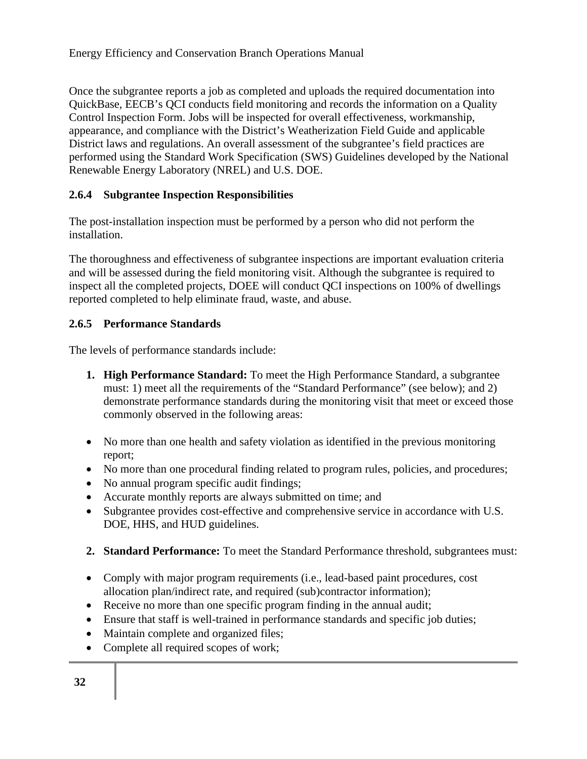Once the subgrantee reports a job as completed and uploads the required documentation into QuickBase, EECB's QCI conducts field monitoring and records the information on a Quality Control Inspection Form. Jobs will be inspected for overall effectiveness, workmanship, appearance, and compliance with the District's Weatherization Field Guide and applicable District laws and regulations. An overall assessment of the subgrantee's field practices are performed using the Standard Work Specification (SWS) Guidelines developed by the National Renewable Energy Laboratory (NREL) and U.S. DOE.

### 2.6.4 Subgrantee Inspection Responsibilities

The post-installation inspection must be performed by a person who did not perform the installation.

The thoroughness and effectiveness of subgrantee inspections are important evaluation criteria and will be assessed during the field monitoring visit. Although the subgrantee is required to inspect all the completed projects, DOEE will conduct QCI inspections on 100% of dwellings reported completed to help eliminate fraud, waste, and abuse.

### 2.6.5 Performance Standards

The levels of performance standards include:

1. **High Performance Standard:** To meet the High Performance Standard, a subgrantee must: 1) meet all the requirements of the "Standard Performance" (see below); and 2) demonstrate performance standards during the monitoring visit that meet or exceed those commonly observed in the following areas:

- No more than one health and safety violation as identified in the previous monitoring report;
- No more than one procedural finding related to program rules, policies, and procedures;
- No annual program specific audit findings;
- Accurate monthly reports are always submitted on time; and
- Subgrantee provides cost-effective and comprehensive service in accordance with U.S. DOE, HHS, and HUD guidelines.

2. **Standard Performance:** To meet the Standard Performance threshold, subgrantees must:

- Comply with major program requirements (i.e., lead-based paint procedures, cost allocation plan/indirect rate, and required (sub)contractor information);
- Receive no more than one specific program finding in the annual audit;
- Ensure that staff is well-trained in performance standards and specific job duties;
- Maintain complete and organized files;
- Complete all required scopes of work;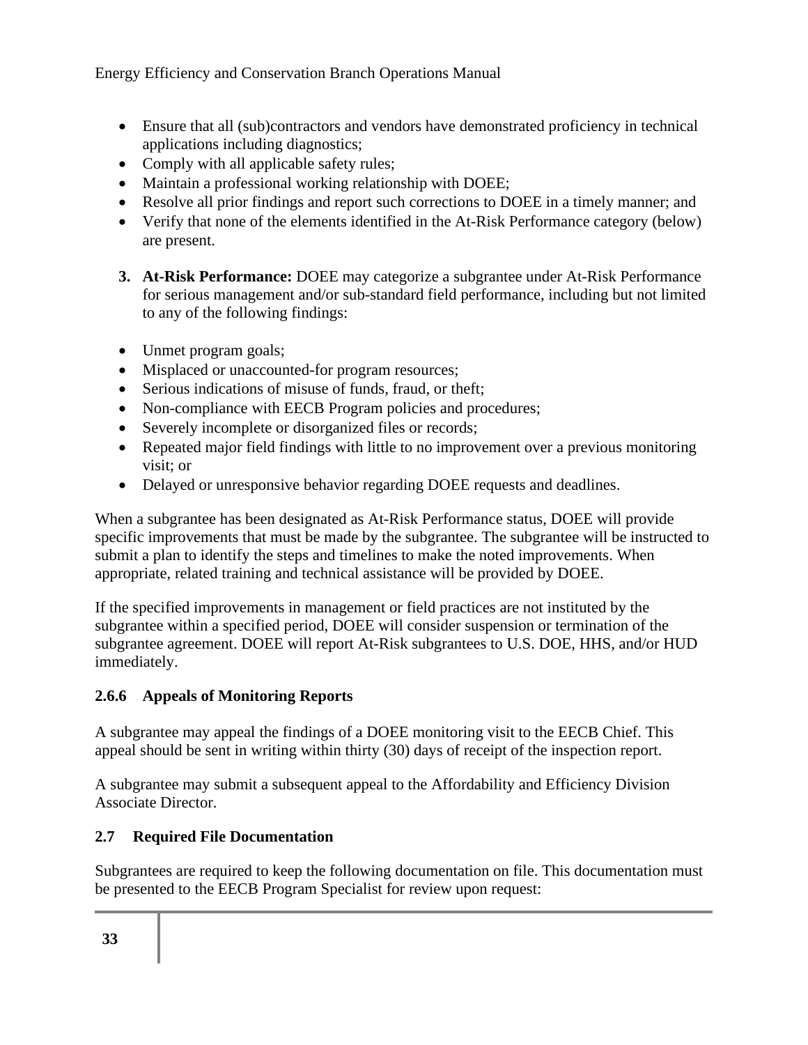- Ensure that all (sub)contractors and vendors have demonstrated proficiency in technical applications including diagnostics;
- Comply with all applicable safety rules;
- Maintain a professional working relationship with DOEE;
- Resolve all prior findings and report such corrections to DOEE in a timely manner; and
- Verify that none of the elements identified in the At-Risk Performance category (below) are present.

3. **At-Risk Performance:** DOEE may categorize a subgrantee under At-Risk Performance for serious management and/or sub-standard field performance, including but not limited to any of the following findings:

- Unmet program goals;
- Misplaced or unaccounted-for program resources;
- Serious indications of misuse of funds, fraud, or theft;
- Non-compliance with EECB Program policies and procedures;
- Severely incomplete or disorganized files or records;
- Repeated major field findings with little to no improvement over a previous monitoring visit; or
- Delayed or unresponsive behavior regarding DOEE requests and deadlines.

When a subgrantee has been designated as At-Risk Performance status, DOEE will provide specific improvements that must be made by the subgrantee. The subgrantee will be instructed to submit a plan to identify the steps and timelines to make the noted improvements. When appropriate, related training and technical assistance will be provided by DOEE.

If the specified improvements in management or field practices are not instituted by the subgrantee within a specified period, DOEE will consider suspension or termination of the subgrantee agreement. DOEE will report At-Risk subgrantees to U.S. DOE, HHS, and/or HUD immediately.

### 2.6.6 Appeals of Monitoring Reports

A subgrantee may appeal the findings of a DOEE monitoring visit to the EECB Chief. This appeal should be sent in writing within thirty (30) days of receipt of the inspection report.

A subgrantee may submit a subsequent appeal to the Affordability and Efficiency Division Associate Director.

## 2.7 Required File Documentation

Subgrantees are required to keep the following documentation on file. This documentation must be presented to the EECB Program Specialist for review upon request: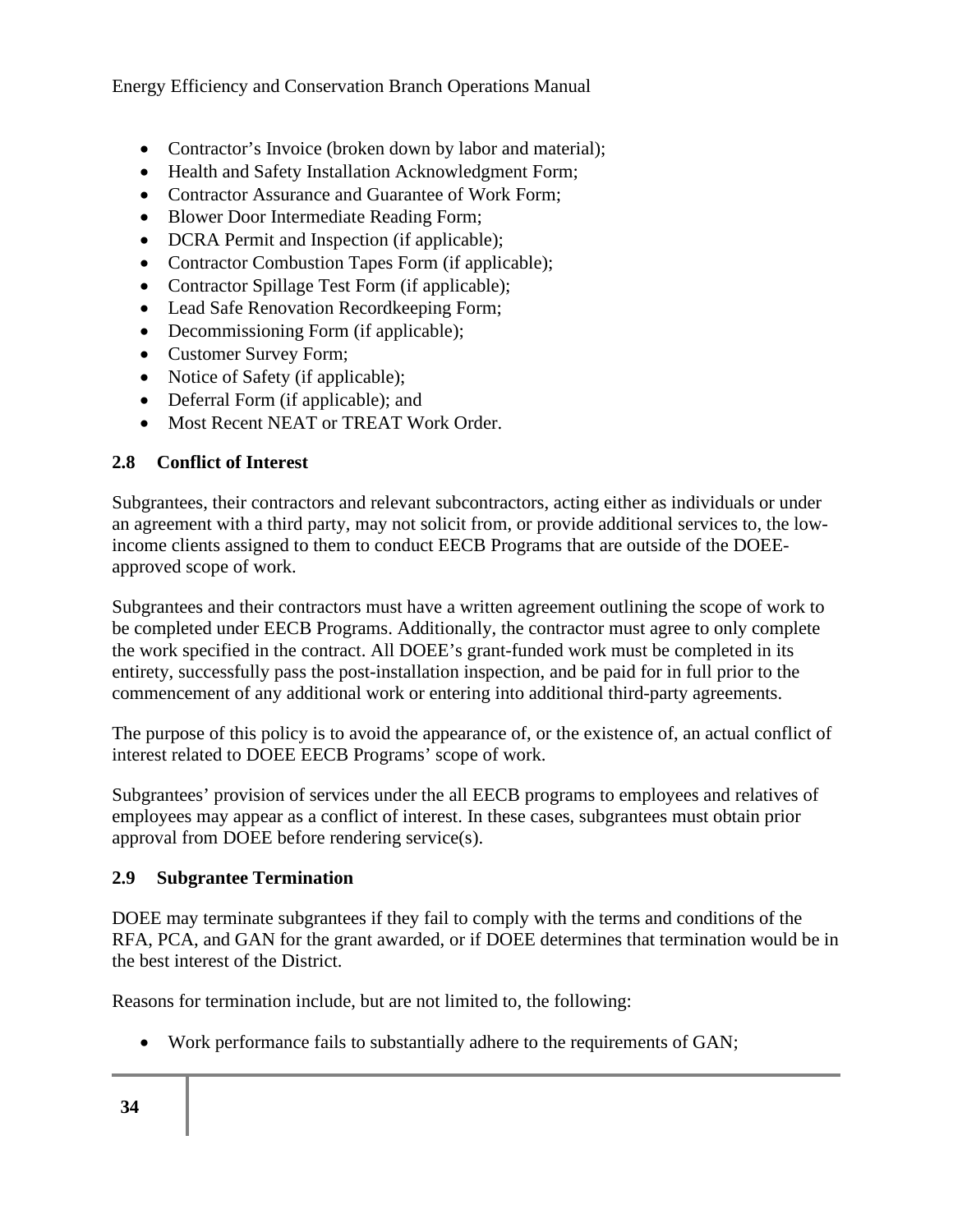- Contractor's Invoice (broken down by labor and material);
- Health and Safety Installation Acknowledgment Form;
- Contractor Assurance and Guarantee of Work Form;
- Blower Door Intermediate Reading Form;
- DCRA Permit and Inspection (if applicable);
- Contractor Combustion Tapes Form (if applicable);
- Contractor Spillage Test Form (if applicable);
- Lead Safe Renovation Recordkeeping Form;
- Decommissioning Form (if applicable);
- Customer Survey Form;
- Notice of Safety (if applicable);
- Deferral Form (if applicable); and
- Most Recent NEAT or TREAT Work Order.

## 2.8 Conflict of Interest

Subgrantees, their contractors and relevant subcontractors, acting either as individuals or under an agreement with a third party, may not solicit from, or provide additional services to, the low-income clients assigned to them to conduct EECB Programs that are outside of the DOEE-approved scope of work.

Subgrantees and their contractors must have a written agreement outlining the scope of work to be completed under EECB Programs. Additionally, the contractor must agree to only complete the work specified in the contract. All DOEE's grant-funded work must be completed in its entirety, successfully pass the post-installation inspection, and be paid for in full prior to the commencement of any additional work or entering into additional third-party agreements.

The purpose of this policy is to avoid the appearance of, or the existence of, an actual conflict of interest related to DOEE EECB Programs' scope of work.

Subgrantees' provision of services under the all EECB programs to employees and relatives of employees may appear as a conflict of interest. In these cases, subgrantees must obtain prior approval from DOEE before rendering service(s).

## 2.9 Subgrantee Termination

DOEE may terminate subgrantees if they fail to comply with the terms and conditions of the RFA, PCA, and GAN for the grant awarded, or if DOEE determines that termination would be in the best interest of the District.

Reasons for termination include, but are not limited to, the following:

- Work performance fails to substantially adhere to the requirements of GAN;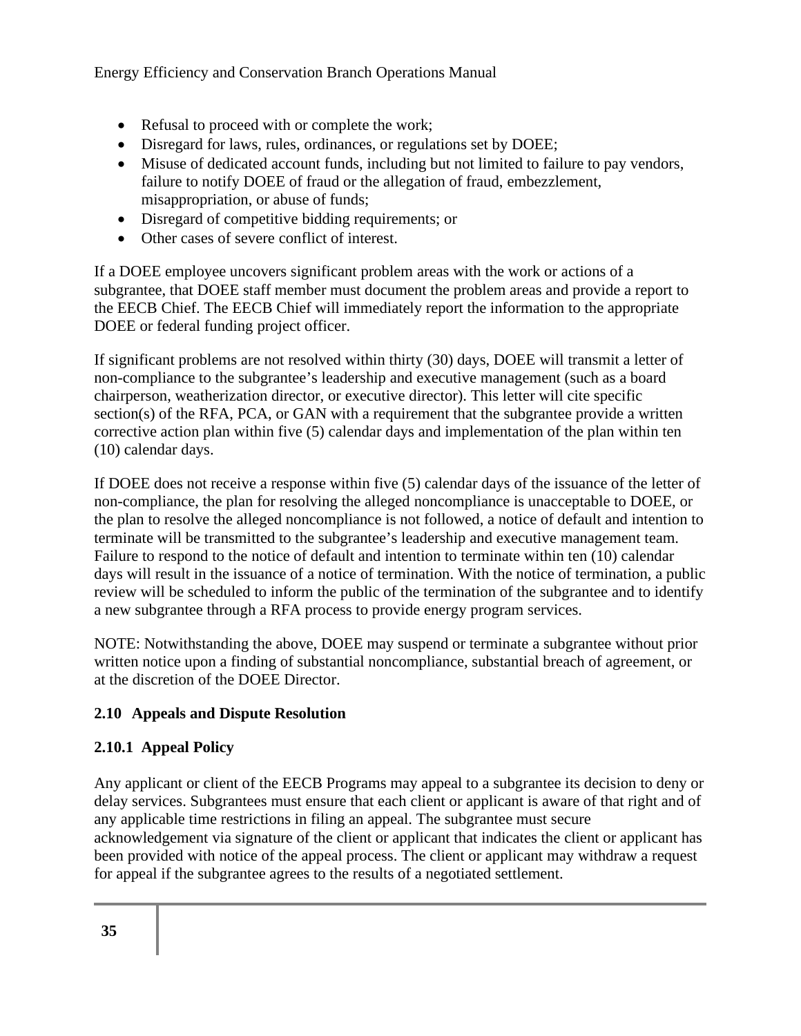- Refusal to proceed with or complete the work;
- Disregard for laws, rules, ordinances, or regulations set by DOEE;
- Misuse of dedicated account funds, including but not limited to failure to pay vendors, failure to notify DOEE of fraud or the allegation of fraud, embezzlement, misappropriation, or abuse of funds;
- Disregard of competitive bidding requirements; or
- Other cases of severe conflict of interest.

If a DOEE employee uncovers significant problem areas with the work or actions of a subgrantee, that DOEE staff member must document the problem areas and provide a report to the EECB Chief. The EECB Chief will immediately report the information to the appropriate DOEE or federal funding project officer.

If significant problems are not resolved within thirty (30) days, DOEE will transmit a letter of non-compliance to the subgrantee's leadership and executive management (such as a board chairperson, weatherization director, or executive director). This letter will cite specific section(s) of the RFA, PCA, or GAN with a requirement that the subgrantee provide a written corrective action plan within five (5) calendar days and implementation of the plan within ten (10) calendar days.

If DOEE does not receive a response within five (5) calendar days of the issuance of the letter of non-compliance, the plan for resolving the alleged noncompliance is unacceptable to DOEE, or the plan to resolve the alleged noncompliance is not followed, a notice of default and intention to terminate will be transmitted to the subgrantee's leadership and executive management team. Failure to respond to the notice of default and intention to terminate within ten (10) calendar days will result in the issuance of a notice of termination. With the notice of termination, a public review will be scheduled to inform the public of the termination of the subgrantee and to identify a new subgrantee through a RFA process to provide energy program services.

NOTE: Notwithstanding the above, DOEE may suspend or terminate a subgrantee without prior written notice upon a finding of substantial noncompliance, substantial breach of agreement, or at the discretion of the DOEE Director.

## 2.10 Appeals and Dispute Resolution

### 2.10.1 Appeal Policy

Any applicant or client of the EECB Programs may appeal to a subgrantee its decision to deny or delay services. Subgrantees must ensure that each client or applicant is aware of that right and of any applicable time restrictions in filing an appeal. The subgrantee must secure acknowledgement via signature of the client or applicant that indicates the client or applicant has been provided with notice of the appeal process. The client or applicant may withdraw a request for appeal if the subgrantee agrees to the results of a negotiated settlement.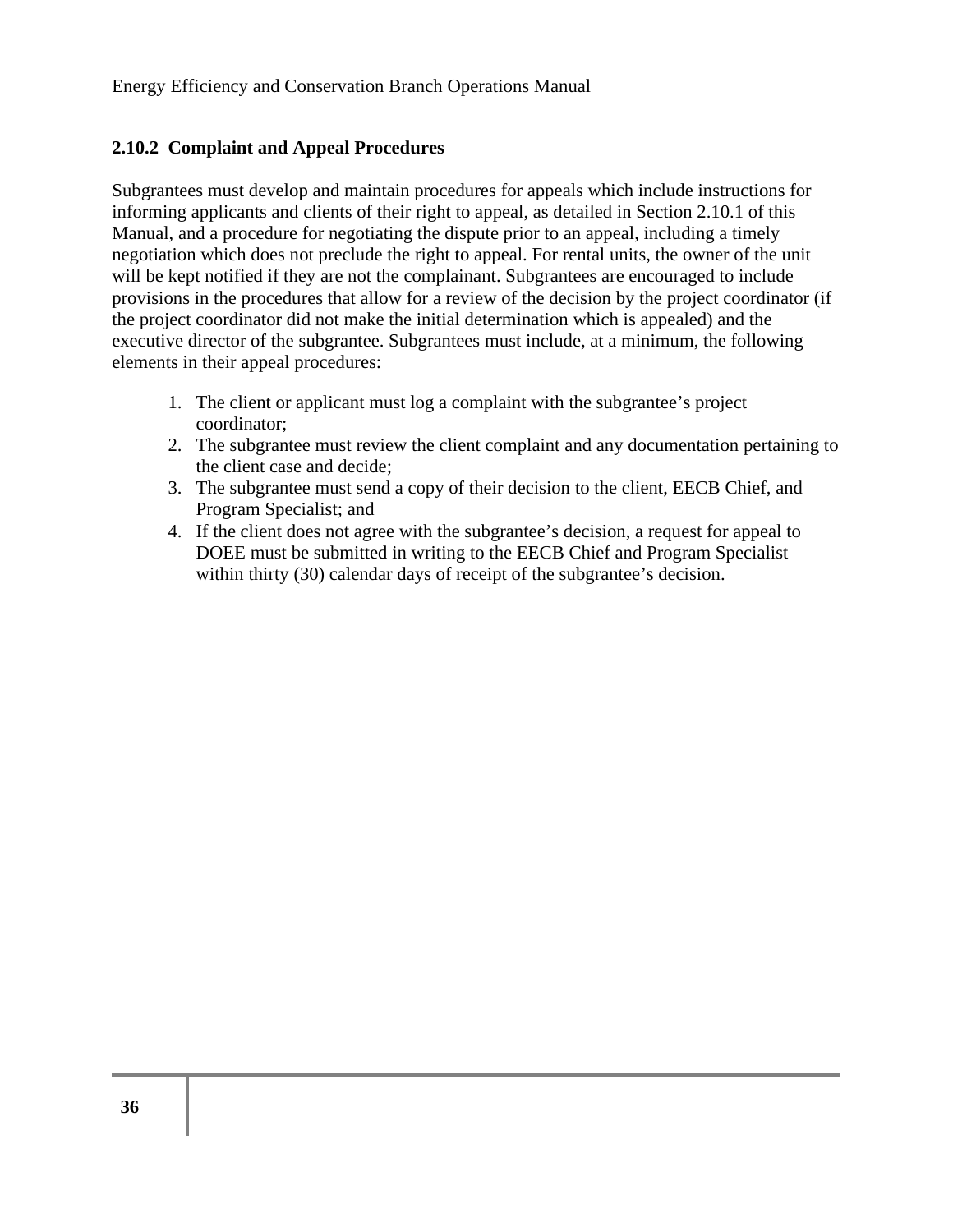### 2.10.2 Complaint and Appeal Procedures

Subgrantees must develop and maintain procedures for appeals which include instructions for informing applicants and clients of their right to appeal, as detailed in Section 2.10.1 of this Manual, and a procedure for negotiating the dispute prior to an appeal, including a timely negotiation which does not preclude the right to appeal. For rental units, the owner of the unit will be kept notified if they are not the complainant. Subgrantees are encouraged to include provisions in the procedures that allow for a review of the decision by the project coordinator (if the project coordinator did not make the initial determination which is appealed) and the executive director of the subgrantee. Subgrantees must include, at a minimum, the following elements in their appeal procedures:

1. The client or applicant must log a complaint with the subgrantee’s project coordinator;
2. The subgrantee must review the client complaint and any documentation pertaining to the client case and decide;
3. The subgrantee must send a copy of their decision to the client, EECB Chief, and Program Specialist; and
4. If the client does not agree with the subgrantee’s decision, a request for appeal to DOEE must be submitted in writing to the EECB Chief and Program Specialist within thirty (30) calendar days of receipt of the subgrantee’s decision.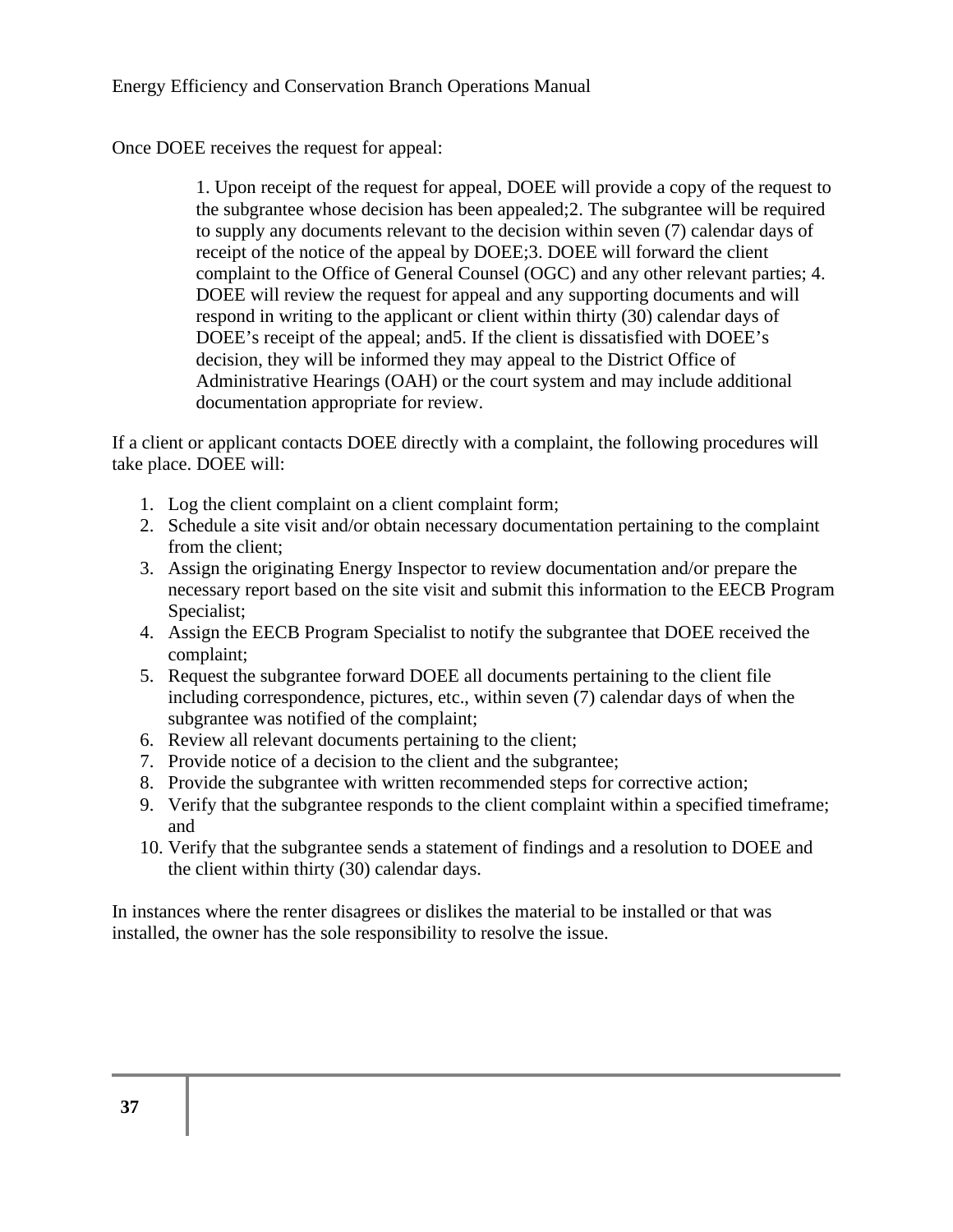Once DOEE receives the request for appeal:

> 1. Upon receipt of the request for appeal, DOEE will provide a copy of the request to the subgrantee whose decision has been appealed;2. The subgrantee will be required to supply any documents relevant to the decision within seven (7) calendar days of receipt of the notice of the appeal by DOEE;3. DOEE will forward the client complaint to the Office of General Counsel (OGC) and any other relevant parties; 4. DOEE will review the request for appeal and any supporting documents and will respond in writing to the applicant or client within thirty (30) calendar days of DOEE's receipt of the appeal; and5. If the client is dissatisfied with DOEE's decision, they will be informed they may appeal to the District Office of Administrative Hearings (OAH) or the court system and may include additional documentation appropriate for review.

If a client or applicant contacts DOEE directly with a complaint, the following procedures will take place. DOEE will:

1. Log the client complaint on a client complaint form;
2. Schedule a site visit and/or obtain necessary documentation pertaining to the complaint from the client;
3. Assign the originating Energy Inspector to review documentation and/or prepare the necessary report based on the site visit and submit this information to the EECB Program Specialist;
4. Assign the EECB Program Specialist to notify the subgrantee that DOEE received the complaint;
5. Request the subgrantee forward DOEE all documents pertaining to the client file including correspondence, pictures, etc., within seven (7) calendar days of when the subgrantee was notified of the complaint;
6. Review all relevant documents pertaining to the client;
7. Provide notice of a decision to the client and the subgrantee;
8. Provide the subgrantee with written recommended steps for corrective action;
9. Verify that the subgrantee responds to the client complaint within a specified timeframe; and
10. Verify that the subgrantee sends a statement of findings and a resolution to DOEE and the client within thirty (30) calendar days.

In instances where the renter disagrees or dislikes the material to be installed or that was installed, the owner has the sole responsibility to resolve the issue.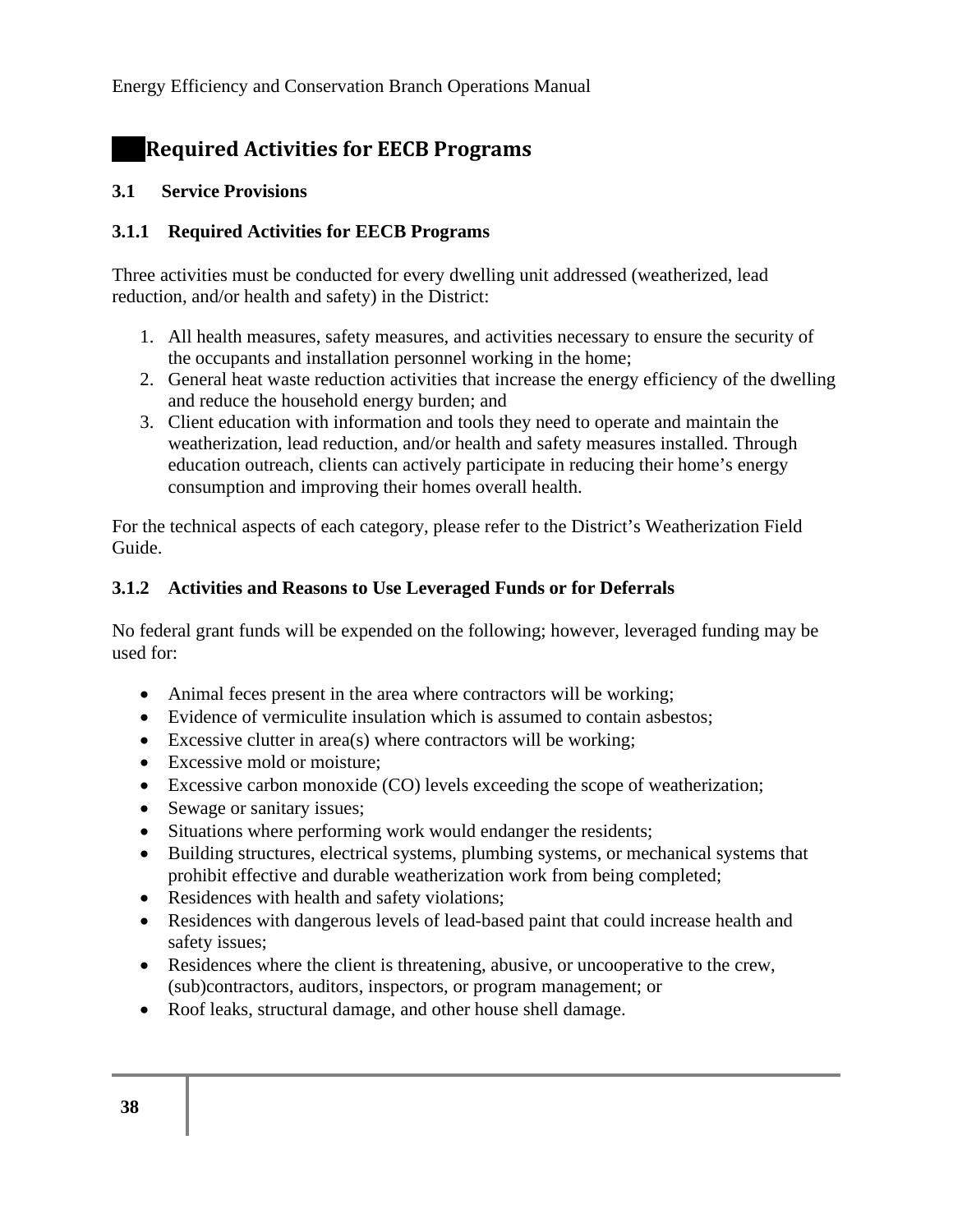# Required Activities for EECB Programs

## 3.1 Service Provisions

### 3.1.1 Required Activities for EECB Programs

Three activities must be conducted for every dwelling unit addressed (weatherized, lead reduction, and/or health and safety) in the District:

1. All health measures, safety measures, and activities necessary to ensure the security of the occupants and installation personnel working in the home;
2. General heat waste reduction activities that increase the energy efficiency of the dwelling and reduce the household energy burden; and
3. Client education with information and tools they need to operate and maintain the weatherization, lead reduction, and/or health and safety measures installed. Through education outreach, clients can actively participate in reducing their home's energy consumption and improving their homes overall health.

For the technical aspects of each category, please refer to the District's Weatherization Field Guide.

### 3.1.2 Activities and Reasons to Use Leveraged Funds or for Deferrals

No federal grant funds will be expended on the following; however, leveraged funding may be used for:

- Animal feces present in the area where contractors will be working;
- Evidence of vermiculite insulation which is assumed to contain asbestos;
- Excessive clutter in area(s) where contractors will be working;
- Excessive mold or moisture;
- Excessive carbon monoxide (CO) levels exceeding the scope of weatherization;
- Sewage or sanitary issues;
- Situations where performing work would endanger the residents;
- Building structures, electrical systems, plumbing systems, or mechanical systems that prohibit effective and durable weatherization work from being completed;
- Residences with health and safety violations;
- Residences with dangerous levels of lead-based paint that could increase health and safety issues;
- Residences where the client is threatening, abusive, or uncooperative to the crew, (sub)contractors, auditors, inspectors, or program management; or
- Roof leaks, structural damage, and other house shell damage.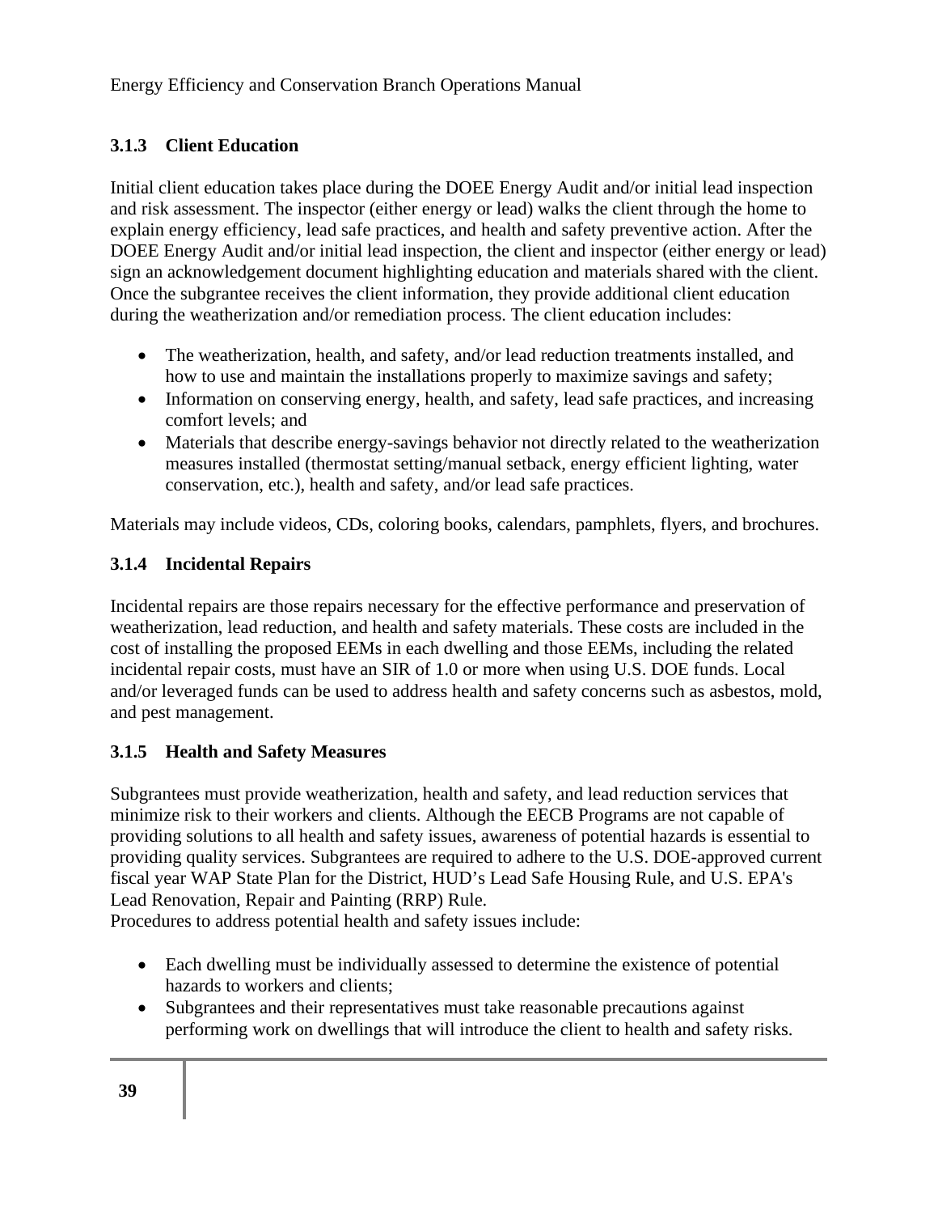### 3.1.3 Client Education

Initial client education takes place during the DOEE Energy Audit and/or initial lead inspection and risk assessment. The inspector (either energy or lead) walks the client through the home to explain energy efficiency, lead safe practices, and health and safety preventive action. After the DOEE Energy Audit and/or initial lead inspection, the client and inspector (either energy or lead) sign an acknowledgement document highlighting education and materials shared with the client. Once the subgrantee receives the client information, they provide additional client education during the weatherization and/or remediation process. The client education includes:

- The weatherization, health, and safety, and/or lead reduction treatments installed, and how to use and maintain the installations properly to maximize savings and safety;
- Information on conserving energy, health, and safety, lead safe practices, and increasing comfort levels; and
- Materials that describe energy-savings behavior not directly related to the weatherization measures installed (thermostat setting/manual setback, energy efficient lighting, water conservation, etc.), health and safety, and/or lead safe practices.

Materials may include videos, CDs, coloring books, calendars, pamphlets, flyers, and brochures.

### 3.1.4 Incidental Repairs

Incidental repairs are those repairs necessary for the effective performance and preservation of weatherization, lead reduction, and health and safety materials. These costs are included in the cost of installing the proposed EEMs in each dwelling and those EEMs, including the related incidental repair costs, must have an SIR of 1.0 or more when using U.S. DOE funds. Local and/or leveraged funds can be used to address health and safety concerns such as asbestos, mold, and pest management.

### 3.1.5 Health and Safety Measures

Subgrantees must provide weatherization, health and safety, and lead reduction services that minimize risk to their workers and clients. Although the EECB Programs are not capable of providing solutions to all health and safety issues, awareness of potential hazards is essential to providing quality services. Subgrantees are required to adhere to the U.S. DOE-approved current fiscal year WAP State Plan for the District, HUD's Lead Safe Housing Rule, and U.S. EPA's Lead Renovation, Repair and Painting (RRP) Rule.
Procedures to address potential health and safety issues include:

- Each dwelling must be individually assessed to determine the existence of potential hazards to workers and clients;
- Subgrantees and their representatives must take reasonable precautions against performing work on dwellings that will introduce the client to health and safety risks.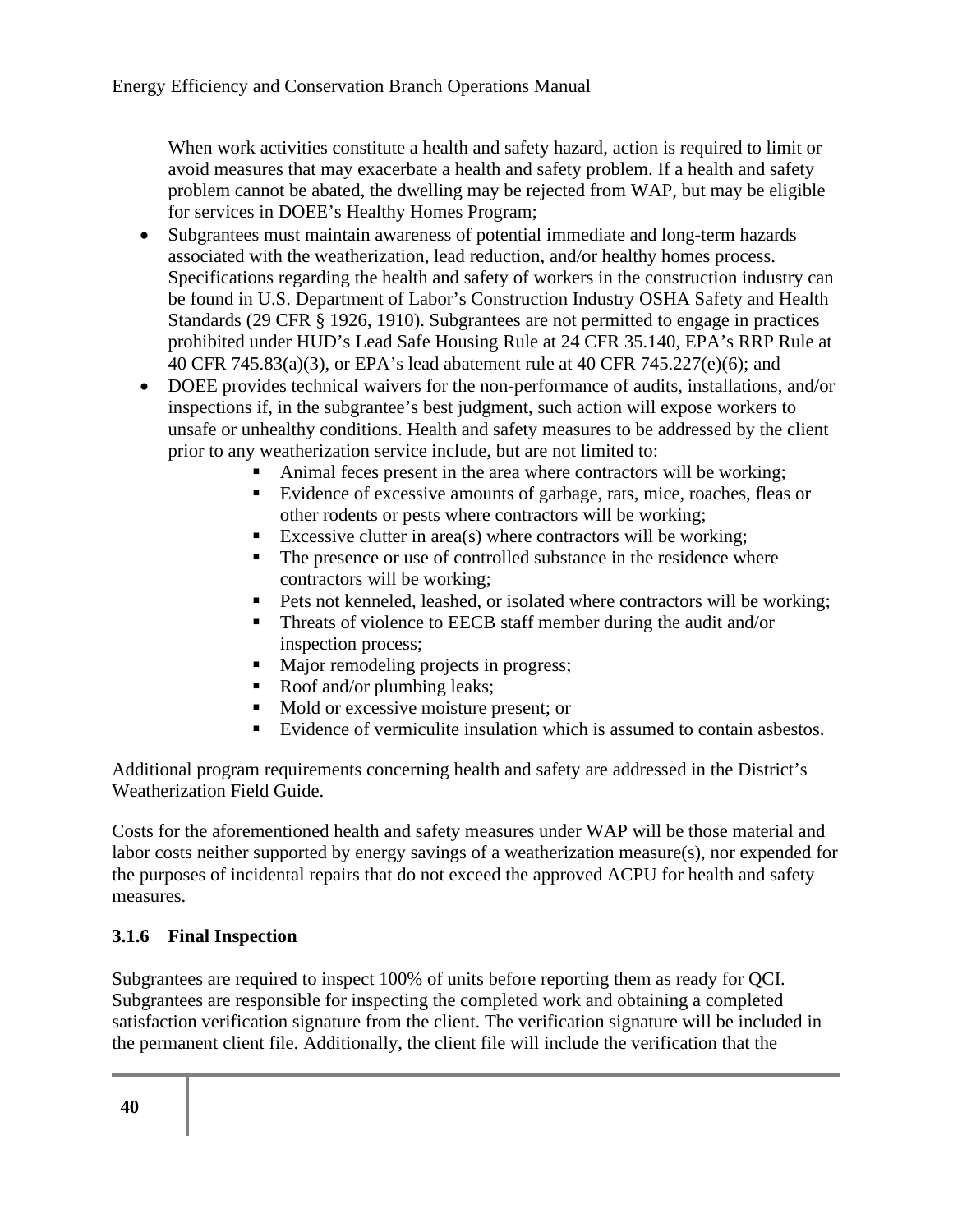When work activities constitute a health and safety hazard, action is required to limit or avoid measures that may exacerbate a health and safety problem. If a health and safety problem cannot be abated, the dwelling may be rejected from WAP, but may be eligible for services in DOEE's Healthy Homes Program;

- Subgrantees must maintain awareness of potential immediate and long-term hazards associated with the weatherization, lead reduction, and/or healthy homes process. Specifications regarding the health and safety of workers in the construction industry can be found in U.S. Department of Labor's Construction Industry OSHA Safety and Health Standards (29 CFR § 1926, 1910). Subgrantees are not permitted to engage in practices prohibited under HUD's Lead Safe Housing Rule at 24 CFR 35.140, EPA's RRP Rule at 40 CFR 745.83(a)(3), or EPA's lead abatement rule at 40 CFR 745.227(e)(6); and
- DOEE provides technical waivers for the non-performance of audits, installations, and/or inspections if, in the subgrantee's best judgment, such action will expose workers to unsafe or unhealthy conditions. Health and safety measures to be addressed by the client prior to any weatherization service include, but are not limited to:
  - Animal feces present in the area where contractors will be working;
  - Evidence of excessive amounts of garbage, rats, mice, roaches, fleas or other rodents or pests where contractors will be working;
  - Excessive clutter in area(s) where contractors will be working;
  - The presence or use of controlled substance in the residence where contractors will be working;
  - Pets not kenneled, leashed, or isolated where contractors will be working;
  - Threats of violence to EECB staff member during the audit and/or inspection process;
  - Major remodeling projects in progress;
  - Roof and/or plumbing leaks;
  - Mold or excessive moisture present; or
  - Evidence of vermiculite insulation which is assumed to contain asbestos.

Additional program requirements concerning health and safety are addressed in the District's Weatherization Field Guide.

Costs for the aforementioned health and safety measures under WAP will be those material and labor costs neither supported by energy savings of a weatherization measure(s), nor expended for the purposes of incidental repairs that do not exceed the approved ACPU for health and safety measures.

### 3.1.6 Final Inspection

Subgrantees are required to inspect 100% of units before reporting them as ready for QCI. Subgrantees are responsible for inspecting the completed work and obtaining a completed satisfaction verification signature from the client. The verification signature will be included in the permanent client file. Additionally, the client file will include the verification that the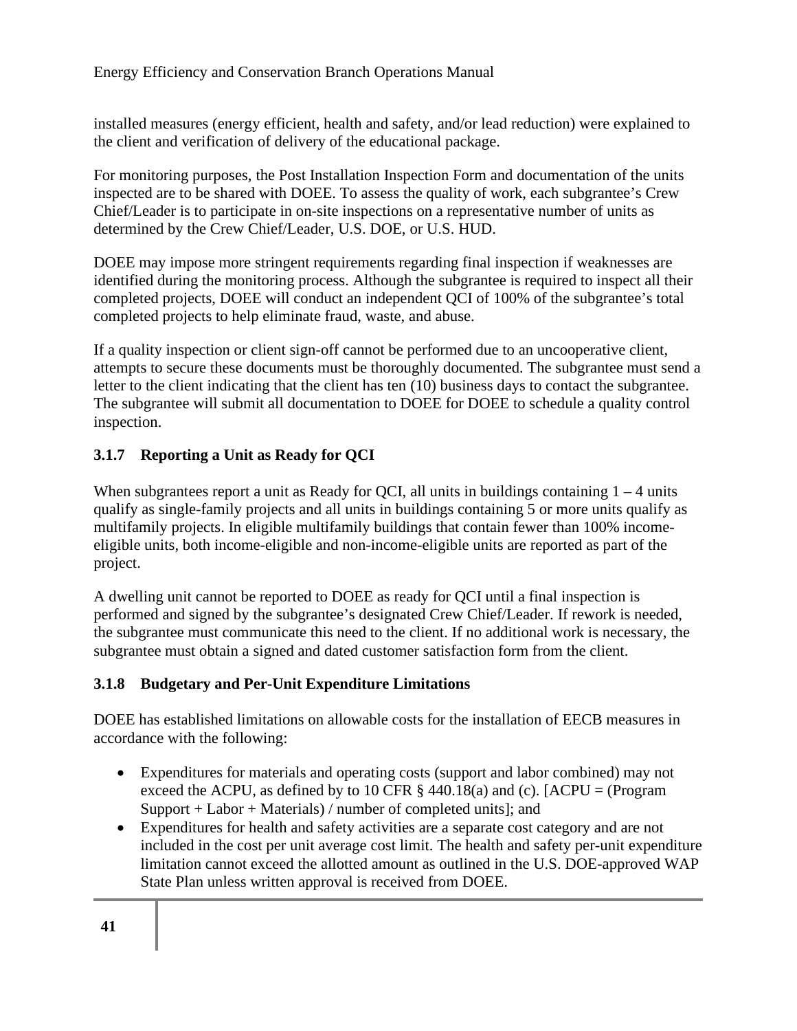installed measures (energy efficient, health and safety, and/or lead reduction) were explained to the client and verification of delivery of the educational package.

For monitoring purposes, the Post Installation Inspection Form and documentation of the units inspected are to be shared with DOEE. To assess the quality of work, each subgrantee's Crew Chief/Leader is to participate in on-site inspections on a representative number of units as determined by the Crew Chief/Leader, U.S. DOE, or U.S. HUD.

DOEE may impose more stringent requirements regarding final inspection if weaknesses are identified during the monitoring process. Although the subgrantee is required to inspect all their completed projects, DOEE will conduct an independent QCI of 100% of the subgrantee's total completed projects to help eliminate fraud, waste, and abuse.

If a quality inspection or client sign-off cannot be performed due to an uncooperative client, attempts to secure these documents must be thoroughly documented. The subgrantee must send a letter to the client indicating that the client has ten (10) business days to contact the subgrantee. The subgrantee will submit all documentation to DOEE for DOEE to schedule a quality control inspection.

### 3.1.7 Reporting a Unit as Ready for QCI

When subgrantees report a unit as Ready for QCI, all units in buildings containing 1 – 4 units qualify as single-family projects and all units in buildings containing 5 or more units qualify as multifamily projects. In eligible multifamily buildings that contain fewer than 100% income-eligible units, both income-eligible and non-income-eligible units are reported as part of the project.

A dwelling unit cannot be reported to DOEE as ready for QCI until a final inspection is performed and signed by the subgrantee's designated Crew Chief/Leader. If rework is needed, the subgrantee must communicate this need to the client. If no additional work is necessary, the subgrantee must obtain a signed and dated customer satisfaction form from the client.

### 3.1.8 Budgetary and Per-Unit Expenditure Limitations

DOEE has established limitations on allowable costs for the installation of EECB measures in accordance with the following:

- Expenditures for materials and operating costs (support and labor combined) may not exceed the ACPU, as defined by to 10 CFR § 440.18(a) and (c). [ACPU = (Program Support + Labor + Materials) / number of completed units]; and
- Expenditures for health and safety activities are a separate cost category and are not included in the cost per unit average cost limit. The health and safety per-unit expenditure limitation cannot exceed the allotted amount as outlined in the U.S. DOE-approved WAP State Plan unless written approval is received from DOEE.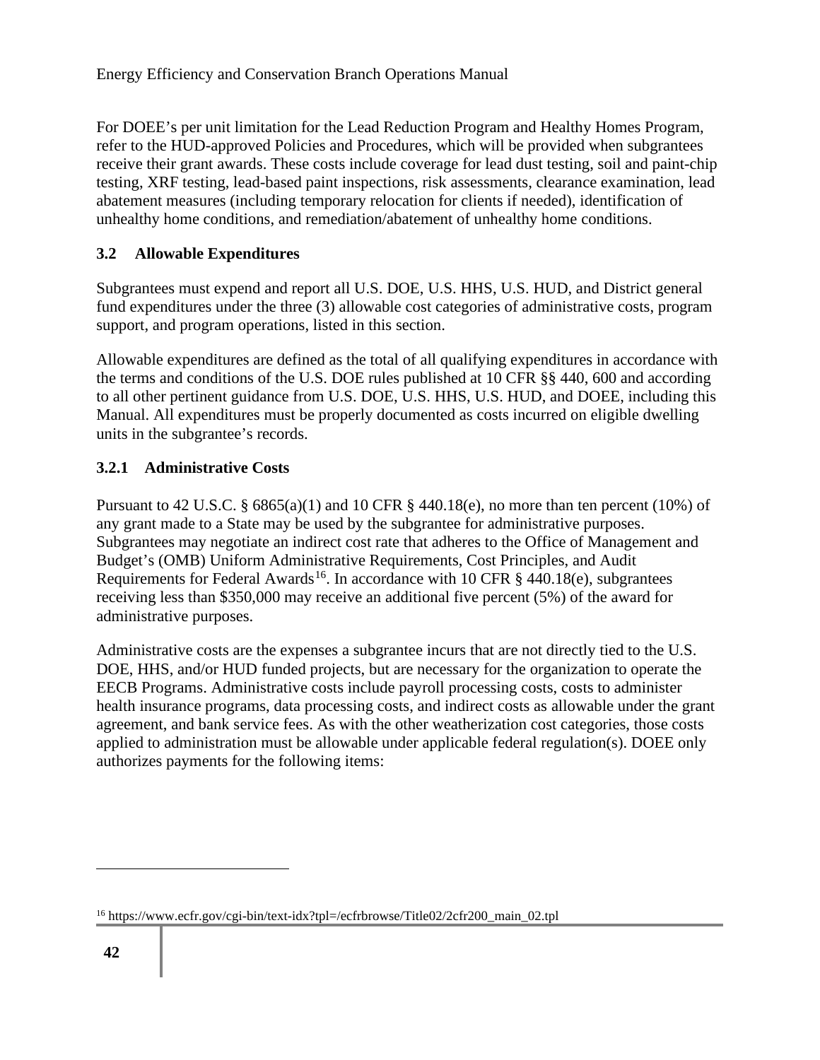For DOEE's per unit limitation for the Lead Reduction Program and Healthy Homes Program, refer to the HUD-approved Policies and Procedures, which will be provided when subgrantees receive their grant awards. These costs include coverage for lead dust testing, soil and paint-chip testing, XRF testing, lead-based paint inspections, risk assessments, clearance examination, lead abatement measures (including temporary relocation for clients if needed), identification of unhealthy home conditions, and remediation/abatement of unhealthy home conditions.

### 3.2 Allowable Expenditures

Subgrantees must expend and report all U.S. DOE, U.S. HHS, U.S. HUD, and District general fund expenditures under the three (3) allowable cost categories of administrative costs, program support, and program operations, listed in this section.

Allowable expenditures are defined as the total of all qualifying expenditures in accordance with the terms and conditions of the U.S. DOE rules published at 10 CFR §§ 440, 600 and according to all other pertinent guidance from U.S. DOE, U.S. HHS, U.S. HUD, and DOEE, including this Manual. All expenditures must be properly documented as costs incurred on eligible dwelling units in the subgrantee's records.

#### 3.2.1 Administrative Costs

Pursuant to 42 U.S.C. § 6865(a)(1) and 10 CFR § 440.18(e), no more than ten percent (10%) of any grant made to a State may be used by the subgrantee for administrative purposes. Subgrantees may negotiate an indirect cost rate that adheres to the Office of Management and Budget's (OMB) Uniform Administrative Requirements, Cost Principles, and Audit Requirements for Federal Awards[16]. In accordance with 10 CFR § 440.18(e), subgrantees receiving less than $350,000 may receive an additional five percent (5%) of the award for administrative purposes.

Administrative costs are the expenses a subgrantee incurs that are not directly tied to the U.S. DOE, HHS, and/or HUD funded projects, but are necessary for the organization to operate the EECB Programs. Administrative costs include payroll processing costs, costs to administer health insurance programs, data processing costs, and indirect costs as allowable under the grant agreement, and bank service fees. As with the other weatherization cost categories, those costs applied to administration must be allowable under applicable federal regulation(s). DOEE only authorizes payments for the following items:

[16] https://www.ecfr.gov/cgi-bin/text-idx?tpl=/ecfrbrowse/Title02/2cfr200_main_02.tpl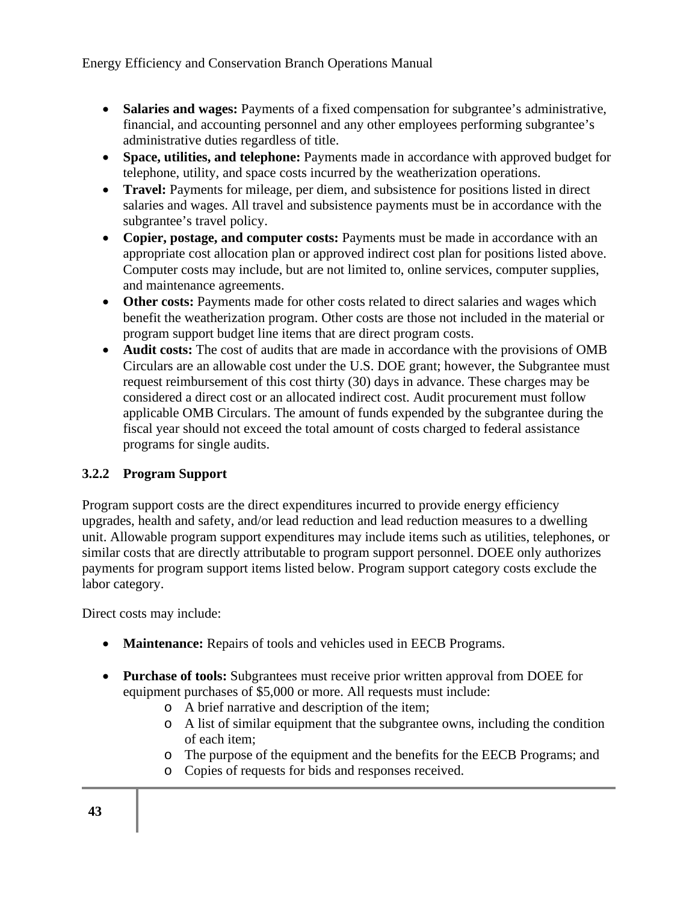- **Salaries and wages:** Payments of a fixed compensation for subgrantee's administrative, financial, and accounting personnel and any other employees performing subgrantee's administrative duties regardless of title.
- **Space, utilities, and telephone:** Payments made in accordance with approved budget for telephone, utility, and space costs incurred by the weatherization operations.
- **Travel:** Payments for mileage, per diem, and subsistence for positions listed in direct salaries and wages. All travel and subsistence payments must be in accordance with the subgrantee's travel policy.
- **Copier, postage, and computer costs:** Payments must be made in accordance with an appropriate cost allocation plan or approved indirect cost plan for positions listed above. Computer costs may include, but are not limited to, online services, computer supplies, and maintenance agreements.
- **Other costs:** Payments made for other costs related to direct salaries and wages which benefit the weatherization program. Other costs are those not included in the material or program support budget line items that are direct program costs.
- **Audit costs:** The cost of audits that are made in accordance with the provisions of OMB Circulars are an allowable cost under the U.S. DOE grant; however, the Subgrantee must request reimbursement of this cost thirty (30) days in advance. These charges may be considered a direct cost or an allocated indirect cost. Audit procurement must follow applicable OMB Circulars. The amount of funds expended by the subgrantee during the fiscal year should not exceed the total amount of costs charged to federal assistance programs for single audits.

### 3.2.2 Program Support

Program support costs are the direct expenditures incurred to provide energy efficiency upgrades, health and safety, and/or lead reduction and lead reduction measures to a dwelling unit. Allowable program support expenditures may include items such as utilities, telephones, or similar costs that are directly attributable to program support personnel. DOEE only authorizes payments for program support items listed below. Program support category costs exclude the labor category.

Direct costs may include:

- **Maintenance:** Repairs of tools and vehicles used in EECB Programs.

- **Purchase of tools:** Subgrantees must receive prior written approval from DOEE for equipment purchases of $5,000 or more. All requests must include:
  - A brief narrative and description of the item;
  - A list of similar equipment that the subgrantee owns, including the condition of each item;
  - The purpose of the equipment and the benefits for the EECB Programs; and
  - Copies of requests for bids and responses received.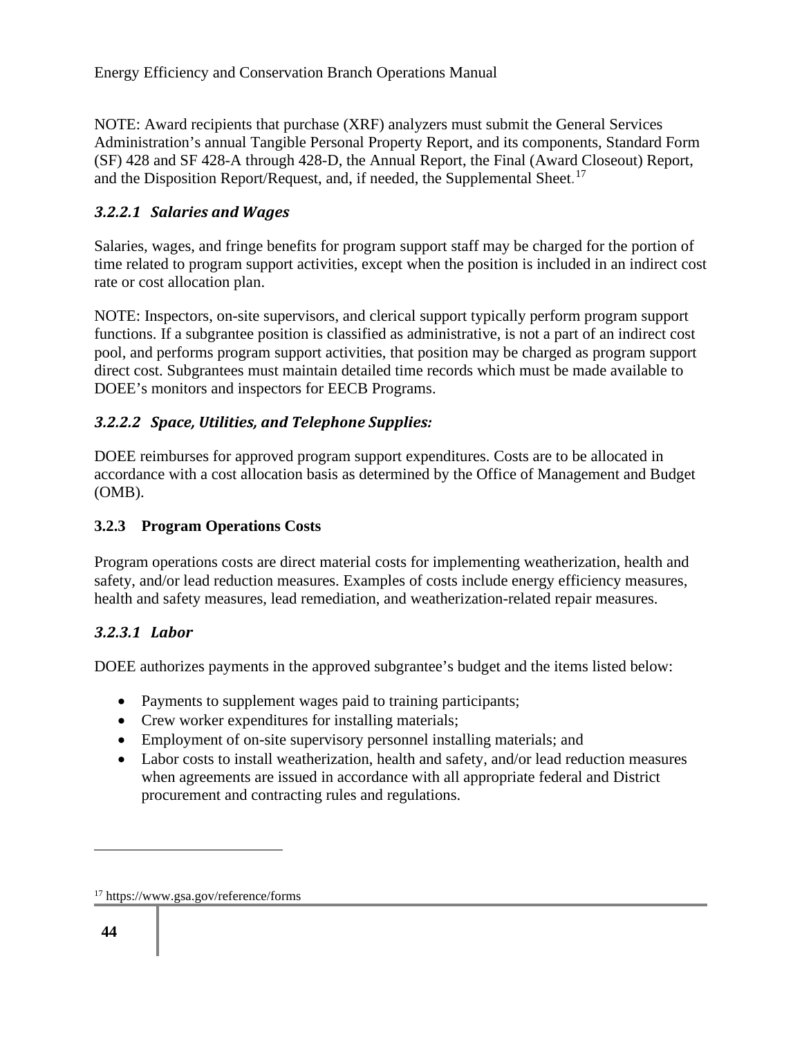NOTE: Award recipients that purchase (XRF) analyzers must submit the General Services Administration's annual Tangible Personal Property Report, and its components, Standard Form (SF) 428 and SF 428-A through 428-D, the Annual Report, the Final (Award Closeout) Report, and the Disposition Report/Request, and, if needed, the Supplemental Sheet.[17]

#### *3.2.2.1 Salaries and Wages*

Salaries, wages, and fringe benefits for program support staff may be charged for the portion of time related to program support activities, except when the position is included in an indirect cost rate or cost allocation plan.

NOTE: Inspectors, on-site supervisors, and clerical support typically perform program support functions. If a subgrantee position is classified as administrative, is not a part of an indirect cost pool, and performs program support activities, that position may be charged as program support direct cost. Subgrantees must maintain detailed time records which must be made available to DOEE's monitors and inspectors for EECB Programs.

#### *3.2.2.2 Space, Utilities, and Telephone Supplies:*

DOEE reimburses for approved program support expenditures. Costs are to be allocated in accordance with a cost allocation basis as determined by the Office of Management and Budget (OMB).

### 3.2.3 Program Operations Costs

Program operations costs are direct material costs for implementing weatherization, health and safety, and/or lead reduction measures. Examples of costs include energy efficiency measures, health and safety measures, lead remediation, and weatherization-related repair measures.

#### *3.2.3.1 Labor*

DOEE authorizes payments in the approved subgrantee's budget and the items listed below:

- Payments to supplement wages paid to training participants;
- Crew worker expenditures for installing materials;
- Employment of on-site supervisory personnel installing materials; and
- Labor costs to install weatherization, health and safety, and/or lead reduction measures when agreements are issued in accordance with all appropriate federal and District procurement and contracting rules and regulations.

---

[17] https://www.gsa.gov/reference/forms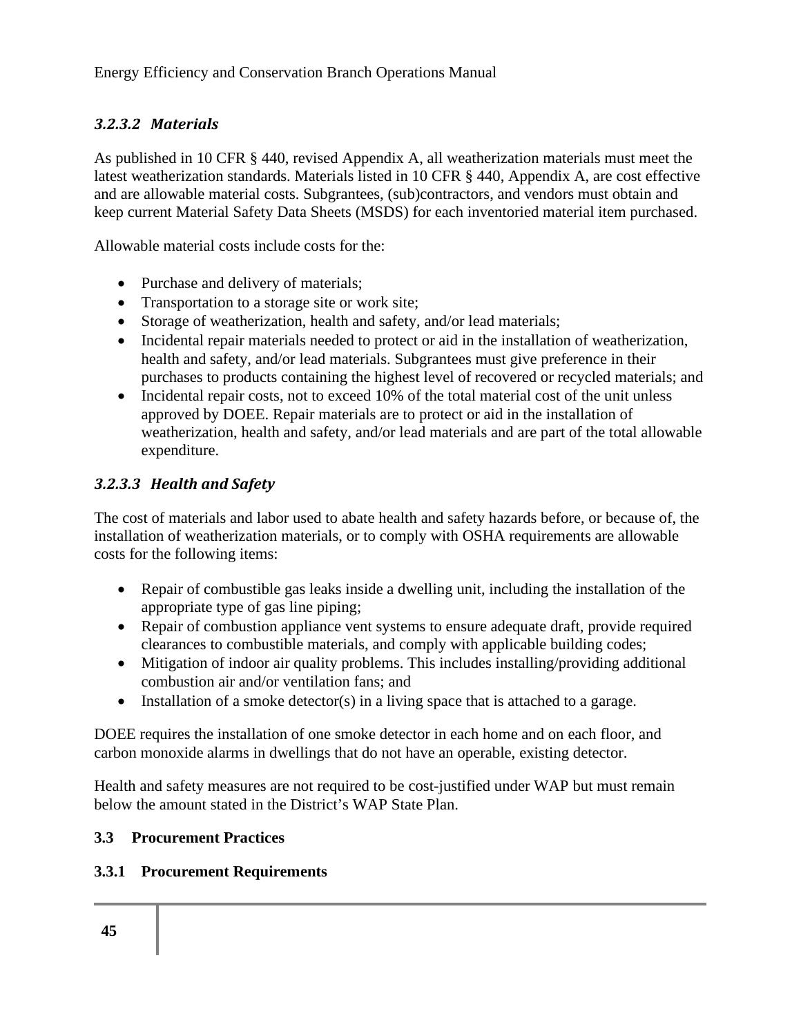#### *3.2.3.2 Materials*

As published in 10 CFR § 440, revised Appendix A, all weatherization materials must meet the latest weatherization standards. Materials listed in 10 CFR § 440, Appendix A, are cost effective and are allowable material costs. Subgrantees, (sub)contractors, and vendors must obtain and keep current Material Safety Data Sheets (MSDS) for each inventoried material item purchased.

Allowable material costs include costs for the:

- Purchase and delivery of materials;
- Transportation to a storage site or work site;
- Storage of weatherization, health and safety, and/or lead materials;
- Incidental repair materials needed to protect or aid in the installation of weatherization, health and safety, and/or lead materials. Subgrantees must give preference in their purchases to products containing the highest level of recovered or recycled materials; and
- Incidental repair costs, not to exceed 10% of the total material cost of the unit unless approved by DOEE. Repair materials are to protect or aid in the installation of weatherization, health and safety, and/or lead materials and are part of the total allowable expenditure.

#### *3.2.3.3 Health and Safety*

The cost of materials and labor used to abate health and safety hazards before, or because of, the installation of weatherization materials, or to comply with OSHA requirements are allowable costs for the following items:

- Repair of combustible gas leaks inside a dwelling unit, including the installation of the appropriate type of gas line piping;
- Repair of combustion appliance vent systems to ensure adequate draft, provide required clearances to combustible materials, and comply with applicable building codes;
- Mitigation of indoor air quality problems. This includes installing/providing additional combustion air and/or ventilation fans; and
- Installation of a smoke detector(s) in a living space that is attached to a garage.

DOEE requires the installation of one smoke detector in each home and on each floor, and carbon monoxide alarms in dwellings that do not have an operable, existing detector.

Health and safety measures are not required to be cost-justified under WAP but must remain below the amount stated in the District's WAP State Plan.

## 3.3 Procurement Practices

### 3.3.1 Procurement Requirements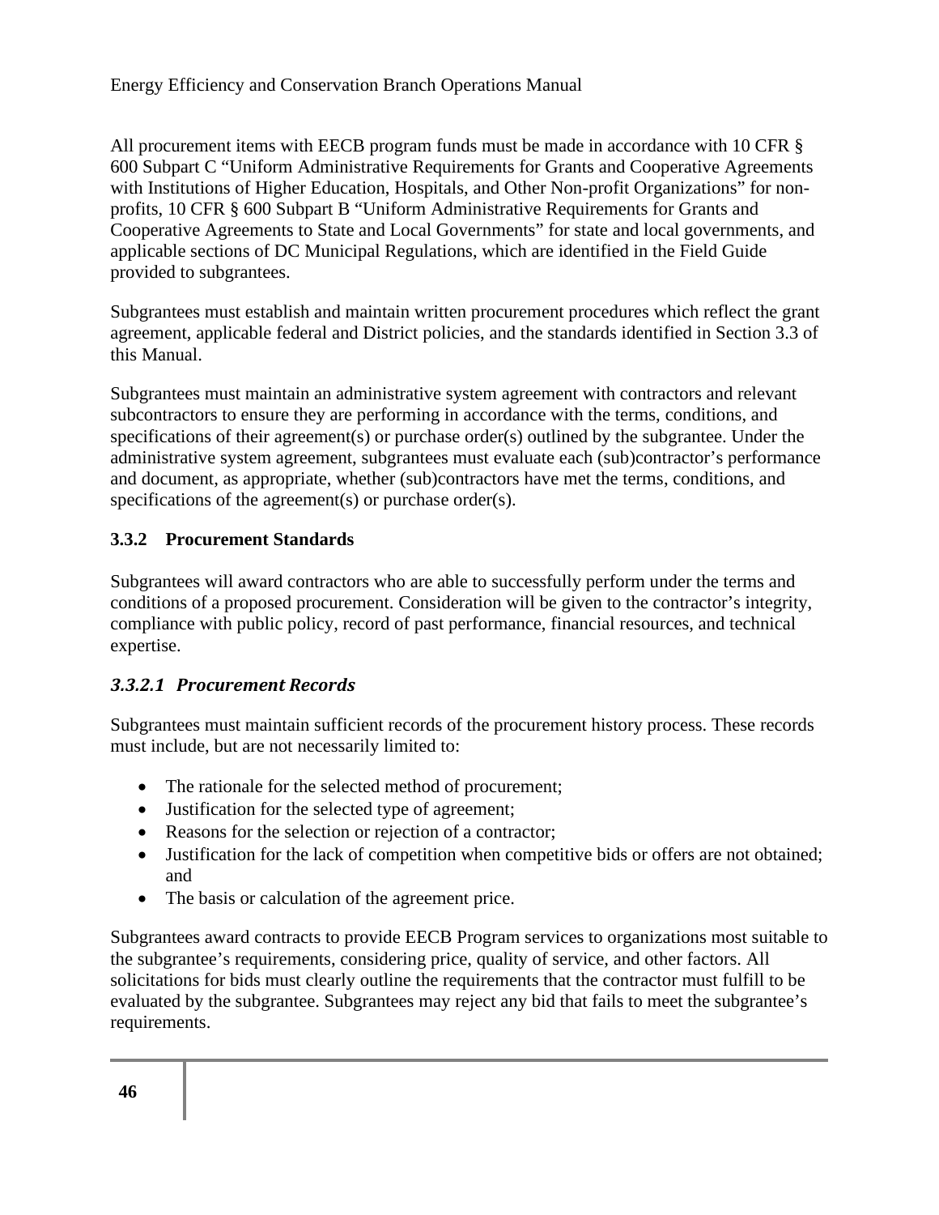All procurement items with EECB program funds must be made in accordance with 10 CFR § 600 Subpart C "Uniform Administrative Requirements for Grants and Cooperative Agreements with Institutions of Higher Education, Hospitals, and Other Non-profit Organizations" for non-profits, 10 CFR § 600 Subpart B "Uniform Administrative Requirements for Grants and Cooperative Agreements to State and Local Governments" for state and local governments, and applicable sections of DC Municipal Regulations, which are identified in the Field Guide provided to subgrantees.

Subgrantees must establish and maintain written procurement procedures which reflect the grant agreement, applicable federal and District policies, and the standards identified in Section 3.3 of this Manual.

Subgrantees must maintain an administrative system agreement with contractors and relevant subcontractors to ensure they are performing in accordance with the terms, conditions, and specifications of their agreement(s) or purchase order(s) outlined by the subgrantee. Under the administrative system agreement, subgrantees must evaluate each (sub)contractor's performance and document, as appropriate, whether (sub)contractors have met the terms, conditions, and specifications of the agreement(s) or purchase order(s).

### 3.3.2 Procurement Standards

Subgrantees will award contractors who are able to successfully perform under the terms and conditions of a proposed procurement. Consideration will be given to the contractor's integrity, compliance with public policy, record of past performance, financial resources, and technical expertise.

#### *3.3.2.1 Procurement Records*

Subgrantees must maintain sufficient records of the procurement history process. These records must include, but are not necessarily limited to:

- The rationale for the selected method of procurement;
- Justification for the selected type of agreement;
- Reasons for the selection or rejection of a contractor;
- Justification for the lack of competition when competitive bids or offers are not obtained; and
- The basis or calculation of the agreement price.

Subgrantees award contracts to provide EECB Program services to organizations most suitable to the subgrantee's requirements, considering price, quality of service, and other factors. All solicitations for bids must clearly outline the requirements that the contractor must fulfill to be evaluated by the subgrantee. Subgrantees may reject any bid that fails to meet the subgrantee's requirements.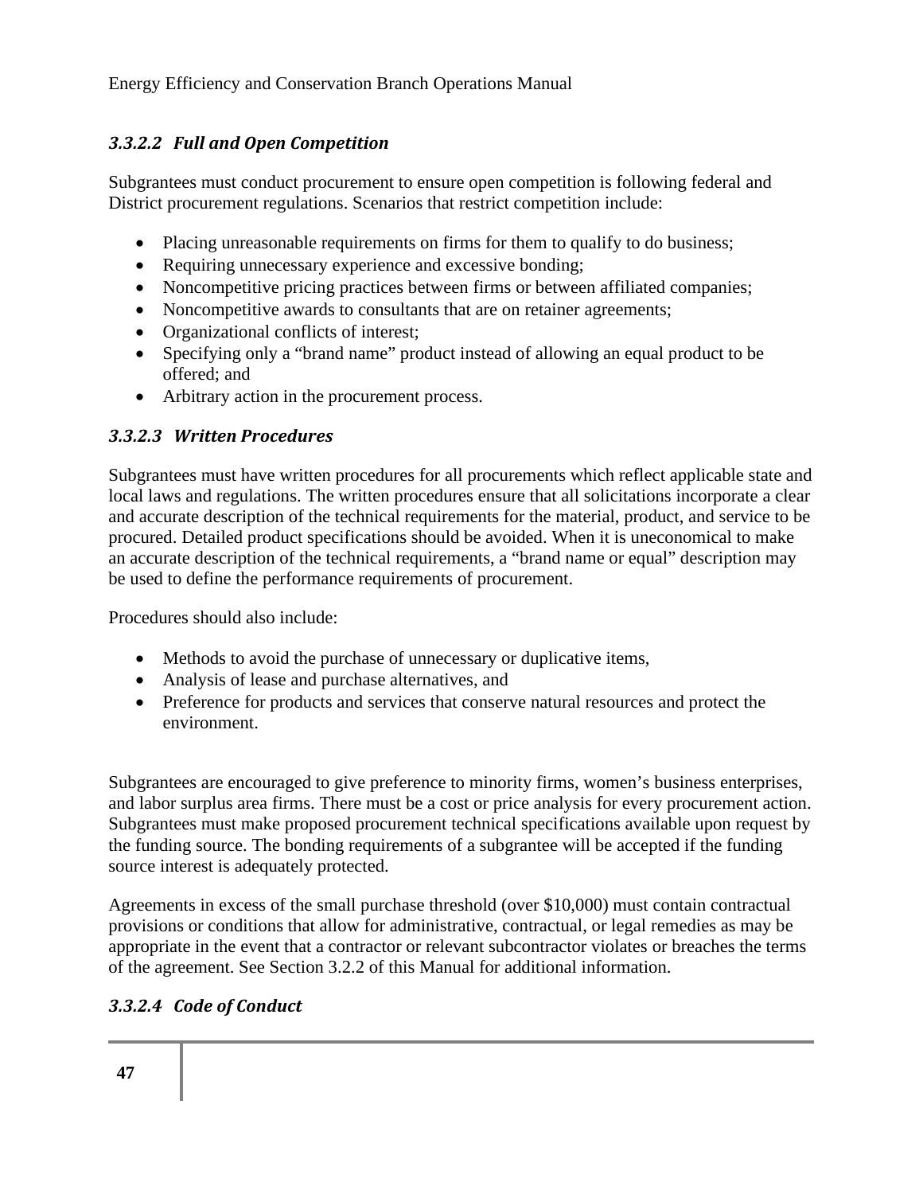#### *3.3.2.2 Full and Open Competition*

Subgrantees must conduct procurement to ensure open competition is following federal and District procurement regulations. Scenarios that restrict competition include:

- Placing unreasonable requirements on firms for them to qualify to do business;
- Requiring unnecessary experience and excessive bonding;
- Noncompetitive pricing practices between firms or between affiliated companies;
- Noncompetitive awards to consultants that are on retainer agreements;
- Organizational conflicts of interest;
- Specifying only a "brand name" product instead of allowing an equal product to be offered; and
- Arbitrary action in the procurement process.

#### *3.3.2.3 Written Procedures*

Subgrantees must have written procedures for all procurements which reflect applicable state and local laws and regulations. The written procedures ensure that all solicitations incorporate a clear and accurate description of the technical requirements for the material, product, and service to be procured. Detailed product specifications should be avoided. When it is uneconomical to make an accurate description of the technical requirements, a "brand name or equal" description may be used to define the performance requirements of procurement.

Procedures should also include:

- Methods to avoid the purchase of unnecessary or duplicative items,
- Analysis of lease and purchase alternatives, and
- Preference for products and services that conserve natural resources and protect the environment.

Subgrantees are encouraged to give preference to minority firms, women's business enterprises, and labor surplus area firms. There must be a cost or price analysis for every procurement action. Subgrantees must make proposed procurement technical specifications available upon request by the funding source. The bonding requirements of a subgrantee will be accepted if the funding source interest is adequately protected.

Agreements in excess of the small purchase threshold (over $10,000) must contain contractual provisions or conditions that allow for administrative, contractual, or legal remedies as may be appropriate in the event that a contractor or relevant subcontractor violates or breaches the terms of the agreement. See Section 3.2.2 of this Manual for additional information.

#### *3.3.2.4 Code of Conduct*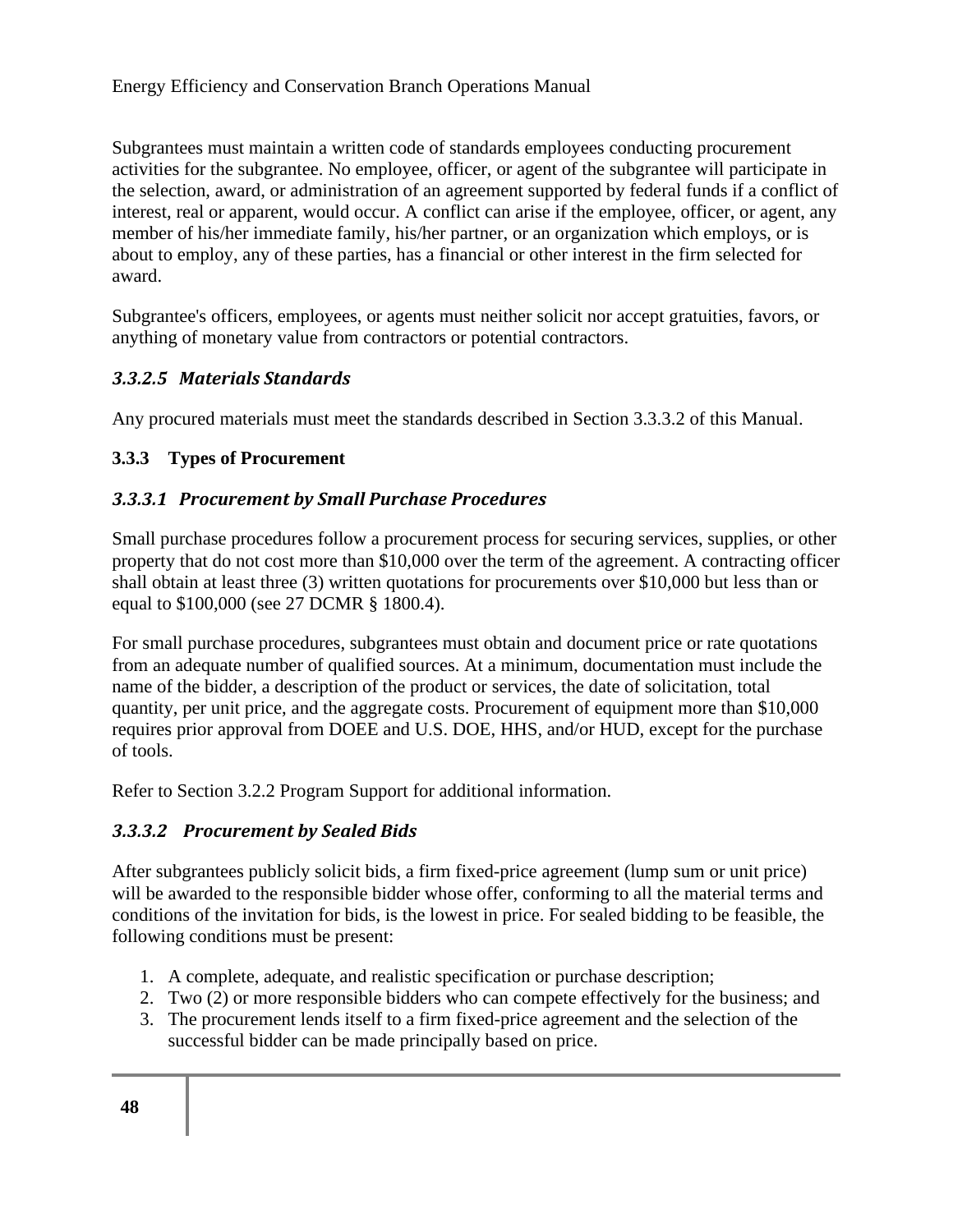Subgrantees must maintain a written code of standards employees conducting procurement activities for the subgrantee. No employee, officer, or agent of the subgrantee will participate in the selection, award, or administration of an agreement supported by federal funds if a conflict of interest, real or apparent, would occur. A conflict can arise if the employee, officer, or agent, any member of his/her immediate family, his/her partner, or an organization which employs, or is about to employ, any of these parties, has a financial or other interest in the firm selected for award.

Subgrantee's officers, employees, or agents must neither solicit nor accept gratuities, favors, or anything of monetary value from contractors or potential contractors.

#### *3.3.2.5 Materials Standards*

Any procured materials must meet the standards described in Section 3.3.3.2 of this Manual.

### 3.3.3 Types of Procurement

#### *3.3.3.1 Procurement by Small Purchase Procedures*

Small purchase procedures follow a procurement process for securing services, supplies, or other property that do not cost more than $10,000 over the term of the agreement. A contracting officer shall obtain at least three (3) written quotations for procurements over $10,000 but less than or equal to $100,000 (see 27 DCMR § 1800.4).

For small purchase procedures, subgrantees must obtain and document price or rate quotations from an adequate number of qualified sources. At a minimum, documentation must include the name of the bidder, a description of the product or services, the date of solicitation, total quantity, per unit price, and the aggregate costs. Procurement of equipment more than $10,000 requires prior approval from DOEE and U.S. DOE, HHS, and/or HUD, except for the purchase of tools.

Refer to Section 3.2.2 Program Support for additional information.

#### *3.3.3.2 Procurement by Sealed Bids*

After subgrantees publicly solicit bids, a firm fixed-price agreement (lump sum or unit price) will be awarded to the responsible bidder whose offer, conforming to all the material terms and conditions of the invitation for bids, is the lowest in price. For sealed bidding to be feasible, the following conditions must be present:

1. A complete, adequate, and realistic specification or purchase description;
2. Two (2) or more responsible bidders who can compete effectively for the business; and
3. The procurement lends itself to a firm fixed-price agreement and the selection of the successful bidder can be made principally based on price.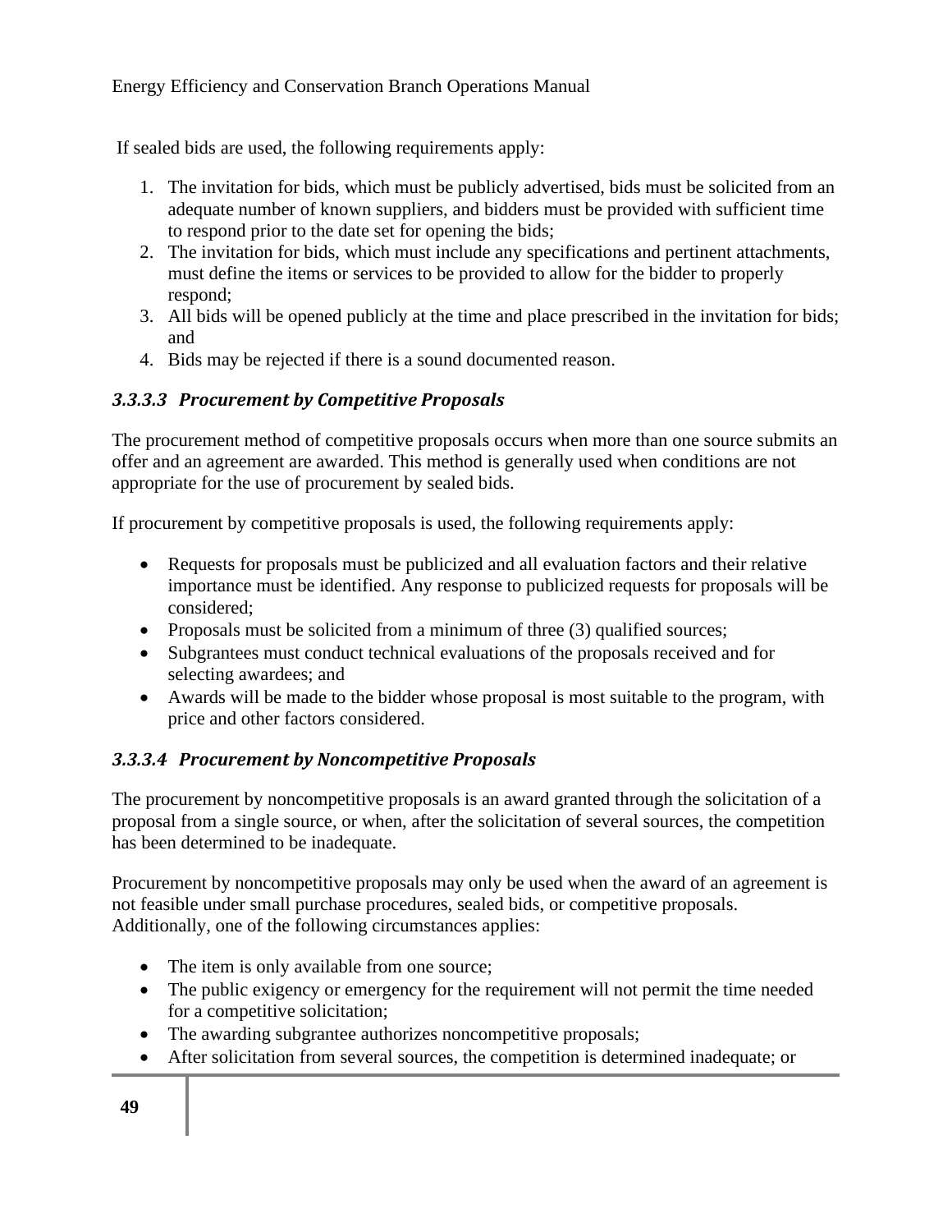If sealed bids are used, the following requirements apply:

1. The invitation for bids, which must be publicly advertised, bids must be solicited from an adequate number of known suppliers, and bidders must be provided with sufficient time to respond prior to the date set for opening the bids;
2. The invitation for bids, which must include any specifications and pertinent attachments, must define the items or services to be provided to allow for the bidder to properly respond;
3. All bids will be opened publicly at the time and place prescribed in the invitation for bids; and
4. Bids may be rejected if there is a sound documented reason.

#### *3.3.3.3 Procurement by Competitive Proposals*

The procurement method of competitive proposals occurs when more than one source submits an offer and an agreement are awarded. This method is generally used when conditions are not appropriate for the use of procurement by sealed bids.

If procurement by competitive proposals is used, the following requirements apply:

- Requests for proposals must be publicized and all evaluation factors and their relative importance must be identified. Any response to publicized requests for proposals will be considered;
- Proposals must be solicited from a minimum of three (3) qualified sources;
- Subgrantees must conduct technical evaluations of the proposals received and for selecting awardees; and
- Awards will be made to the bidder whose proposal is most suitable to the program, with price and other factors considered.

#### *3.3.3.4 Procurement by Noncompetitive Proposals*

The procurement by noncompetitive proposals is an award granted through the solicitation of a proposal from a single source, or when, after the solicitation of several sources, the competition has been determined to be inadequate.

Procurement by noncompetitive proposals may only be used when the award of an agreement is not feasible under small purchase procedures, sealed bids, or competitive proposals. Additionally, one of the following circumstances applies:

- The item is only available from one source;
- The public exigency or emergency for the requirement will not permit the time needed for a competitive solicitation;
- The awarding subgrantee authorizes noncompetitive proposals;
- After solicitation from several sources, the competition is determined inadequate; or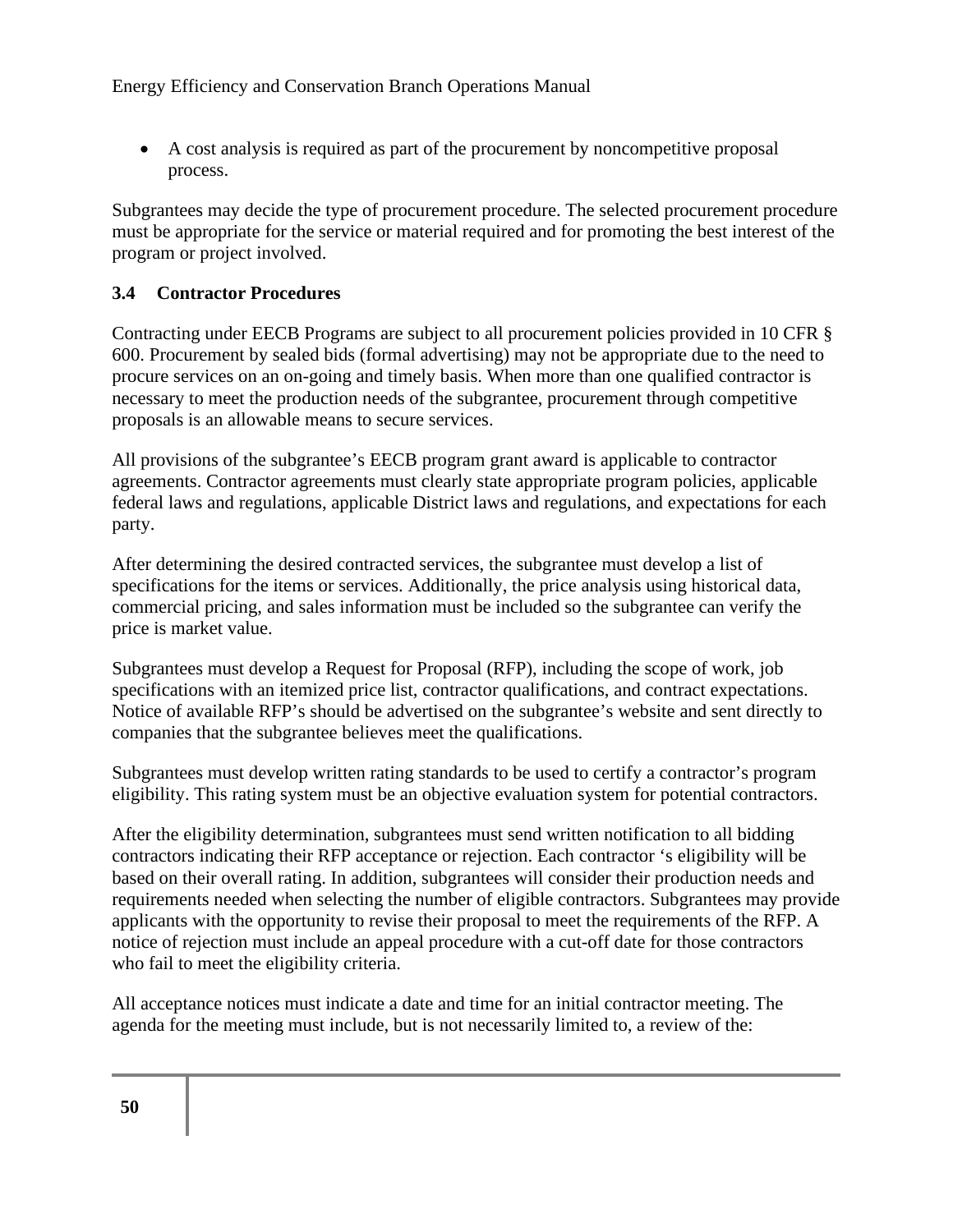- A cost analysis is required as part of the procurement by noncompetitive proposal process.

Subgrantees may decide the type of procurement procedure. The selected procurement procedure must be appropriate for the service or material required and for promoting the best interest of the program or project involved.

### 3.4 Contractor Procedures

Contracting under EECB Programs are subject to all procurement policies provided in 10 CFR § 600. Procurement by sealed bids (formal advertising) may not be appropriate due to the need to procure services on an on-going and timely basis. When more than one qualified contractor is necessary to meet the production needs of the subgrantee, procurement through competitive proposals is an allowable means to secure services.

All provisions of the subgrantee's EECB program grant award is applicable to contractor agreements. Contractor agreements must clearly state appropriate program policies, applicable federal laws and regulations, applicable District laws and regulations, and expectations for each party.

After determining the desired contracted services, the subgrantee must develop a list of specifications for the items or services. Additionally, the price analysis using historical data, commercial pricing, and sales information must be included so the subgrantee can verify the price is market value.

Subgrantees must develop a Request for Proposal (RFP), including the scope of work, job specifications with an itemized price list, contractor qualifications, and contract expectations. Notice of available RFP's should be advertised on the subgrantee's website and sent directly to companies that the subgrantee believes meet the qualifications.

Subgrantees must develop written rating standards to be used to certify a contractor's program eligibility. This rating system must be an objective evaluation system for potential contractors.

After the eligibility determination, subgrantees must send written notification to all bidding contractors indicating their RFP acceptance or rejection. Each contractor 's eligibility will be based on their overall rating. In addition, subgrantees will consider their production needs and requirements needed when selecting the number of eligible contractors. Subgrantees may provide applicants with the opportunity to revise their proposal to meet the requirements of the RFP. A notice of rejection must include an appeal procedure with a cut-off date for those contractors who fail to meet the eligibility criteria.

All acceptance notices must indicate a date and time for an initial contractor meeting. The agenda for the meeting must include, but is not necessarily limited to, a review of the: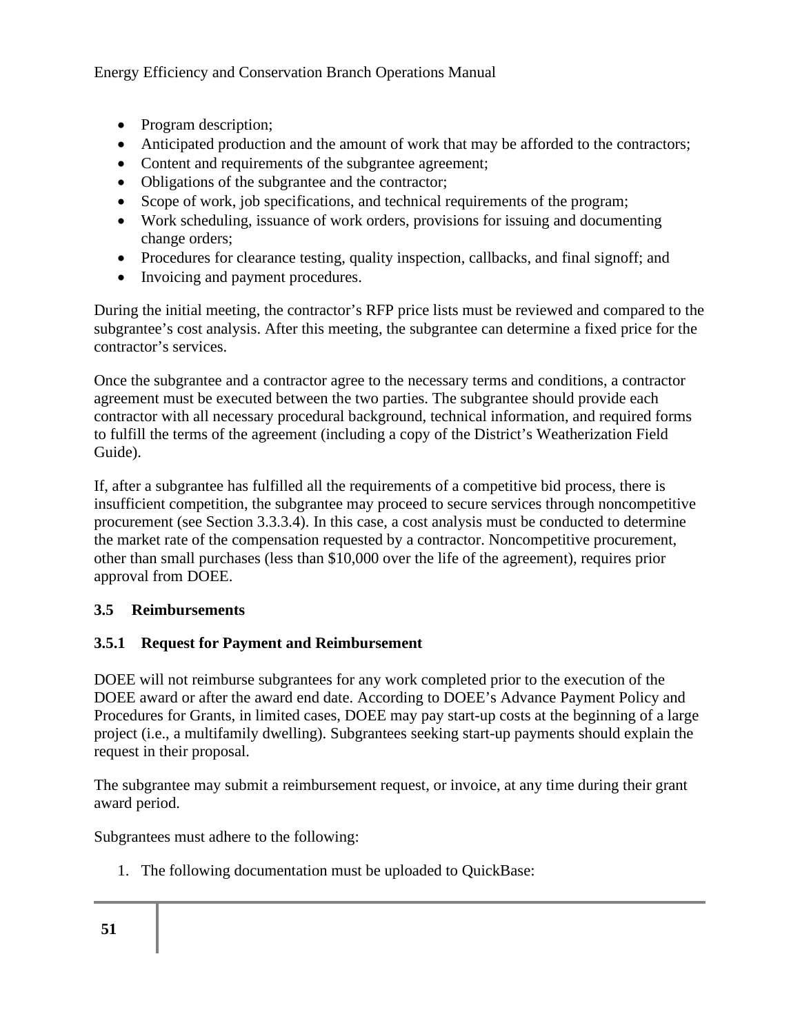- Program description;
- Anticipated production and the amount of work that may be afforded to the contractors;
- Content and requirements of the subgrantee agreement;
- Obligations of the subgrantee and the contractor;
- Scope of work, job specifications, and technical requirements of the program;
- Work scheduling, issuance of work orders, provisions for issuing and documenting change orders;
- Procedures for clearance testing, quality inspection, callbacks, and final signoff; and
- Invoicing and payment procedures.

During the initial meeting, the contractor's RFP price lists must be reviewed and compared to the subgrantee's cost analysis. After this meeting, the subgrantee can determine a fixed price for the contractor's services.

Once the subgrantee and a contractor agree to the necessary terms and conditions, a contractor agreement must be executed between the two parties. The subgrantee should provide each contractor with all necessary procedural background, technical information, and required forms to fulfill the terms of the agreement (including a copy of the District's Weatherization Field Guide).

If, after a subgrantee has fulfilled all the requirements of a competitive bid process, there is insufficient competition, the subgrantee may proceed to secure services through noncompetitive procurement (see Section 3.3.3.4). In this case, a cost analysis must be conducted to determine the market rate of the compensation requested by a contractor. Noncompetitive procurement, other than small purchases (less than $10,000 over the life of the agreement), requires prior approval from DOEE.

## 3.5 Reimbursements

### 3.5.1 Request for Payment and Reimbursement

DOEE will not reimburse subgrantees for any work completed prior to the execution of the DOEE award or after the award end date. According to DOEE's Advance Payment Policy and Procedures for Grants, in limited cases, DOEE may pay start-up costs at the beginning of a large project (i.e., a multifamily dwelling). Subgrantees seeking start-up payments should explain the request in their proposal.

The subgrantee may submit a reimbursement request, or invoice, at any time during their grant award period.

Subgrantees must adhere to the following:

1. The following documentation must be uploaded to QuickBase: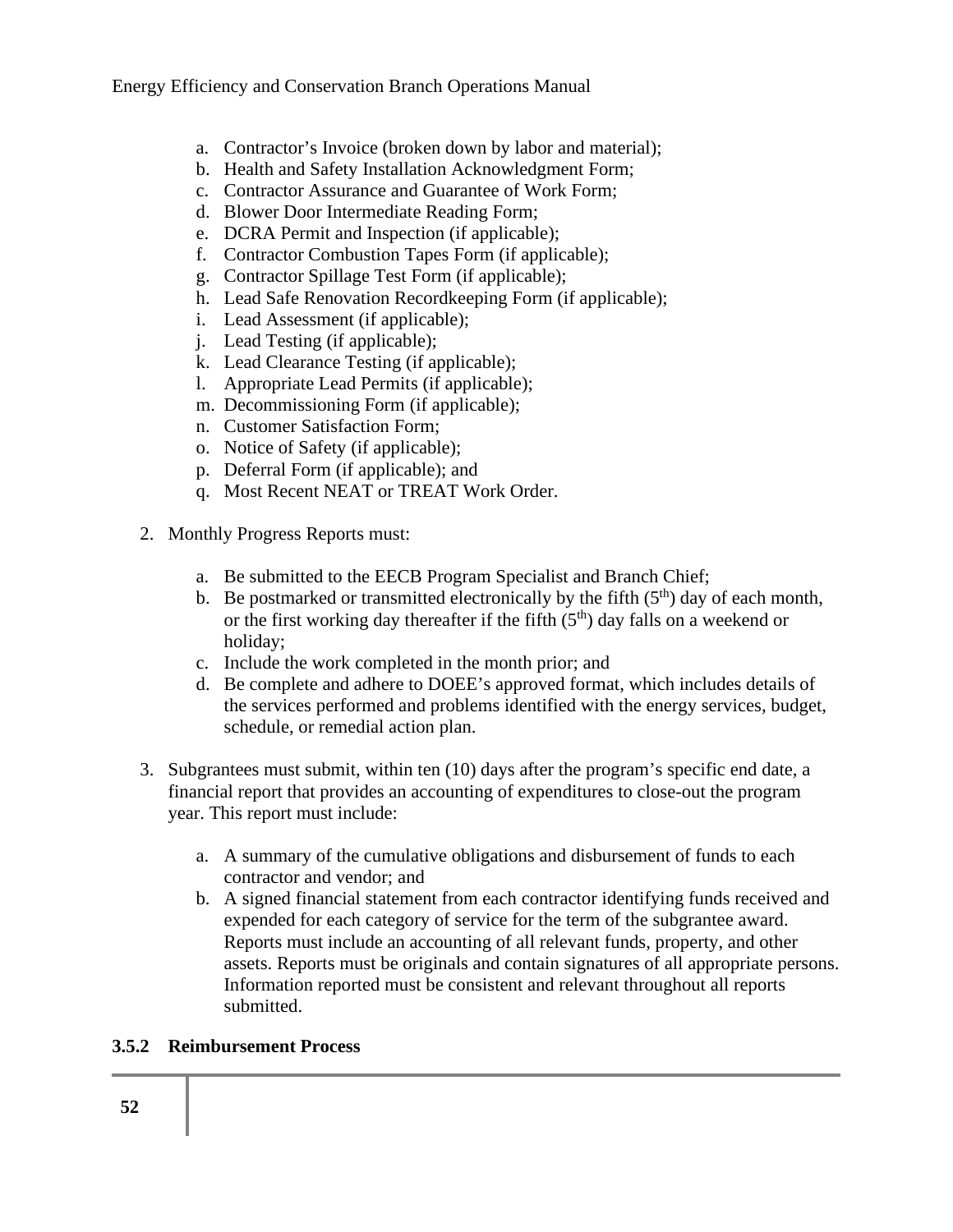a. Contractor's Invoice (broken down by labor and material);
b. Health and Safety Installation Acknowledgment Form;
c. Contractor Assurance and Guarantee of Work Form;
d. Blower Door Intermediate Reading Form;
e. DCRA Permit and Inspection (if applicable);
f. Contractor Combustion Tapes Form (if applicable);
g. Contractor Spillage Test Form (if applicable);
h. Lead Safe Renovation Recordkeeping Form (if applicable);
i. Lead Assessment (if applicable);
j. Lead Testing (if applicable);
k. Lead Clearance Testing (if applicable);
l. Appropriate Lead Permits (if applicable);
m. Decommissioning Form (if applicable);
n. Customer Satisfaction Form;
o. Notice of Safety (if applicable);
p. Deferral Form (if applicable); and
q. Most Recent NEAT or TREAT Work Order.

2. Monthly Progress Reports must:

   a. Be submitted to the EECB Program Specialist and Branch Chief;
   b. Be postmarked or transmitted electronically by the fifth (5th) day of each month, or the first working day thereafter if the fifth (5th) day falls on a weekend or holiday;
   c. Include the work completed in the month prior; and
   d. Be complete and adhere to DOEE's approved format, which includes details of the services performed and problems identified with the energy services, budget, schedule, or remedial action plan.

3. Subgrantees must submit, within ten (10) days after the program's specific end date, a financial report that provides an accounting of expenditures to close-out the program year. This report must include:

   a. A summary of the cumulative obligations and disbursement of funds to each contractor and vendor; and
   b. A signed financial statement from each contractor identifying funds received and expended for each category of service for the term of the subgrantee award. Reports must include an accounting of all relevant funds, property, and other assets. Reports must be originals and contain signatures of all appropriate persons. Information reported must be consistent and relevant throughout all reports submitted.

### 3.5.2 Reimbursement Process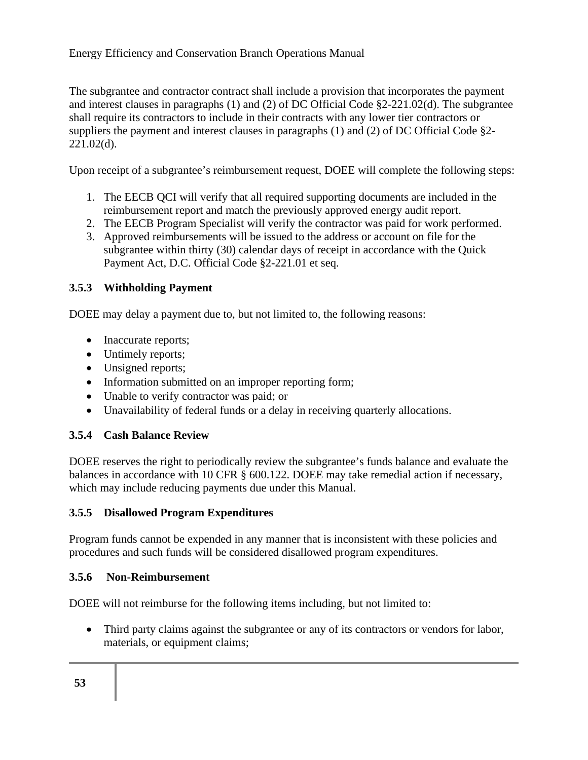The subgrantee and contractor contract shall include a provision that incorporates the payment and interest clauses in paragraphs (1) and (2) of DC Official Code §2-221.02(d). The subgrantee shall require its contractors to include in their contracts with any lower tier contractors or suppliers the payment and interest clauses in paragraphs (1) and (2) of DC Official Code §2-221.02(d).

Upon receipt of a subgrantee's reimbursement request, DOEE will complete the following steps:

1. The EECB QCI will verify that all required supporting documents are included in the reimbursement report and match the previously approved energy audit report.
2. The EECB Program Specialist will verify the contractor was paid for work performed.
3. Approved reimbursements will be issued to the address or account on file for the subgrantee within thirty (30) calendar days of receipt in accordance with the Quick Payment Act, D.C. Official Code §2-221.01 et seq.

### 3.5.3 Withholding Payment

DOEE may delay a payment due to, but not limited to, the following reasons:

- Inaccurate reports;
- Untimely reports;
- Unsigned reports;
- Information submitted on an improper reporting form;
- Unable to verify contractor was paid; or
- Unavailability of federal funds or a delay in receiving quarterly allocations.

### 3.5.4 Cash Balance Review

DOEE reserves the right to periodically review the subgrantee's funds balance and evaluate the balances in accordance with 10 CFR § 600.122. DOEE may take remedial action if necessary, which may include reducing payments due under this Manual.

### 3.5.5 Disallowed Program Expenditures

Program funds cannot be expended in any manner that is inconsistent with these policies and procedures and such funds will be considered disallowed program expenditures.

### 3.5.6 Non-Reimbursement

DOEE will not reimburse for the following items including, but not limited to:

- Third party claims against the subgrantee or any of its contractors or vendors for labor, materials, or equipment claims;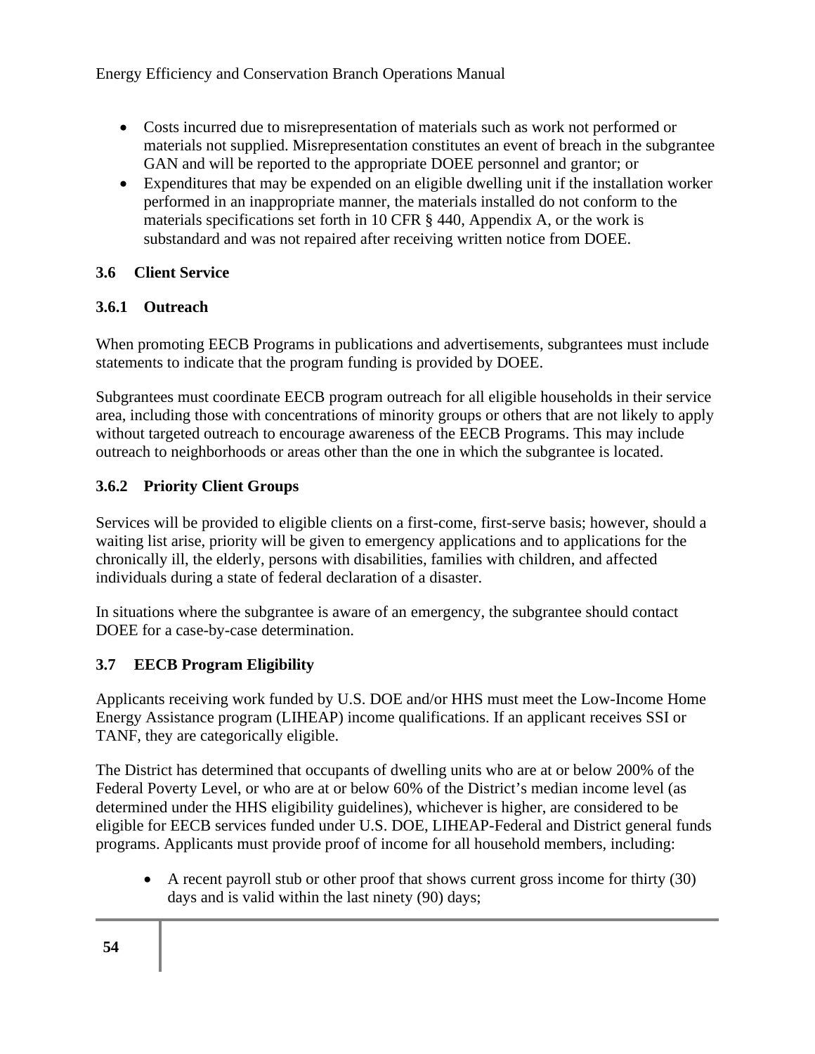- Costs incurred due to misrepresentation of materials such as work not performed or materials not supplied. Misrepresentation constitutes an event of breach in the subgrantee GAN and will be reported to the appropriate DOEE personnel and grantor; or
- Expenditures that may be expended on an eligible dwelling unit if the installation worker performed in an inappropriate manner, the materials installed do not conform to the materials specifications set forth in 10 CFR § 440, Appendix A, or the work is substandard and was not repaired after receiving written notice from DOEE.

### 3.6 Client Service

#### 3.6.1 Outreach

When promoting EECB Programs in publications and advertisements, subgrantees must include statements to indicate that the program funding is provided by DOEE.

Subgrantees must coordinate EECB program outreach for all eligible households in their service area, including those with concentrations of minority groups or others that are not likely to apply without targeted outreach to encourage awareness of the EECB Programs. This may include outreach to neighborhoods or areas other than the one in which the subgrantee is located.

#### 3.6.2 Priority Client Groups

Services will be provided to eligible clients on a first-come, first-serve basis; however, should a waiting list arise, priority will be given to emergency applications and to applications for the chronically ill, the elderly, persons with disabilities, families with children, and affected individuals during a state of federal declaration of a disaster.

In situations where the subgrantee is aware of an emergency, the subgrantee should contact DOEE for a case-by-case determination.

### 3.7 EECB Program Eligibility

Applicants receiving work funded by U.S. DOE and/or HHS must meet the Low-Income Home Energy Assistance program (LIHEAP) income qualifications. If an applicant receives SSI or TANF, they are categorically eligible.

The District has determined that occupants of dwelling units who are at or below 200% of the Federal Poverty Level, or who are at or below 60% of the District's median income level (as determined under the HHS eligibility guidelines), whichever is higher, are considered to be eligible for EECB services funded under U.S. DOE, LIHEAP-Federal and District general funds programs. Applicants must provide proof of income for all household members, including:

- A recent payroll stub or other proof that shows current gross income for thirty (30) days and is valid within the last ninety (90) days;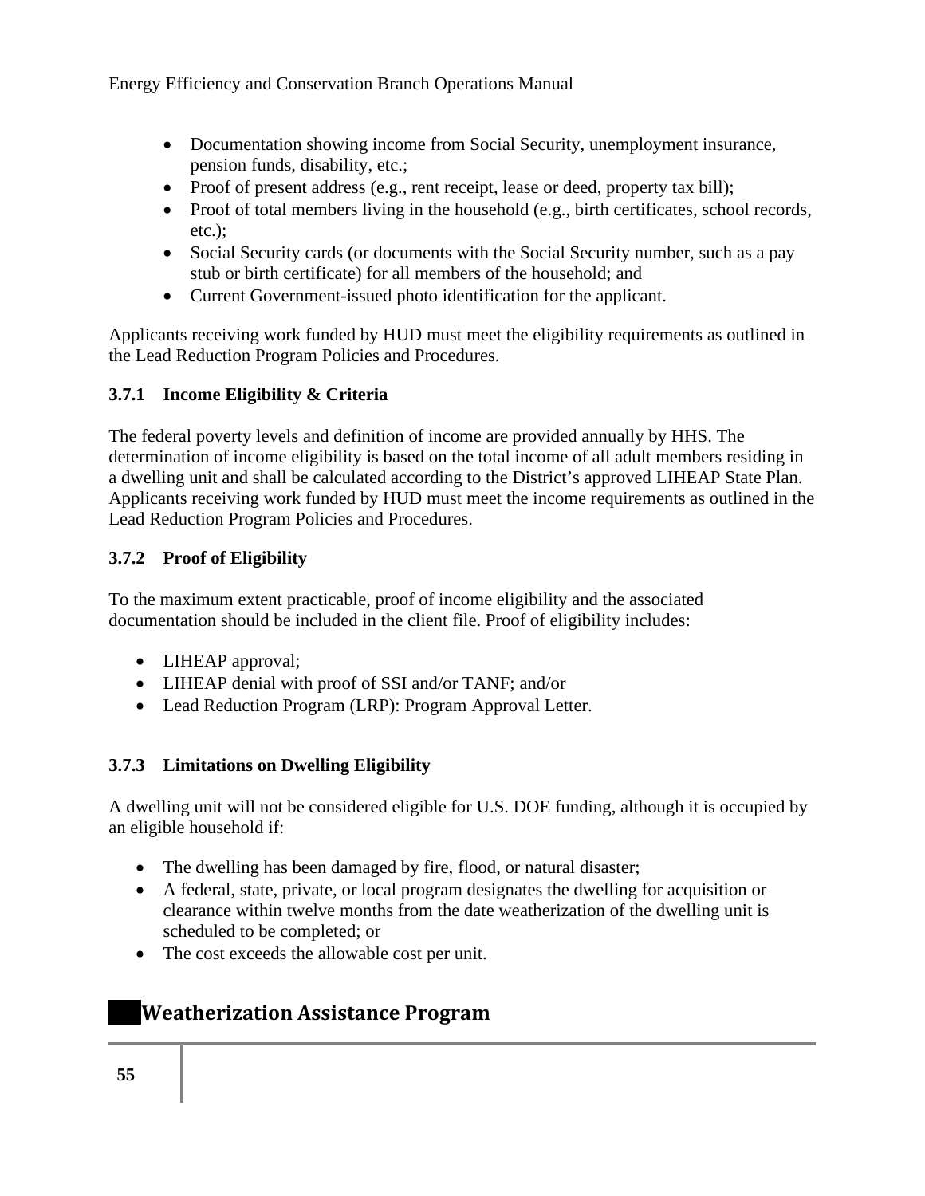- Documentation showing income from Social Security, unemployment insurance, pension funds, disability, etc.;
- Proof of present address (e.g., rent receipt, lease or deed, property tax bill);
- Proof of total members living in the household (e.g., birth certificates, school records, etc.);
- Social Security cards (or documents with the Social Security number, such as a pay stub or birth certificate) for all members of the household; and
- Current Government-issued photo identification for the applicant.

Applicants receiving work funded by HUD must meet the eligibility requirements as outlined in the Lead Reduction Program Policies and Procedures.

### 3.7.1 Income Eligibility & Criteria

The federal poverty levels and definition of income are provided annually by HHS. The determination of income eligibility is based on the total income of all adult members residing in a dwelling unit and shall be calculated according to the District's approved LIHEAP State Plan. Applicants receiving work funded by HUD must meet the income requirements as outlined in the Lead Reduction Program Policies and Procedures.

### 3.7.2 Proof of Eligibility

To the maximum extent practicable, proof of income eligibility and the associated documentation should be included in the client file. Proof of eligibility includes:

- LIHEAP approval;
- LIHEAP denial with proof of SSI and/or TANF; and/or
- Lead Reduction Program (LRP): Program Approval Letter.

### 3.7.3 Limitations on Dwelling Eligibility

A dwelling unit will not be considered eligible for U.S. DOE funding, although it is occupied by an eligible household if:

- The dwelling has been damaged by fire, flood, or natural disaster;
- A federal, state, private, or local program designates the dwelling for acquisition or clearance within twelve months from the date weatherization of the dwelling unit is scheduled to be completed; or
- The cost exceeds the allowable cost per unit.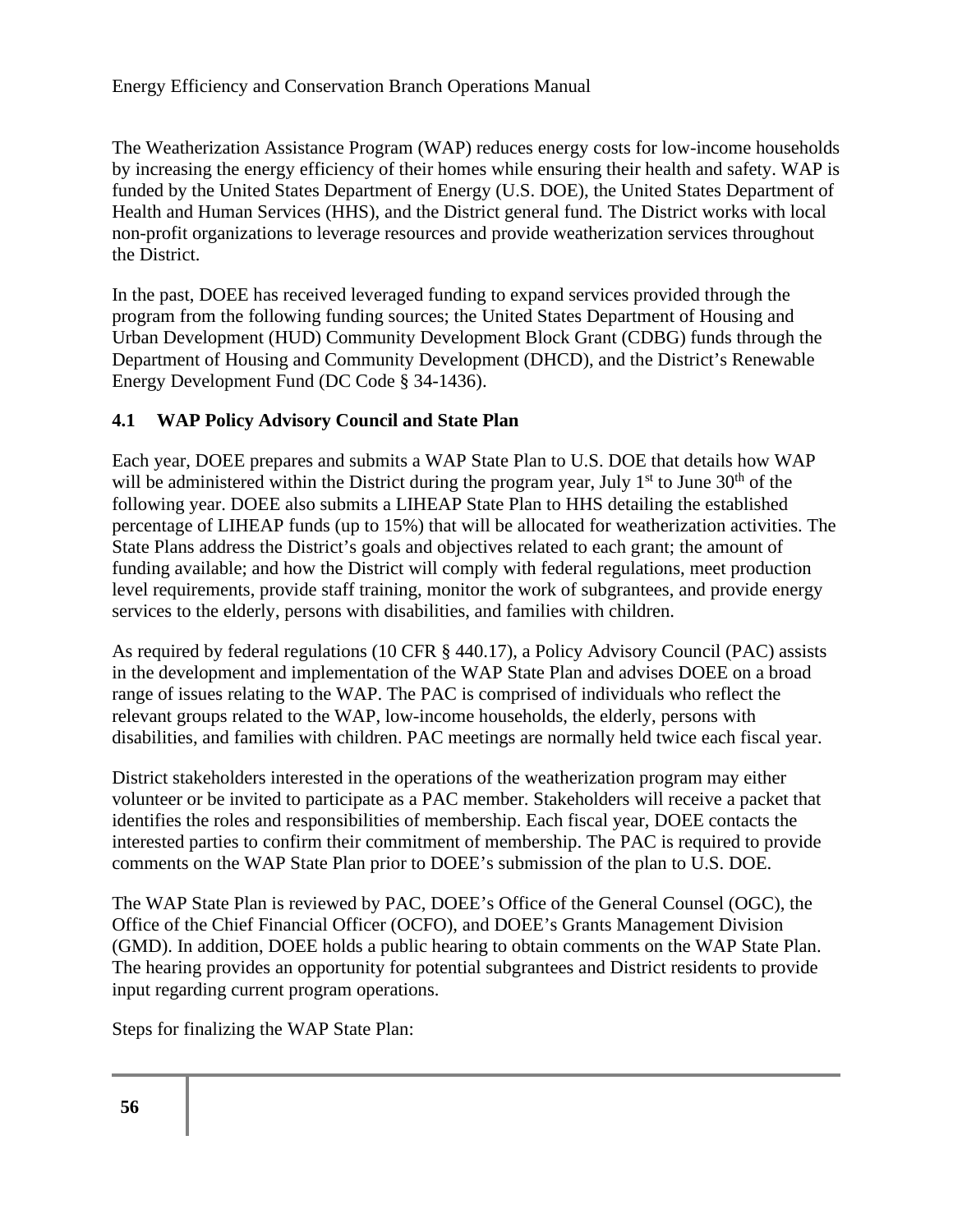The Weatherization Assistance Program (WAP) reduces energy costs for low-income households by increasing the energy efficiency of their homes while ensuring their health and safety. WAP is funded by the United States Department of Energy (U.S. DOE), the United States Department of Health and Human Services (HHS), and the District general fund. The District works with local non-profit organizations to leverage resources and provide weatherization services throughout the District.

In the past, DOEE has received leveraged funding to expand services provided through the program from the following funding sources; the United States Department of Housing and Urban Development (HUD) Community Development Block Grant (CDBG) funds through the Department of Housing and Community Development (DHCD), and the District's Renewable Energy Development Fund (DC Code § 34-1436).

## 4.1 WAP Policy Advisory Council and State Plan

Each year, DOEE prepares and submits a WAP State Plan to U.S. DOE that details how WAP will be administered within the District during the program year, July 1st to June 30th of the following year. DOEE also submits a LIHEAP State Plan to HHS detailing the established percentage of LIHEAP funds (up to 15%) that will be allocated for weatherization activities. The State Plans address the District's goals and objectives related to each grant; the amount of funding available; and how the District will comply with federal regulations, meet production level requirements, provide staff training, monitor the work of subgrantees, and provide energy services to the elderly, persons with disabilities, and families with children.

As required by federal regulations (10 CFR § 440.17), a Policy Advisory Council (PAC) assists in the development and implementation of the WAP State Plan and advises DOEE on a broad range of issues relating to the WAP. The PAC is comprised of individuals who reflect the relevant groups related to the WAP, low-income households, the elderly, persons with disabilities, and families with children. PAC meetings are normally held twice each fiscal year.

District stakeholders interested in the operations of the weatherization program may either volunteer or be invited to participate as a PAC member. Stakeholders will receive a packet that identifies the roles and responsibilities of membership. Each fiscal year, DOEE contacts the interested parties to confirm their commitment of membership. The PAC is required to provide comments on the WAP State Plan prior to DOEE's submission of the plan to U.S. DOE.

The WAP State Plan is reviewed by PAC, DOEE's Office of the General Counsel (OGC), the Office of the Chief Financial Officer (OCFO), and DOEE's Grants Management Division (GMD). In addition, DOEE holds a public hearing to obtain comments on the WAP State Plan. The hearing provides an opportunity for potential subgrantees and District residents to provide input regarding current program operations.

Steps for finalizing the WAP State Plan: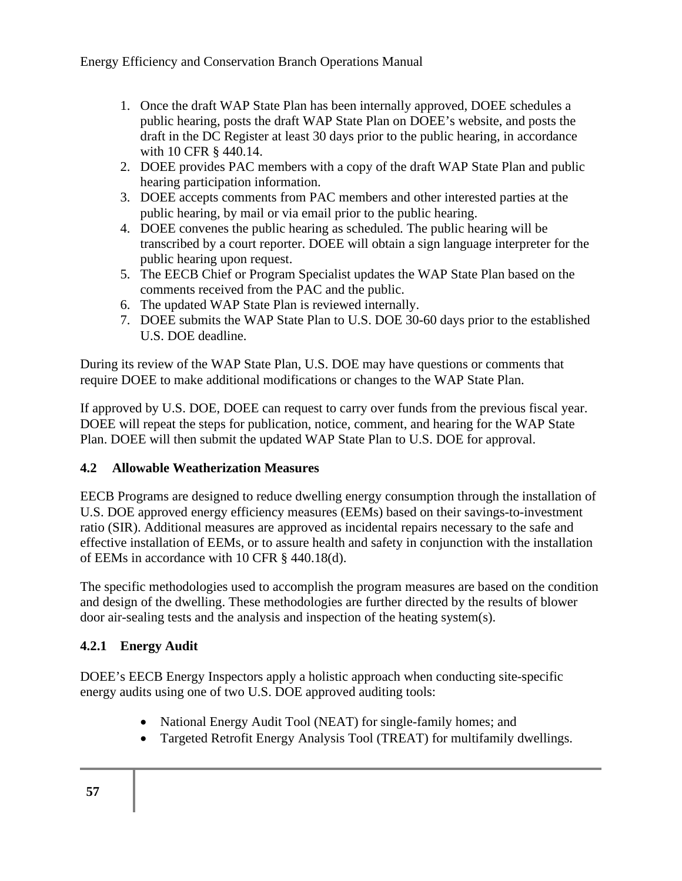1. Once the draft WAP State Plan has been internally approved, DOEE schedules a public hearing, posts the draft WAP State Plan on DOEE's website, and posts the draft in the DC Register at least 30 days prior to the public hearing, in accordance with 10 CFR § 440.14.
2. DOEE provides PAC members with a copy of the draft WAP State Plan and public hearing participation information.
3. DOEE accepts comments from PAC members and other interested parties at the public hearing, by mail or via email prior to the public hearing.
4. DOEE convenes the public hearing as scheduled. The public hearing will be transcribed by a court reporter. DOEE will obtain a sign language interpreter for the public hearing upon request.
5. The EECB Chief or Program Specialist updates the WAP State Plan based on the comments received from the PAC and the public.
6. The updated WAP State Plan is reviewed internally.
7. DOEE submits the WAP State Plan to U.S. DOE 30-60 days prior to the established U.S. DOE deadline.

During its review of the WAP State Plan, U.S. DOE may have questions or comments that require DOEE to make additional modifications or changes to the WAP State Plan.

If approved by U.S. DOE, DOEE can request to carry over funds from the previous fiscal year. DOEE will repeat the steps for publication, notice, comment, and hearing for the WAP State Plan. DOEE will then submit the updated WAP State Plan to U.S. DOE for approval.

## 4.2 Allowable Weatherization Measures

EECB Programs are designed to reduce dwelling energy consumption through the installation of U.S. DOE approved energy efficiency measures (EEMs) based on their savings-to-investment ratio (SIR). Additional measures are approved as incidental repairs necessary to the safe and effective installation of EEMs, or to assure health and safety in conjunction with the installation of EEMs in accordance with 10 CFR § 440.18(d).

The specific methodologies used to accomplish the program measures are based on the condition and design of the dwelling. These methodologies are further directed by the results of blower door air-sealing tests and the analysis and inspection of the heating system(s).

### 4.2.1 Energy Audit

DOEE's EECB Energy Inspectors apply a holistic approach when conducting site-specific energy audits using one of two U.S. DOE approved auditing tools:

- National Energy Audit Tool (NEAT) for single-family homes; and
- Targeted Retrofit Energy Analysis Tool (TREAT) for multifamily dwellings.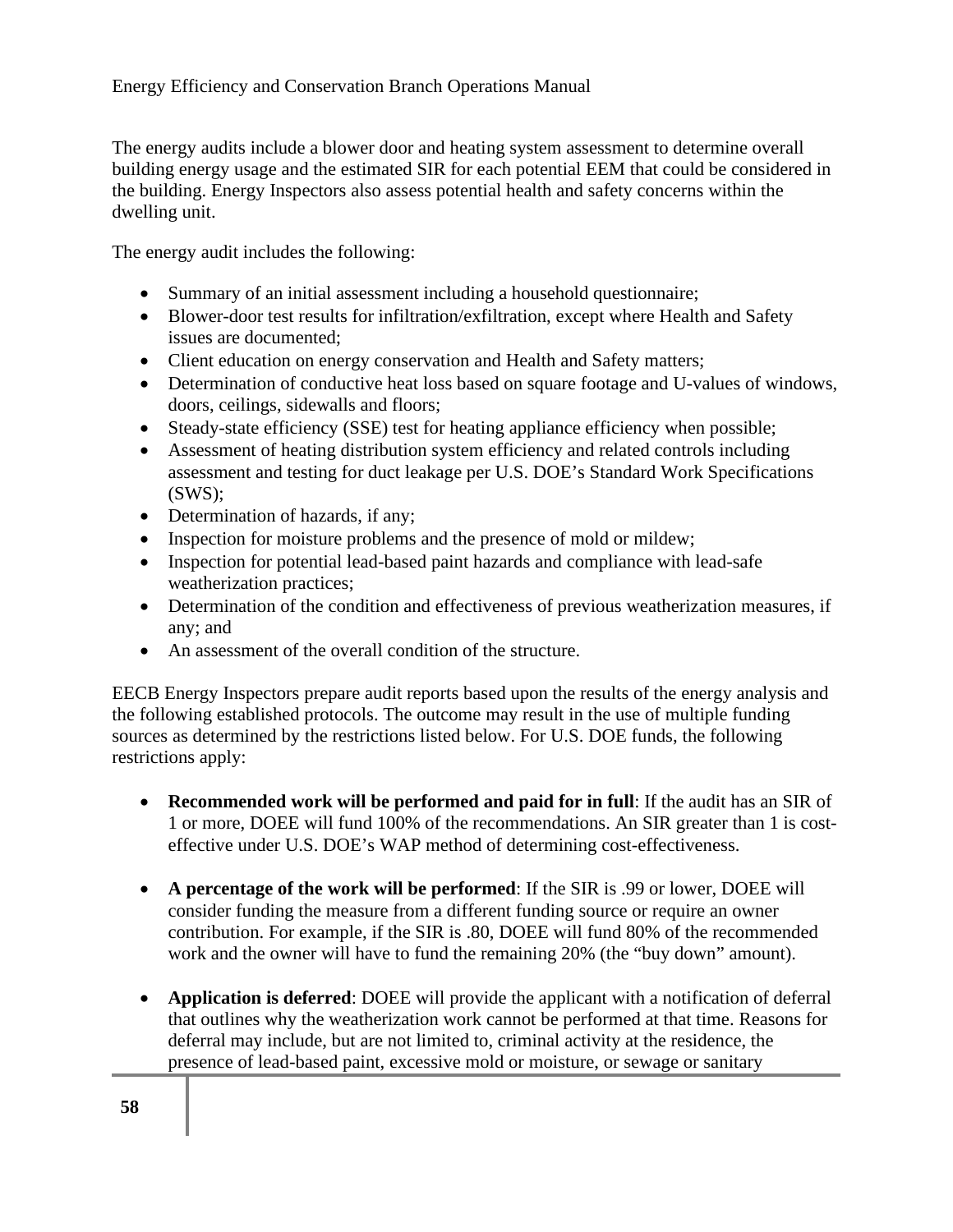The energy audits include a blower door and heating system assessment to determine overall building energy usage and the estimated SIR for each potential EEM that could be considered in the building. Energy Inspectors also assess potential health and safety concerns within the dwelling unit.

The energy audit includes the following:

- Summary of an initial assessment including a household questionnaire;
- Blower-door test results for infiltration/exfiltration, except where Health and Safety issues are documented;
- Client education on energy conservation and Health and Safety matters;
- Determination of conductive heat loss based on square footage and U-values of windows, doors, ceilings, sidewalls and floors;
- Steady-state efficiency (SSE) test for heating appliance efficiency when possible;
- Assessment of heating distribution system efficiency and related controls including assessment and testing for duct leakage per U.S. DOE's Standard Work Specifications (SWS);
- Determination of hazards, if any;
- Inspection for moisture problems and the presence of mold or mildew;
- Inspection for potential lead-based paint hazards and compliance with lead-safe weatherization practices;
- Determination of the condition and effectiveness of previous weatherization measures, if any; and
- An assessment of the overall condition of the structure.

EECB Energy Inspectors prepare audit reports based upon the results of the energy analysis and the following established protocols. The outcome may result in the use of multiple funding sources as determined by the restrictions listed below. For U.S. DOE funds, the following restrictions apply:

- **Recommended work will be performed and paid for in full**: If the audit has an SIR of 1 or more, DOEE will fund 100% of the recommendations. An SIR greater than 1 is cost-effective under U.S. DOE's WAP method of determining cost-effectiveness.

- **A percentage of the work will be performed**: If the SIR is .99 or lower, DOEE will consider funding the measure from a different funding source or require an owner contribution. For example, if the SIR is .80, DOEE will fund 80% of the recommended work and the owner will have to fund the remaining 20% (the "buy down" amount).

- **Application is deferred**: DOEE will provide the applicant with a notification of deferral that outlines why the weatherization work cannot be performed at that time. Reasons for deferral may include, but are not limited to, criminal activity at the residence, the presence of lead-based paint, excessive mold or moisture, or sewage or sanitary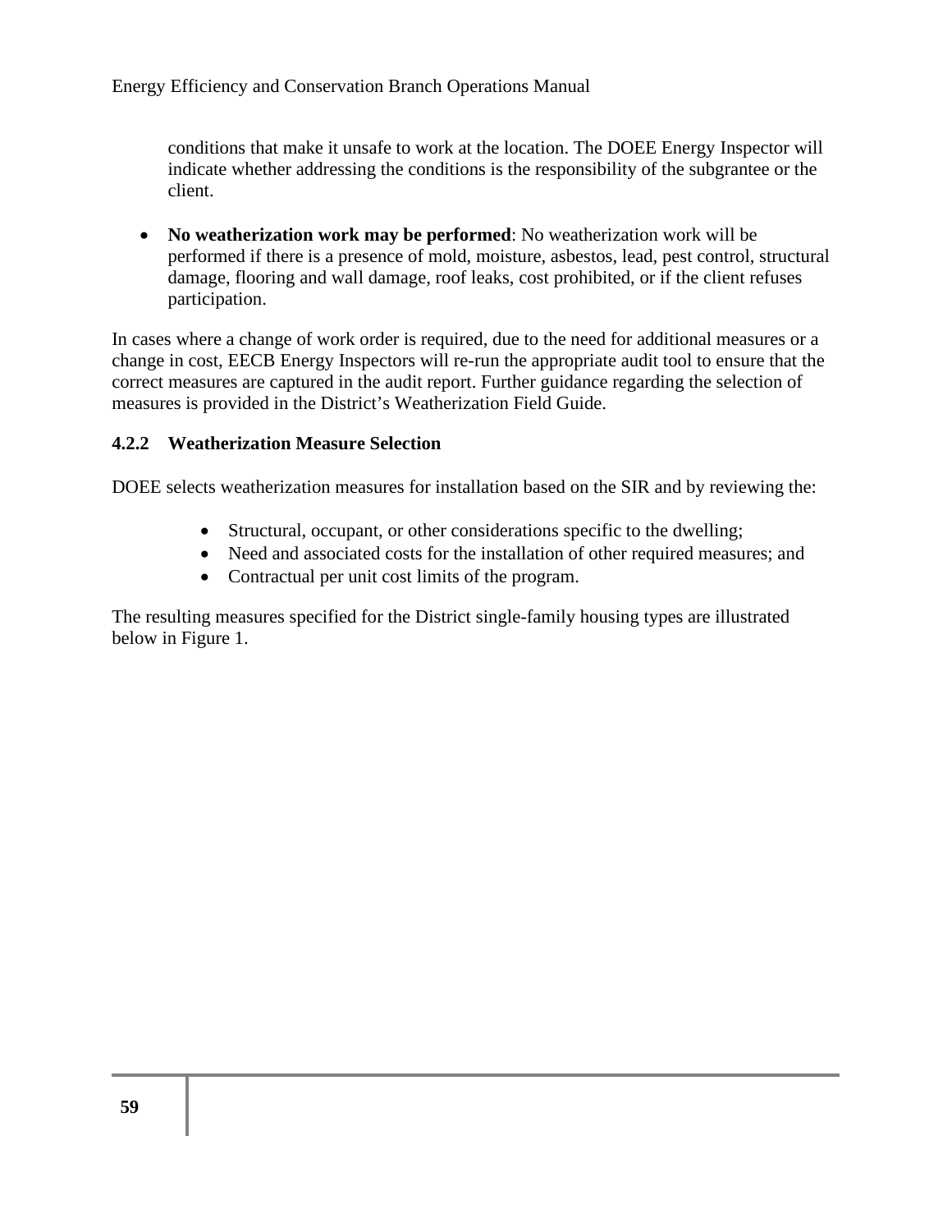conditions that make it unsafe to work at the location. The DOEE Energy Inspector will indicate whether addressing the conditions is the responsibility of the subgrantee or the client.

- **No weatherization work may be performed**: No weatherization work will be performed if there is a presence of mold, moisture, asbestos, lead, pest control, structural damage, flooring and wall damage, roof leaks, cost prohibited, or if the client refuses participation.

In cases where a change of work order is required, due to the need for additional measures or a change in cost, EECB Energy Inspectors will re-run the appropriate audit tool to ensure that the correct measures are captured in the audit report. Further guidance regarding the selection of measures is provided in the District's Weatherization Field Guide.

### 4.2.2 Weatherization Measure Selection

DOEE selects weatherization measures for installation based on the SIR and by reviewing the:

- Structural, occupant, or other considerations specific to the dwelling;
- Need and associated costs for the installation of other required measures; and
- Contractual per unit cost limits of the program.

The resulting measures specified for the District single-family housing types are illustrated below in Figure 1.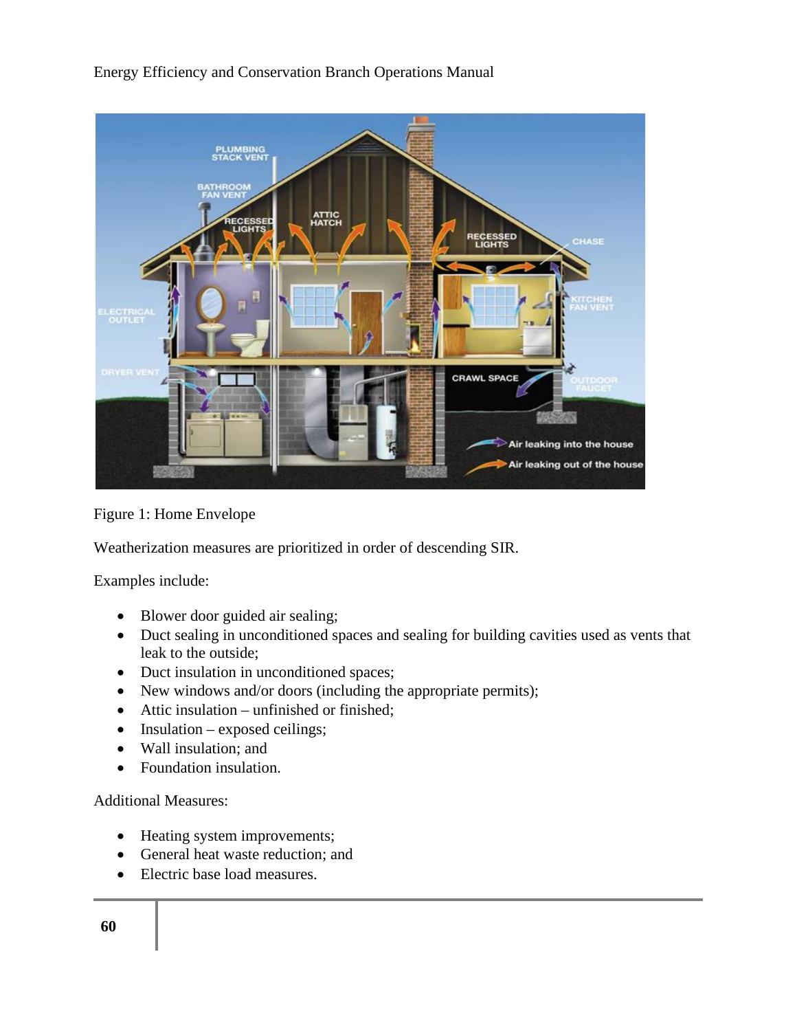Figure 1: Home Envelope

Weatherization measures are prioritized in order of descending SIR.

Examples include:

- Blower door guided air sealing;
- Duct sealing in unconditioned spaces and sealing for building cavities used as vents that leak to the outside;
- Duct insulation in unconditioned spaces;
- New windows and/or doors (including the appropriate permits);
- Attic insulation – unfinished or finished;
- Insulation – exposed ceilings;
- Wall insulation; and
- Foundation insulation.

Additional Measures:

- Heating system improvements;
- General heat waste reduction; and
- Electric base load measures.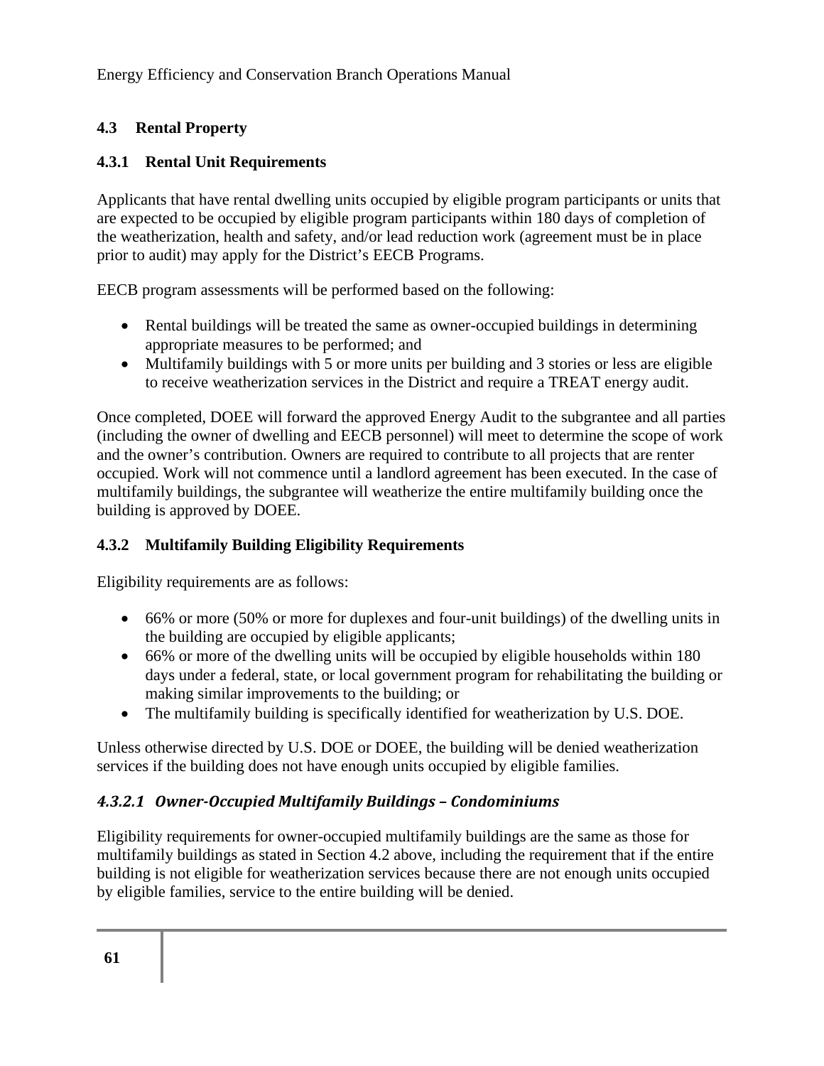## 4.3 Rental Property

### 4.3.1 Rental Unit Requirements

Applicants that have rental dwelling units occupied by eligible program participants or units that are expected to be occupied by eligible program participants within 180 days of completion of the weatherization, health and safety, and/or lead reduction work (agreement must be in place prior to audit) may apply for the District's EECB Programs.

EECB program assessments will be performed based on the following:

- Rental buildings will be treated the same as owner-occupied buildings in determining appropriate measures to be performed; and
- Multifamily buildings with 5 or more units per building and 3 stories or less are eligible to receive weatherization services in the District and require a TREAT energy audit.

Once completed, DOEE will forward the approved Energy Audit to the subgrantee and all parties (including the owner of dwelling and EECB personnel) will meet to determine the scope of work and the owner's contribution. Owners are required to contribute to all projects that are renter occupied. Work will not commence until a landlord agreement has been executed. In the case of multifamily buildings, the subgrantee will weatherize the entire multifamily building once the building is approved by DOEE.

### 4.3.2 Multifamily Building Eligibility Requirements

Eligibility requirements are as follows:

- 66% or more (50% or more for duplexes and four-unit buildings) of the dwelling units in the building are occupied by eligible applicants;
- 66% or more of the dwelling units will be occupied by eligible households within 180 days under a federal, state, or local government program for rehabilitating the building or making similar improvements to the building; or
- The multifamily building is specifically identified for weatherization by U.S. DOE.

Unless otherwise directed by U.S. DOE or DOEE, the building will be denied weatherization services if the building does not have enough units occupied by eligible families.

#### *4.3.2.1 Owner-Occupied Multifamily Buildings – Condominiums*

Eligibility requirements for owner-occupied multifamily buildings are the same as those for multifamily buildings as stated in Section 4.2 above, including the requirement that if the entire building is not eligible for weatherization services because there are not enough units occupied by eligible families, service to the entire building will be denied.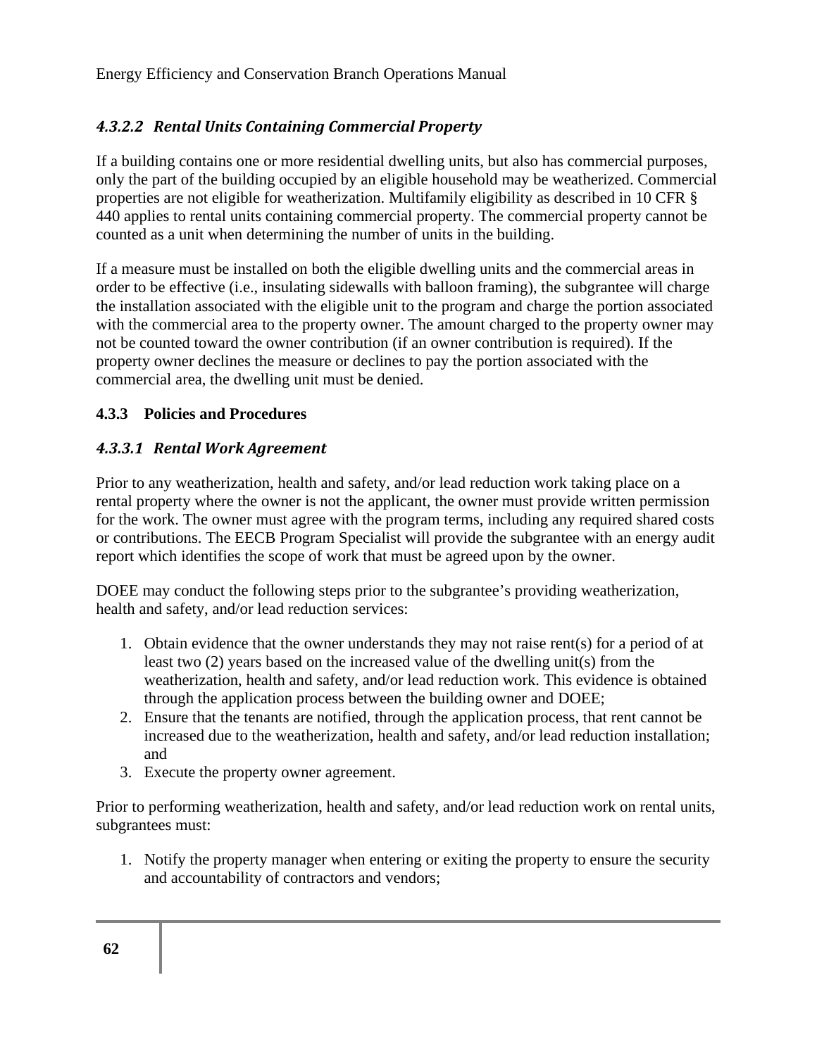#### *4.3.2.2 Rental Units Containing Commercial Property*

If a building contains one or more residential dwelling units, but also has commercial purposes, only the part of the building occupied by an eligible household may be weatherized. Commercial properties are not eligible for weatherization. Multifamily eligibility as described in 10 CFR § 440 applies to rental units containing commercial property. The commercial property cannot be counted as a unit when determining the number of units in the building.

If a measure must be installed on both the eligible dwelling units and the commercial areas in order to be effective (i.e., insulating sidewalls with balloon framing), the subgrantee will charge the installation associated with the eligible unit to the program and charge the portion associated with the commercial area to the property owner. The amount charged to the property owner may not be counted toward the owner contribution (if an owner contribution is required). If the property owner declines the measure or declines to pay the portion associated with the commercial area, the dwelling unit must be denied.

### 4.3.3 Policies and Procedures

#### *4.3.3.1 Rental Work Agreement*

Prior to any weatherization, health and safety, and/or lead reduction work taking place on a rental property where the owner is not the applicant, the owner must provide written permission for the work. The owner must agree with the program terms, including any required shared costs or contributions. The EECB Program Specialist will provide the subgrantee with an energy audit report which identifies the scope of work that must be agreed upon by the owner.

DOEE may conduct the following steps prior to the subgrantee's providing weatherization, health and safety, and/or lead reduction services:

1. Obtain evidence that the owner understands they may not raise rent(s) for a period of at least two (2) years based on the increased value of the dwelling unit(s) from the weatherization, health and safety, and/or lead reduction work. This evidence is obtained through the application process between the building owner and DOEE;
2. Ensure that the tenants are notified, through the application process, that rent cannot be increased due to the weatherization, health and safety, and/or lead reduction installation; and
3. Execute the property owner agreement.

Prior to performing weatherization, health and safety, and/or lead reduction work on rental units, subgrantees must:

1. Notify the property manager when entering or exiting the property to ensure the security and accountability of contractors and vendors;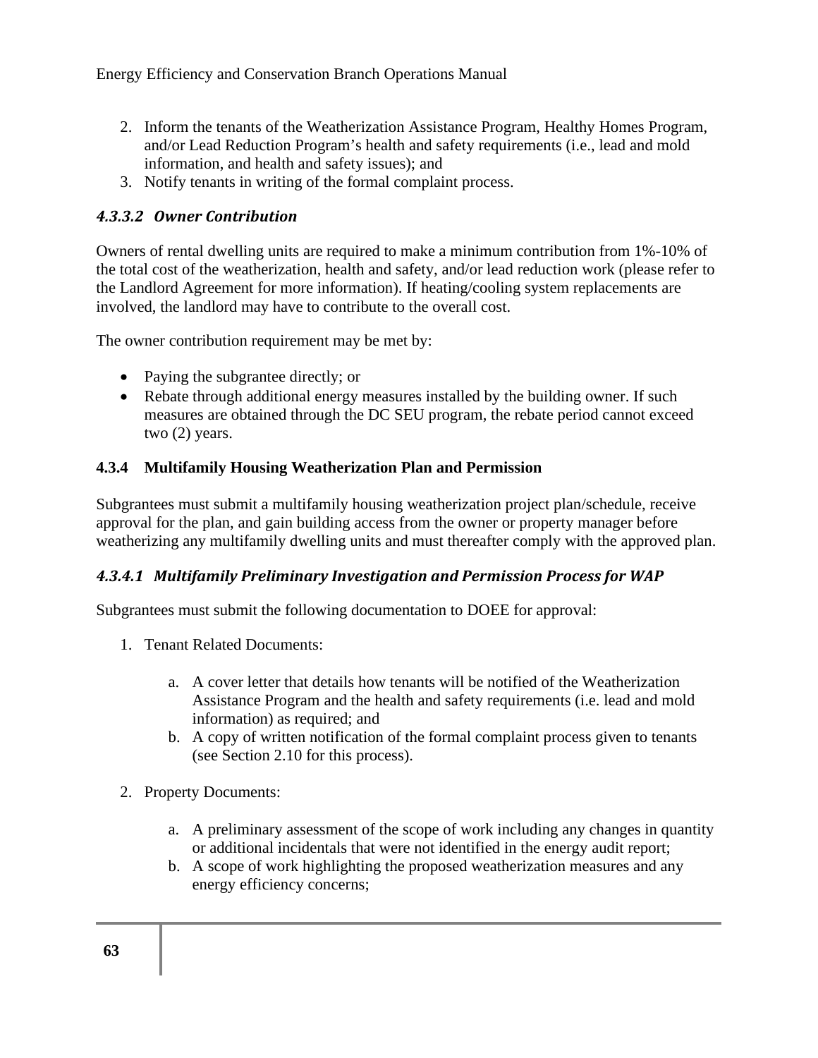2. Inform the tenants of the Weatherization Assistance Program, Healthy Homes Program, and/or Lead Reduction Program's health and safety requirements (i.e., lead and mold information, and health and safety issues); and
3. Notify tenants in writing of the formal complaint process.

#### *4.3.3.2 Owner Contribution*

Owners of rental dwelling units are required to make a minimum contribution from 1%-10% of the total cost of the weatherization, health and safety, and/or lead reduction work (please refer to the Landlord Agreement for more information). If heating/cooling system replacements are involved, the landlord may have to contribute to the overall cost.

The owner contribution requirement may be met by:

- Paying the subgrantee directly; or
- Rebate through additional energy measures installed by the building owner. If such measures are obtained through the DC SEU program, the rebate period cannot exceed two (2) years.

### 4.3.4 Multifamily Housing Weatherization Plan and Permission

Subgrantees must submit a multifamily housing weatherization project plan/schedule, receive approval for the plan, and gain building access from the owner or property manager before weatherizing any multifamily dwelling units and must thereafter comply with the approved plan.

#### *4.3.4.1 Multifamily Preliminary Investigation and Permission Process for WAP*

Subgrantees must submit the following documentation to DOEE for approval:

1. Tenant Related Documents:

    a. A cover letter that details how tenants will be notified of the Weatherization Assistance Program and the health and safety requirements (i.e. lead and mold information) as required; and
    b. A copy of written notification of the formal complaint process given to tenants (see Section 2.10 for this process).

2. Property Documents:

    a. A preliminary assessment of the scope of work including any changes in quantity or additional incidentals that were not identified in the energy audit report;
    b. A scope of work highlighting the proposed weatherization measures and any energy efficiency concerns;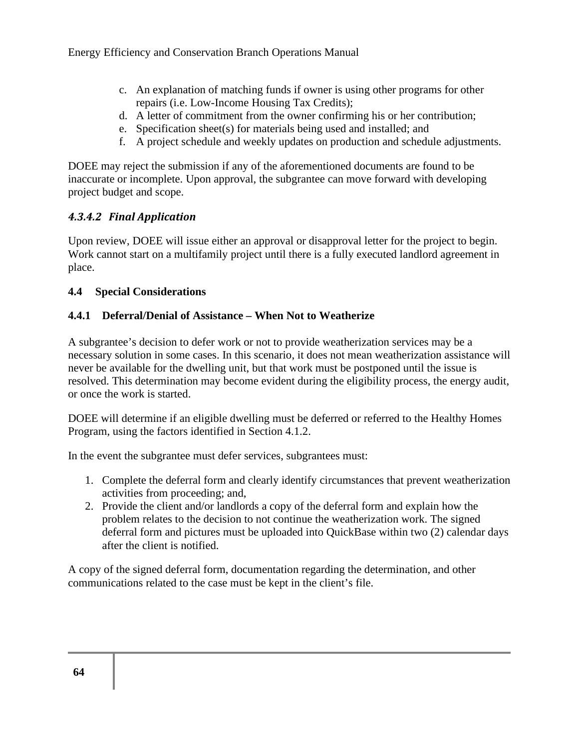c. An explanation of matching funds if owner is using other programs for other repairs (i.e. Low-Income Housing Tax Credits);
d. A letter of commitment from the owner confirming his or her contribution;
e. Specification sheet(s) for materials being used and installed; and
f. A project schedule and weekly updates on production and schedule adjustments.

DOEE may reject the submission if any of the aforementioned documents are found to be inaccurate or incomplete. Upon approval, the subgrantee can move forward with developing project budget and scope.

#### *4.3.4.2 Final Application*

Upon review, DOEE will issue either an approval or disapproval letter for the project to begin. Work cannot start on a multifamily project until there is a fully executed landlord agreement in place.

## 4.4 Special Considerations

### 4.4.1 Deferral/Denial of Assistance – When Not to Weatherize

A subgrantee's decision to defer work or not to provide weatherization services may be a necessary solution in some cases. In this scenario, it does not mean weatherization assistance will never be available for the dwelling unit, but that work must be postponed until the issue is resolved. This determination may become evident during the eligibility process, the energy audit, or once the work is started.

DOEE will determine if an eligible dwelling must be deferred or referred to the Healthy Homes Program, using the factors identified in Section 4.1.2.

In the event the subgrantee must defer services, subgrantees must:

1. Complete the deferral form and clearly identify circumstances that prevent weatherization activities from proceeding; and,
2. Provide the client and/or landlords a copy of the deferral form and explain how the problem relates to the decision to not continue the weatherization work. The signed deferral form and pictures must be uploaded into QuickBase within two (2) calendar days after the client is notified.

A copy of the signed deferral form, documentation regarding the determination, and other communications related to the case must be kept in the client's file.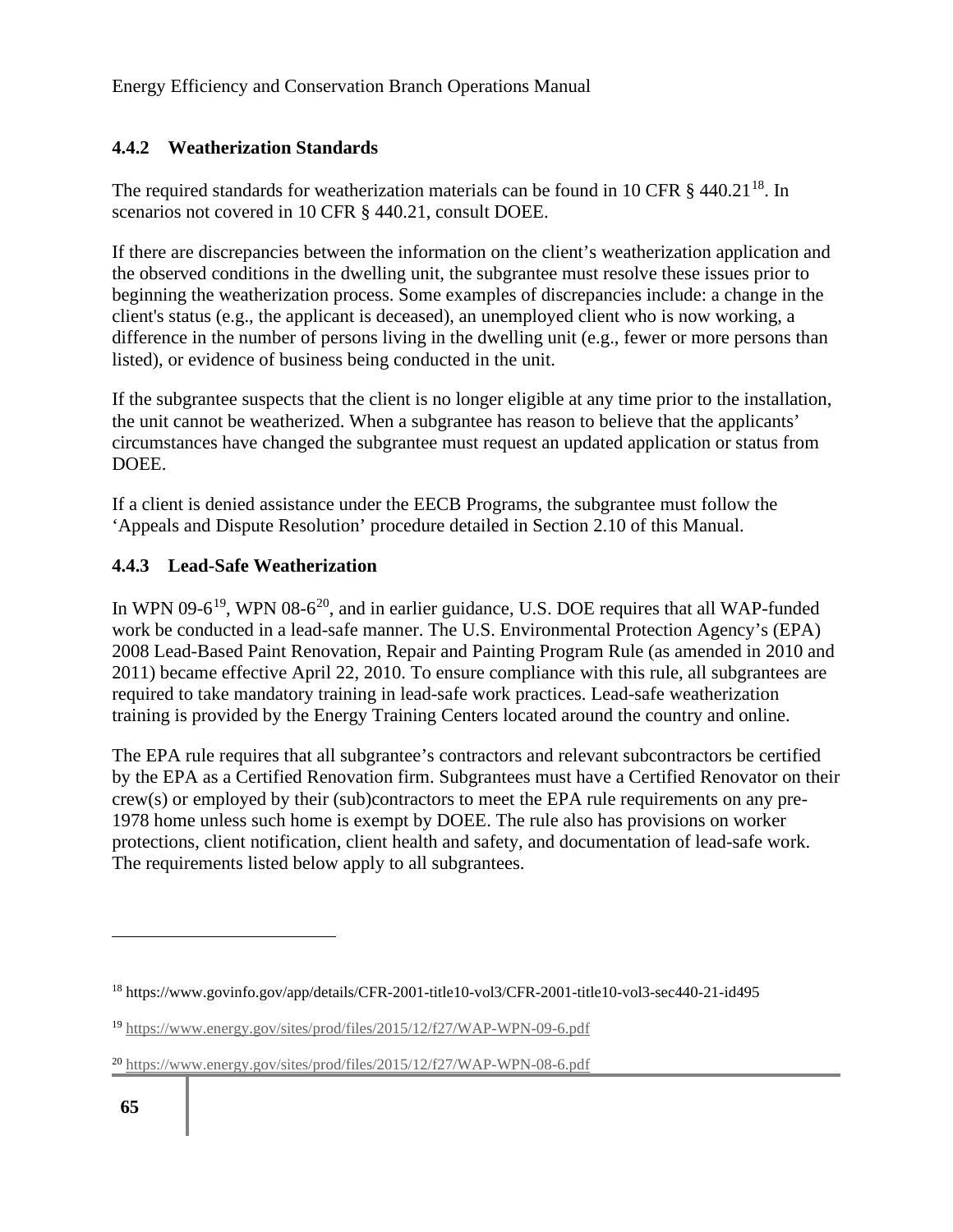### 4.4.2 Weatherization Standards

The required standards for weatherization materials can be found in 10 CFR § 440.21[18]. In scenarios not covered in 10 CFR § 440.21, consult DOEE.

If there are discrepancies between the information on the client's weatherization application and the observed conditions in the dwelling unit, the subgrantee must resolve these issues prior to beginning the weatherization process. Some examples of discrepancies include: a change in the client's status (e.g., the applicant is deceased), an unemployed client who is now working, a difference in the number of persons living in the dwelling unit (e.g., fewer or more persons than listed), or evidence of business being conducted in the unit.

If the subgrantee suspects that the client is no longer eligible at any time prior to the installation, the unit cannot be weatherized. When a subgrantee has reason to believe that the applicants' circumstances have changed the subgrantee must request an updated application or status from DOEE.

If a client is denied assistance under the EECB Programs, the subgrantee must follow the 'Appeals and Dispute Resolution' procedure detailed in Section 2.10 of this Manual.

### 4.4.3 Lead-Safe Weatherization

In WPN 09-6[19], WPN 08-6[20], and in earlier guidance, U.S. DOE requires that all WAP-funded work be conducted in a lead-safe manner. The U.S. Environmental Protection Agency's (EPA) 2008 Lead-Based Paint Renovation, Repair and Painting Program Rule (as amended in 2010 and 2011) became effective April 22, 2010. To ensure compliance with this rule, all subgrantees are required to take mandatory training in lead-safe work practices. Lead-safe weatherization training is provided by the Energy Training Centers located around the country and online.

The EPA rule requires that all subgrantee's contractors and relevant subcontractors be certified by the EPA as a Certified Renovation firm. Subgrantees must have a Certified Renovator on their crew(s) or employed by their (sub)contractors to meet the EPA rule requirements on any pre-1978 home unless such home is exempt by DOEE. The rule also has provisions on worker protections, client notification, client health and safety, and documentation of lead-safe work. The requirements listed below apply to all subgrantees.

---

[18] https://www.govinfo.gov/app/details/CFR-2001-title10-vol3/CFR-2001-title10-vol3-sec440-21-id495

[19] https://www.energy.gov/sites/prod/files/2015/12/f27/WAP-WPN-09-6.pdf

[20] https://www.energy.gov/sites/prod/files/2015/12/f27/WAP-WPN-08-6.pdf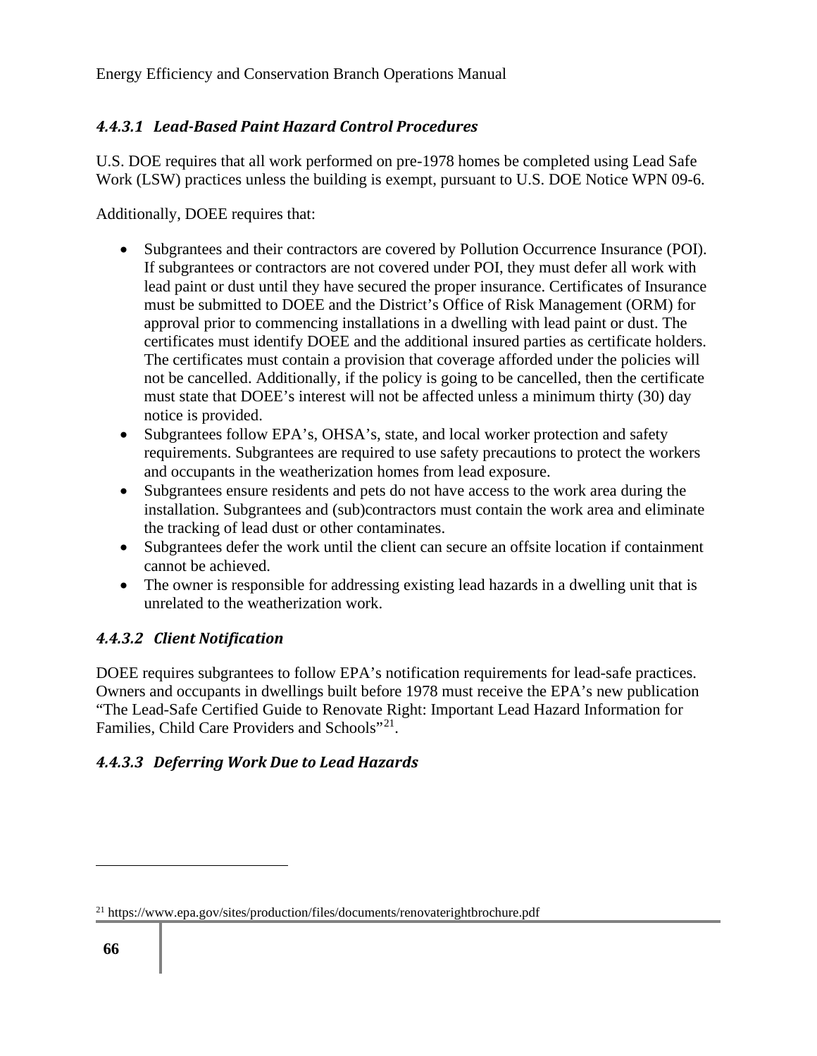#### *4.4.3.1 Lead-Based Paint Hazard Control Procedures*

U.S. DOE requires that all work performed on pre-1978 homes be completed using Lead Safe Work (LSW) practices unless the building is exempt, pursuant to U.S. DOE Notice WPN 09-6.

Additionally, DOEE requires that:

- Subgrantees and their contractors are covered by Pollution Occurrence Insurance (POI). If subgrantees or contractors are not covered under POI, they must defer all work with lead paint or dust until they have secured the proper insurance. Certificates of Insurance must be submitted to DOEE and the District's Office of Risk Management (ORM) for approval prior to commencing installations in a dwelling with lead paint or dust. The certificates must identify DOEE and the additional insured parties as certificate holders. The certificates must contain a provision that coverage afforded under the policies will not be cancelled. Additionally, if the policy is going to be cancelled, then the certificate must state that DOEE's interest will not be affected unless a minimum thirty (30) day notice is provided.
- Subgrantees follow EPA's, OHSA's, state, and local worker protection and safety requirements. Subgrantees are required to use safety precautions to protect the workers and occupants in the weatherization homes from lead exposure.
- Subgrantees ensure residents and pets do not have access to the work area during the installation. Subgrantees and (sub)contractors must contain the work area and eliminate the tracking of lead dust or other contaminates.
- Subgrantees defer the work until the client can secure an offsite location if containment cannot be achieved.
- The owner is responsible for addressing existing lead hazards in a dwelling unit that is unrelated to the weatherization work.

#### *4.4.3.2 Client Notification*

DOEE requires subgrantees to follow EPA's notification requirements for lead-safe practices. Owners and occupants in dwellings built before 1978 must receive the EPA's new publication "The Lead-Safe Certified Guide to Renovate Right: Important Lead Hazard Information for Families, Child Care Providers and Schools"[21].

#### *4.4.3.3 Deferring Work Due to Lead Hazards*

[21] https://www.epa.gov/sites/production/files/documents/renovaterightbrochure.pdf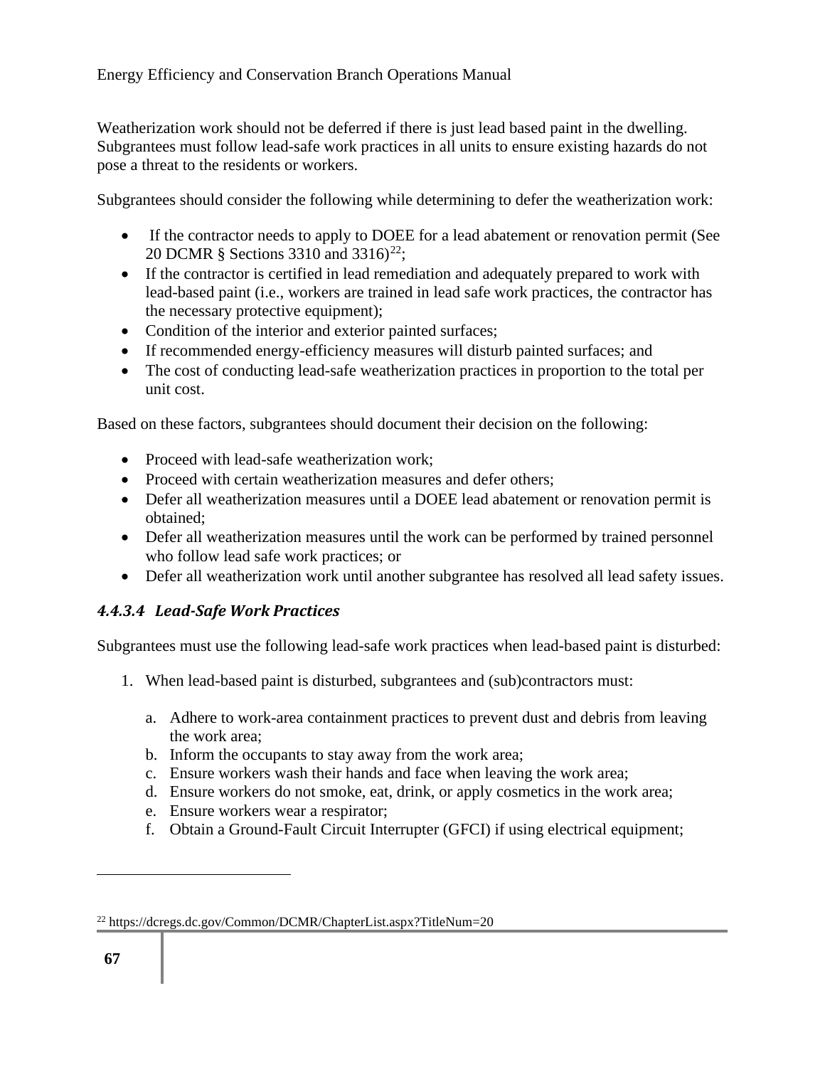Weatherization work should not be deferred if there is just lead based paint in the dwelling. Subgrantees must follow lead-safe work practices in all units to ensure existing hazards do not pose a threat to the residents or workers.

Subgrantees should consider the following while determining to defer the weatherization work:

- If the contractor needs to apply to DOEE for a lead abatement or renovation permit (See 20 DCMR § Sections 3310 and 3316)[22];
- If the contractor is certified in lead remediation and adequately prepared to work with lead-based paint (i.e., workers are trained in lead safe work practices, the contractor has the necessary protective equipment);
- Condition of the interior and exterior painted surfaces;
- If recommended energy-efficiency measures will disturb painted surfaces; and
- The cost of conducting lead-safe weatherization practices in proportion to the total per unit cost.

Based on these factors, subgrantees should document their decision on the following:

- Proceed with lead-safe weatherization work;
- Proceed with certain weatherization measures and defer others;
- Defer all weatherization measures until a DOEE lead abatement or renovation permit is obtained;
- Defer all weatherization measures until the work can be performed by trained personnel who follow lead safe work practices; or
- Defer all weatherization work until another subgrantee has resolved all lead safety issues.

#### *4.4.3.4 Lead-Safe Work Practices*

Subgrantees must use the following lead-safe work practices when lead-based paint is disturbed:

1. When lead-based paint is disturbed, subgrantees and (sub)contractors must:

    a. Adhere to work-area containment practices to prevent dust and debris from leaving the work area;
    b. Inform the occupants to stay away from the work area;
    c. Ensure workers wash their hands and face when leaving the work area;
    d. Ensure workers do not smoke, eat, drink, or apply cosmetics in the work area;
    e. Ensure workers wear a respirator;
    f. Obtain a Ground-Fault Circuit Interrupter (GFCI) if using electrical equipment;

---

[22] https://dcregs.dc.gov/Common/DCMR/ChapterList.aspx?TitleNum=20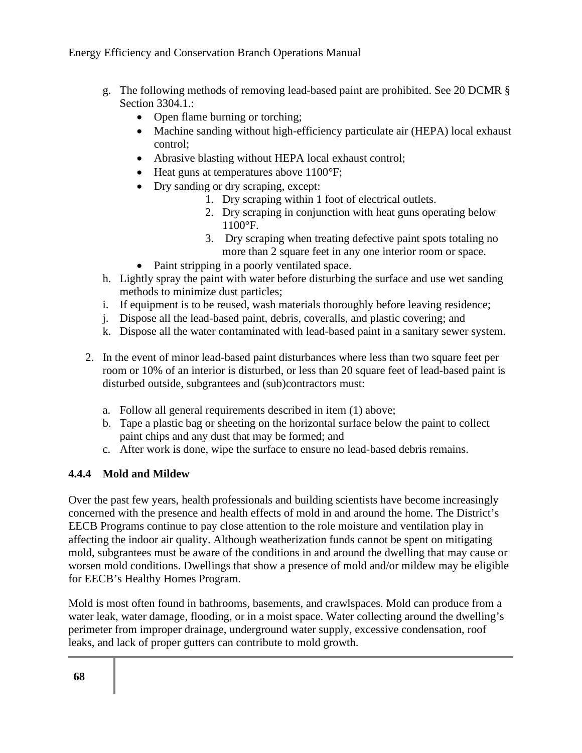g. The following methods of removing lead-based paint are prohibited. See 20 DCMR § Section 3304.1.:
   - Open flame burning or torching;
   - Machine sanding without high-efficiency particulate air (HEPA) local exhaust control;
   - Abrasive blasting without HEPA local exhaust control;
   - Heat guns at temperatures above 1100°F;
   - Dry sanding or dry scraping, except:
     1. Dry scraping within 1 foot of electrical outlets.
     2. Dry scraping in conjunction with heat guns operating below 1100°F.
     3. Dry scraping when treating defective paint spots totaling no more than 2 square feet in any one interior room or space.
   - Paint stripping in a poorly ventilated space.

h. Lightly spray the paint with water before disturbing the surface and use wet sanding methods to minimize dust particles;

i. If equipment is to be reused, wash materials thoroughly before leaving residence;

j. Dispose all the lead-based paint, debris, coveralls, and plastic covering; and

k. Dispose all the water contaminated with lead-based paint in a sanitary sewer system.

2. In the event of minor lead-based paint disturbances where less than two square feet per room or 10% of an interior is disturbed, or less than 20 square feet of lead-based paint is disturbed outside, subgrantees and (sub)contractors must:

   a. Follow all general requirements described in item (1) above;
   b. Tape a plastic bag or sheeting on the horizontal surface below the paint to collect paint chips and any dust that may be formed; and
   c. After work is done, wipe the surface to ensure no lead-based debris remains.

### 4.4.4 Mold and Mildew

Over the past few years, health professionals and building scientists have become increasingly concerned with the presence and health effects of mold in and around the home. The District's EECB Programs continue to pay close attention to the role moisture and ventilation play in affecting the indoor air quality. Although weatherization funds cannot be spent on mitigating mold, subgrantees must be aware of the conditions in and around the dwelling that may cause or worsen mold conditions. Dwellings that show a presence of mold and/or mildew may be eligible for EECB's Healthy Homes Program.

Mold is most often found in bathrooms, basements, and crawlspaces. Mold can produce from a water leak, water damage, flooding, or in a moist space. Water collecting around the dwelling's perimeter from improper drainage, underground water supply, excessive condensation, roof leaks, and lack of proper gutters can contribute to mold growth.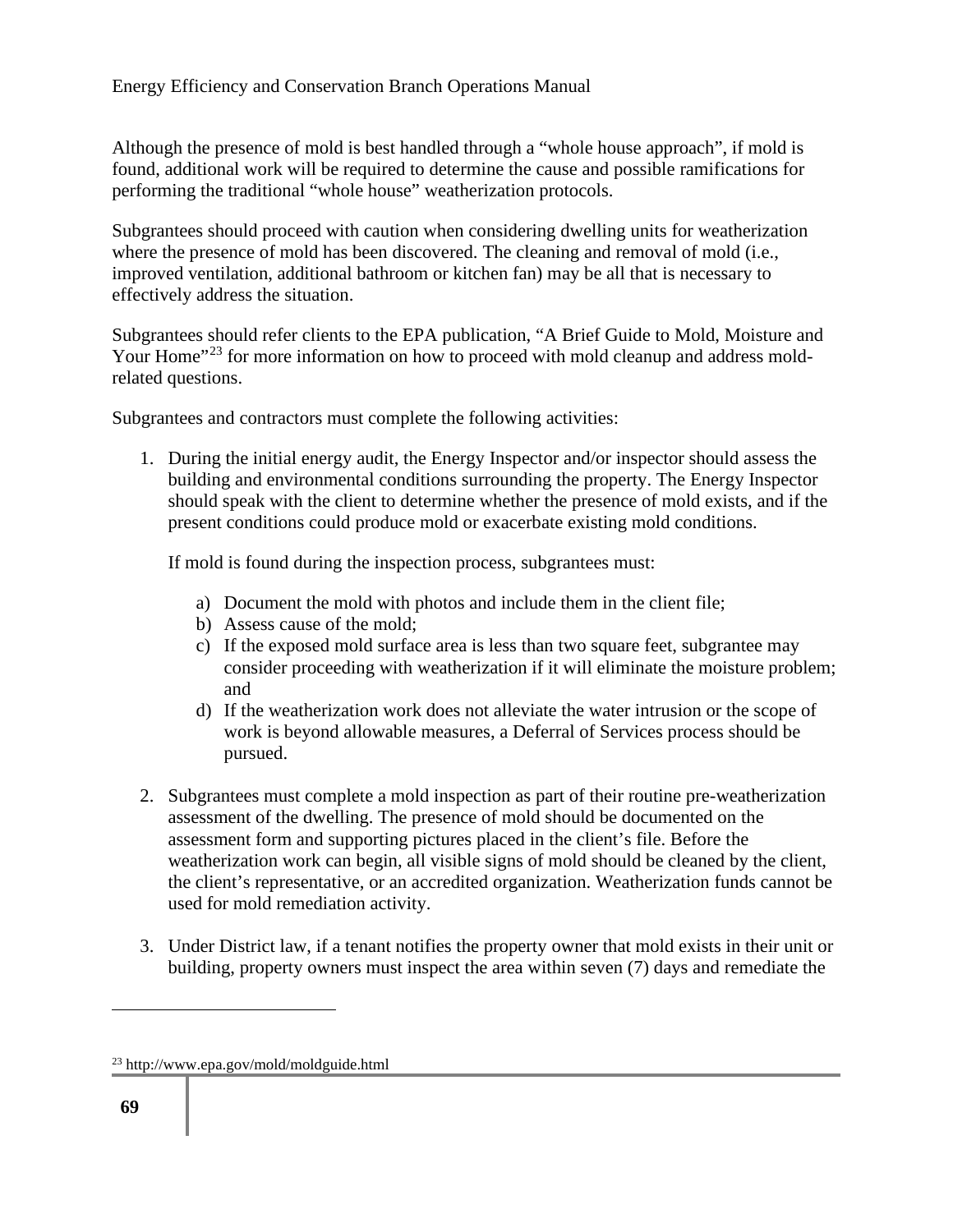Although the presence of mold is best handled through a "whole house approach", if mold is found, additional work will be required to determine the cause and possible ramifications for performing the traditional "whole house" weatherization protocols.

Subgrantees should proceed with caution when considering dwelling units for weatherization where the presence of mold has been discovered. The cleaning and removal of mold (i.e., improved ventilation, additional bathroom or kitchen fan) may be all that is necessary to effectively address the situation.

Subgrantees should refer clients to the EPA publication, "A Brief Guide to Mold, Moisture and Your Home"[23] for more information on how to proceed with mold cleanup and address mold-related questions.

Subgrantees and contractors must complete the following activities:

1. During the initial energy audit, the Energy Inspector and/or inspector should assess the building and environmental conditions surrounding the property. The Energy Inspector should speak with the client to determine whether the presence of mold exists, and if the present conditions could produce mold or exacerbate existing mold conditions.

   If mold is found during the inspection process, subgrantees must:

   a) Document the mold with photos and include them in the client file;
   b) Assess cause of the mold;
   c) If the exposed mold surface area is less than two square feet, subgrantee may consider proceeding with weatherization if it will eliminate the moisture problem; and
   d) If the weatherization work does not alleviate the water intrusion or the scope of work is beyond allowable measures, a Deferral of Services process should be pursued.

2. Subgrantees must complete a mold inspection as part of their routine pre-weatherization assessment of the dwelling. The presence of mold should be documented on the assessment form and supporting pictures placed in the client's file. Before the weatherization work can begin, all visible signs of mold should be cleaned by the client, the client's representative, or an accredited organization. Weatherization funds cannot be used for mold remediation activity.

3. Under District law, if a tenant notifies the property owner that mold exists in their unit or building, property owners must inspect the area within seven (7) days and remediate the

[23] http://www.epa.gov/mold/moldguide.html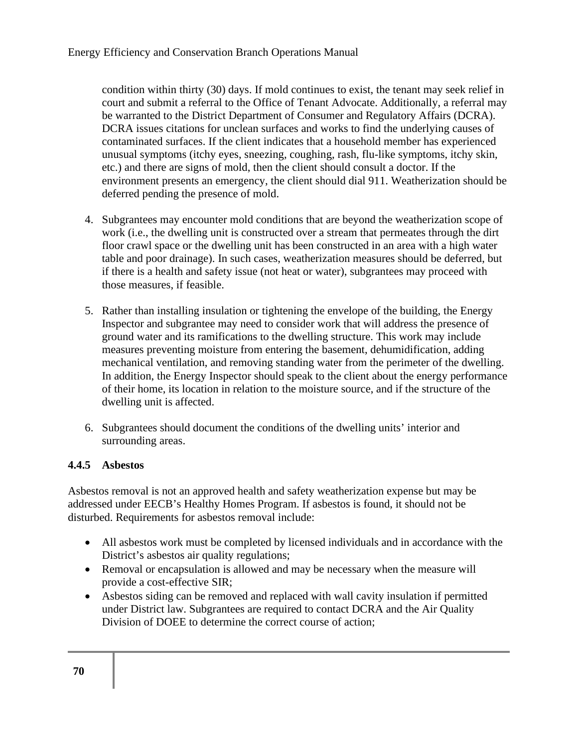condition within thirty (30) days. If mold continues to exist, the tenant may seek relief in court and submit a referral to the Office of Tenant Advocate. Additionally, a referral may be warranted to the District Department of Consumer and Regulatory Affairs (DCRA). DCRA issues citations for unclean surfaces and works to find the underlying causes of contaminated surfaces. If the client indicates that a household member has experienced unusual symptoms (itchy eyes, sneezing, coughing, rash, flu-like symptoms, itchy skin, etc.) and there are signs of mold, then the client should consult a doctor. If the environment presents an emergency, the client should dial 911. Weatherization should be deferred pending the presence of mold.

4. Subgrantees may encounter mold conditions that are beyond the weatherization scope of work (i.e., the dwelling unit is constructed over a stream that permeates through the dirt floor crawl space or the dwelling unit has been constructed in an area with a high water table and poor drainage). In such cases, weatherization measures should be deferred, but if there is a health and safety issue (not heat or water), subgrantees may proceed with those measures, if feasible.

5. Rather than installing insulation or tightening the envelope of the building, the Energy Inspector and subgrantee may need to consider work that will address the presence of ground water and its ramifications to the dwelling structure. This work may include measures preventing moisture from entering the basement, dehumidification, adding mechanical ventilation, and removing standing water from the perimeter of the dwelling. In addition, the Energy Inspector should speak to the client about the energy performance of their home, its location in relation to the moisture source, and if the structure of the dwelling unit is affected.

6. Subgrantees should document the conditions of the dwelling units' interior and surrounding areas.

### 4.4.5 Asbestos

Asbestos removal is not an approved health and safety weatherization expense but may be addressed under EECB's Healthy Homes Program. If asbestos is found, it should not be disturbed. Requirements for asbestos removal include:

- All asbestos work must be completed by licensed individuals and in accordance with the District's asbestos air quality regulations;
- Removal or encapsulation is allowed and may be necessary when the measure will provide a cost-effective SIR;
- Asbestos siding can be removed and replaced with wall cavity insulation if permitted under District law. Subgrantees are required to contact DCRA and the Air Quality Division of DOEE to determine the correct course of action;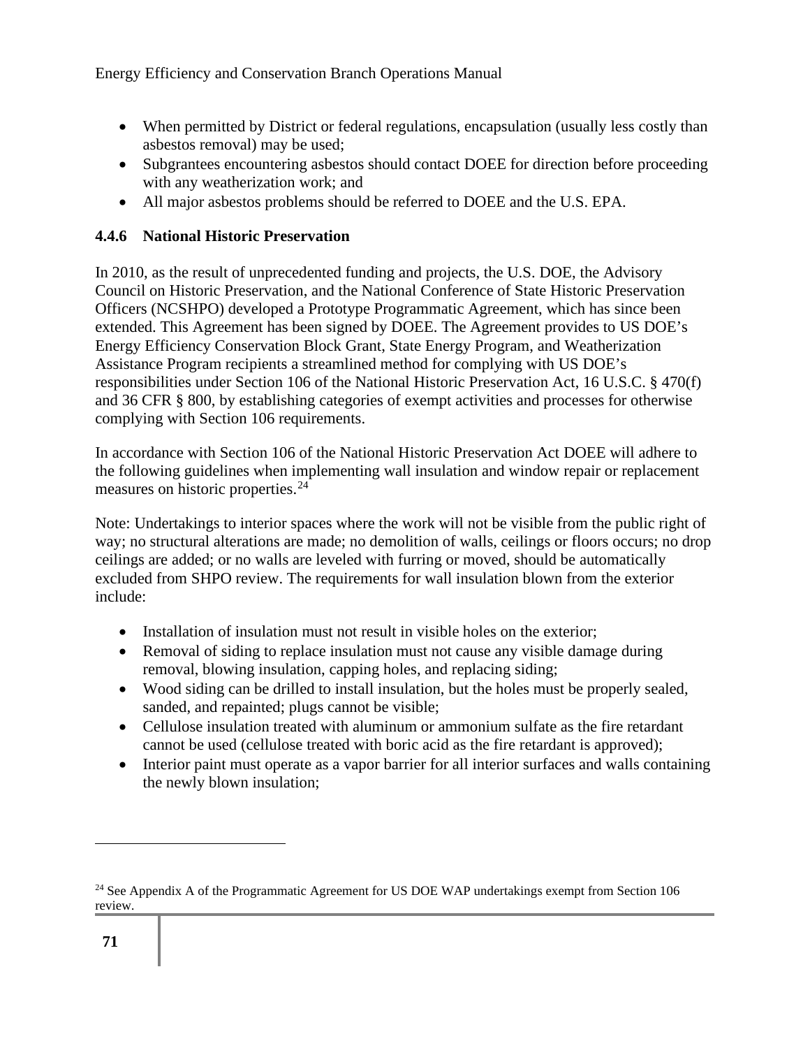- When permitted by District or federal regulations, encapsulation (usually less costly than asbestos removal) may be used;
- Subgrantees encountering asbestos should contact DOEE for direction before proceeding with any weatherization work; and
- All major asbestos problems should be referred to DOEE and the U.S. EPA.

### 4.4.6 National Historic Preservation

In 2010, as the result of unprecedented funding and projects, the U.S. DOE, the Advisory Council on Historic Preservation, and the National Conference of State Historic Preservation Officers (NCSHPO) developed a Prototype Programmatic Agreement, which has since been extended. This Agreement has been signed by DOEE. The Agreement provides to US DOE's Energy Efficiency Conservation Block Grant, State Energy Program, and Weatherization Assistance Program recipients a streamlined method for complying with US DOE's responsibilities under Section 106 of the National Historic Preservation Act, 16 U.S.C. § 470(f) and 36 CFR § 800, by establishing categories of exempt activities and processes for otherwise complying with Section 106 requirements.

In accordance with Section 106 of the National Historic Preservation Act DOEE will adhere to the following guidelines when implementing wall insulation and window repair or replacement measures on historic properties.[24]

Note: Undertakings to interior spaces where the work will not be visible from the public right of way; no structural alterations are made; no demolition of walls, ceilings or floors occurs; no drop ceilings are added; or no walls are leveled with furring or moved, should be automatically excluded from SHPO review. The requirements for wall insulation blown from the exterior include:

- Installation of insulation must not result in visible holes on the exterior;
- Removal of siding to replace insulation must not cause any visible damage during removal, blowing insulation, capping holes, and replacing siding;
- Wood siding can be drilled to install insulation, but the holes must be properly sealed, sanded, and repainted; plugs cannot be visible;
- Cellulose insulation treated with aluminum or ammonium sulfate as the fire retardant cannot be used (cellulose treated with boric acid as the fire retardant is approved);
- Interior paint must operate as a vapor barrier for all interior surfaces and walls containing the newly blown insulation;

[24] See Appendix A of the Programmatic Agreement for US DOE WAP undertakings exempt from Section 106 review.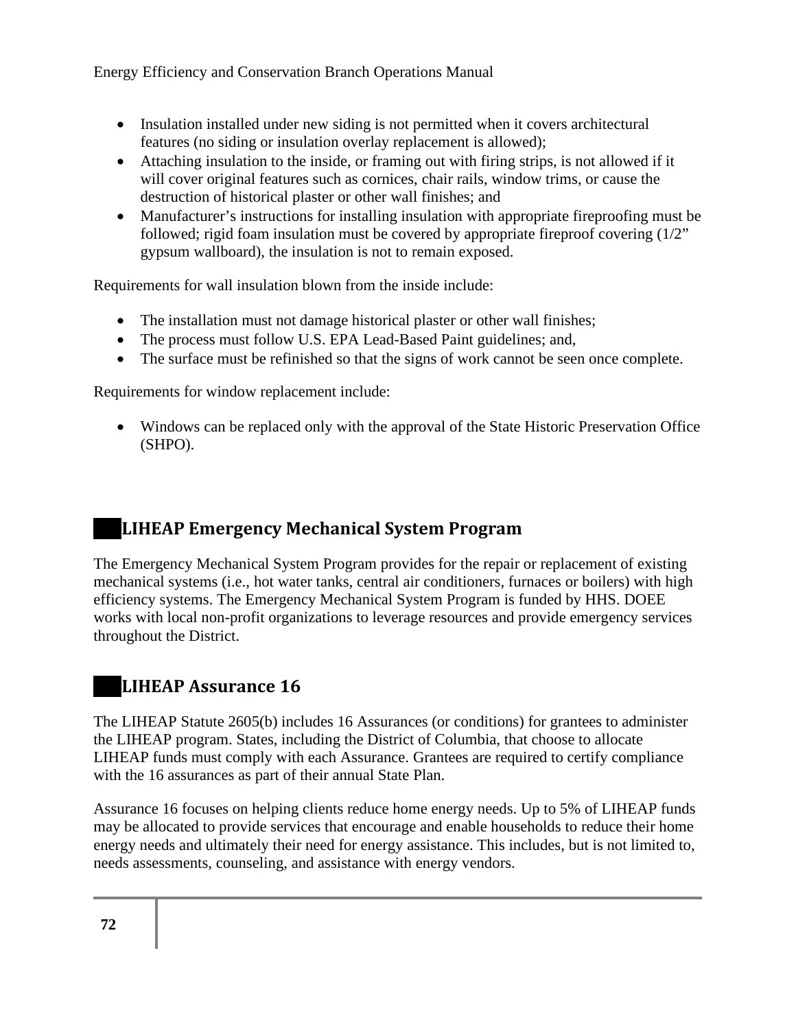- Insulation installed under new siding is not permitted when it covers architectural features (no siding or insulation overlay replacement is allowed);
- Attaching insulation to the inside, or framing out with firing strips, is not allowed if it will cover original features such as cornices, chair rails, window trims, or cause the destruction of historical plaster or other wall finishes; and
- Manufacturer's instructions for installing insulation with appropriate fireproofing must be followed; rigid foam insulation must be covered by appropriate fireproof covering (1/2" gypsum wallboard), the insulation is not to remain exposed.

Requirements for wall insulation blown from the inside include:

- The installation must not damage historical plaster or other wall finishes;
- The process must follow U.S. EPA Lead-Based Paint guidelines; and,
- The surface must be refinished so that the signs of work cannot be seen once complete.

Requirements for window replacement include:

- Windows can be replaced only with the approval of the State Historic Preservation Office (SHPO).

## LIHEAP Emergency Mechanical System Program

The Emergency Mechanical System Program provides for the repair or replacement of existing mechanical systems (i.e., hot water tanks, central air conditioners, furnaces or boilers) with high efficiency systems. The Emergency Mechanical System Program is funded by HHS. DOEE works with local non-profit organizations to leverage resources and provide emergency services throughout the District.

## LIHEAP Assurance 16

The LIHEAP Statute 2605(b) includes 16 Assurances (or conditions) for grantees to administer the LIHEAP program. States, including the District of Columbia, that choose to allocate LIHEAP funds must comply with each Assurance. Grantees are required to certify compliance with the 16 assurances as part of their annual State Plan.

Assurance 16 focuses on helping clients reduce home energy needs. Up to 5% of LIHEAP funds may be allocated to provide services that encourage and enable households to reduce their home energy needs and ultimately their need for energy assistance. This includes, but is not limited to, needs assessments, counseling, and assistance with energy vendors.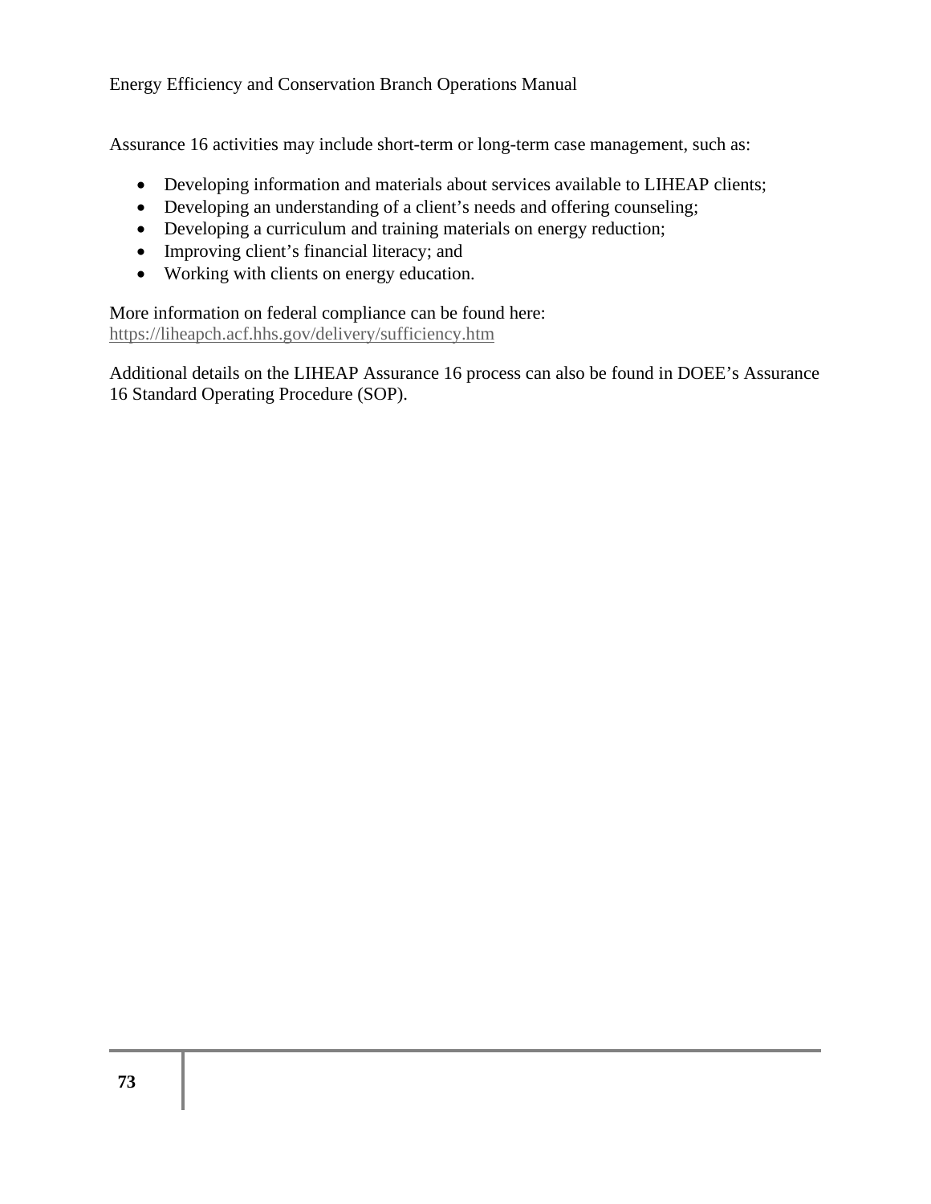Assurance 16 activities may include short-term or long-term case management, such as:

- Developing information and materials about services available to LIHEAP clients;
- Developing an understanding of a client's needs and offering counseling;
- Developing a curriculum and training materials on energy reduction;
- Improving client's financial literacy; and
- Working with clients on energy education.

More information on federal compliance can be found here:
https://liheapch.acf.hhs.gov/delivery/sufficiency.htm

Additional details on the LIHEAP Assurance 16 process can also be found in DOEE's Assurance 16 Standard Operating Procedure (SOP).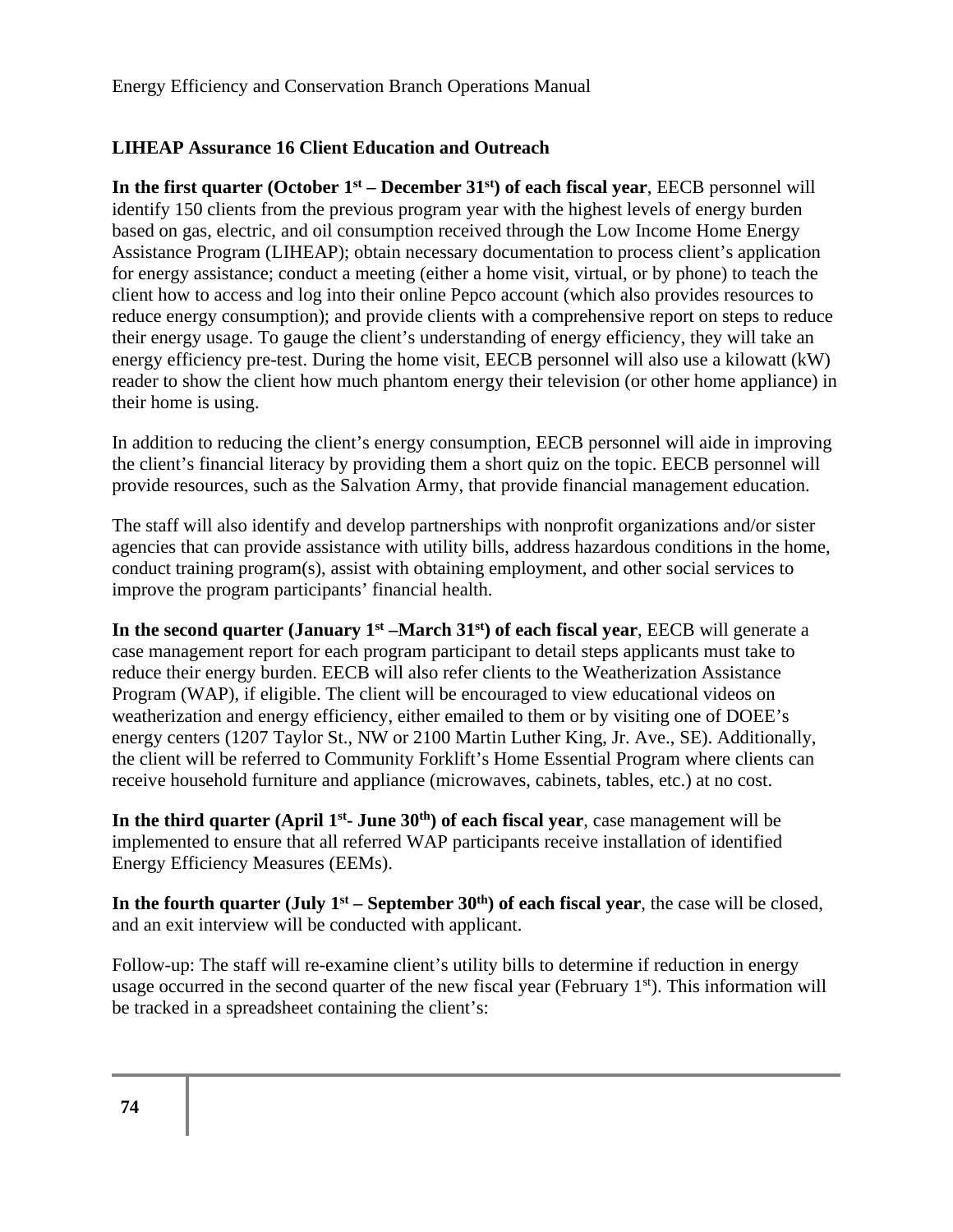## LIHEAP Assurance 16 Client Education and Outreach

**In the first quarter (October 1st – December 31st) of each fiscal year**, EECB personnel will identify 150 clients from the previous program year with the highest levels of energy burden based on gas, electric, and oil consumption received through the Low Income Home Energy Assistance Program (LIHEAP); obtain necessary documentation to process client's application for energy assistance; conduct a meeting (either a home visit, virtual, or by phone) to teach the client how to access and log into their online Pepco account (which also provides resources to reduce energy consumption); and provide clients with a comprehensive report on steps to reduce their energy usage. To gauge the client's understanding of energy efficiency, they will take an energy efficiency pre-test. During the home visit, EECB personnel will also use a kilowatt (kW) reader to show the client how much phantom energy their television (or other home appliance) in their home is using.

In addition to reducing the client's energy consumption, EECB personnel will aide in improving the client's financial literacy by providing them a short quiz on the topic. EECB personnel will provide resources, such as the Salvation Army, that provide financial management education.

The staff will also identify and develop partnerships with nonprofit organizations and/or sister agencies that can provide assistance with utility bills, address hazardous conditions in the home, conduct training program(s), assist with obtaining employment, and other social services to improve the program participants' financial health.

**In the second quarter (January 1st –March 31st) of each fiscal year**, EECB will generate a case management report for each program participant to detail steps applicants must take to reduce their energy burden. EECB will also refer clients to the Weatherization Assistance Program (WAP), if eligible. The client will be encouraged to view educational videos on weatherization and energy efficiency, either emailed to them or by visiting one of DOEE's energy centers (1207 Taylor St., NW or 2100 Martin Luther King, Jr. Ave., SE). Additionally, the client will be referred to Community Forklift's Home Essential Program where clients can receive household furniture and appliance (microwaves, cabinets, tables, etc.) at no cost.

**In the third quarter (April 1st- June 30th) of each fiscal year**, case management will be implemented to ensure that all referred WAP participants receive installation of identified Energy Efficiency Measures (EEMs).

**In the fourth quarter (July 1st – September 30th) of each fiscal year**, the case will be closed, and an exit interview will be conducted with applicant.

Follow-up: The staff will re-examine client's utility bills to determine if reduction in energy usage occurred in the second quarter of the new fiscal year (February 1st). This information will be tracked in a spreadsheet containing the client's: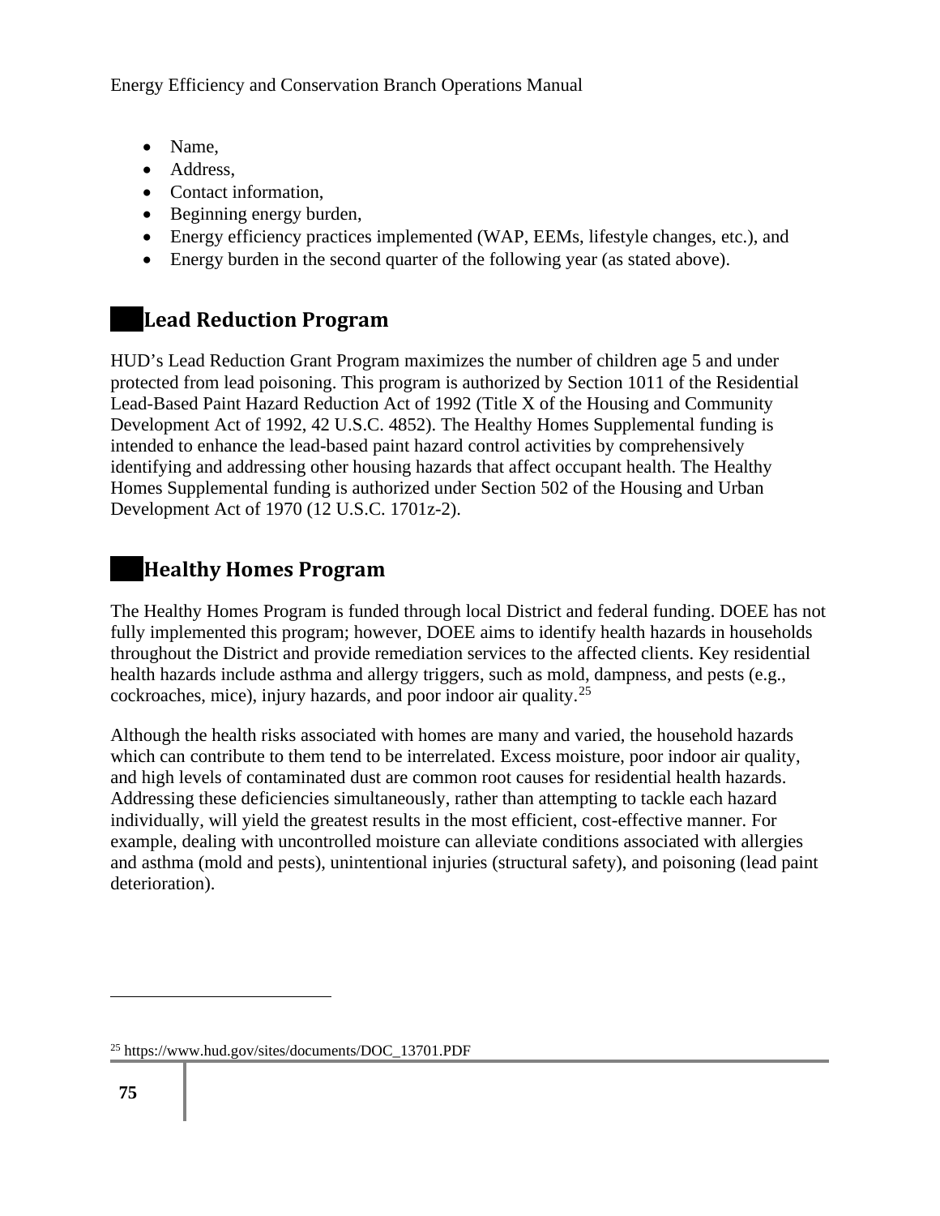- Name,
- Address,
- Contact information,
- Beginning energy burden,
- Energy efficiency practices implemented (WAP, EEMs, lifestyle changes, etc.), and
- Energy burden in the second quarter of the following year (as stated above).

## Lead Reduction Program

HUD's Lead Reduction Grant Program maximizes the number of children age 5 and under protected from lead poisoning. This program is authorized by Section 1011 of the Residential Lead-Based Paint Hazard Reduction Act of 1992 (Title X of the Housing and Community Development Act of 1992, 42 U.S.C. 4852). The Healthy Homes Supplemental funding is intended to enhance the lead-based paint hazard control activities by comprehensively identifying and addressing other housing hazards that affect occupant health. The Healthy Homes Supplemental funding is authorized under Section 502 of the Housing and Urban Development Act of 1970 (12 U.S.C. 1701z-2).

## Healthy Homes Program

The Healthy Homes Program is funded through local District and federal funding. DOEE has not fully implemented this program; however, DOEE aims to identify health hazards in households throughout the District and provide remediation services to the affected clients. Key residential health hazards include asthma and allergy triggers, such as mold, dampness, and pests (e.g., cockroaches, mice), injury hazards, and poor indoor air quality.[25]

Although the health risks associated with homes are many and varied, the household hazards which can contribute to them tend to be interrelated. Excess moisture, poor indoor air quality, and high levels of contaminated dust are common root causes for residential health hazards. Addressing these deficiencies simultaneously, rather than attempting to tackle each hazard individually, will yield the greatest results in the most efficient, cost-effective manner. For example, dealing with uncontrolled moisture can alleviate conditions associated with allergies and asthma (mold and pests), unintentional injuries (structural safety), and poisoning (lead paint deterioration).

---

[25] https://www.hud.gov/sites/documents/DOC_13701.PDF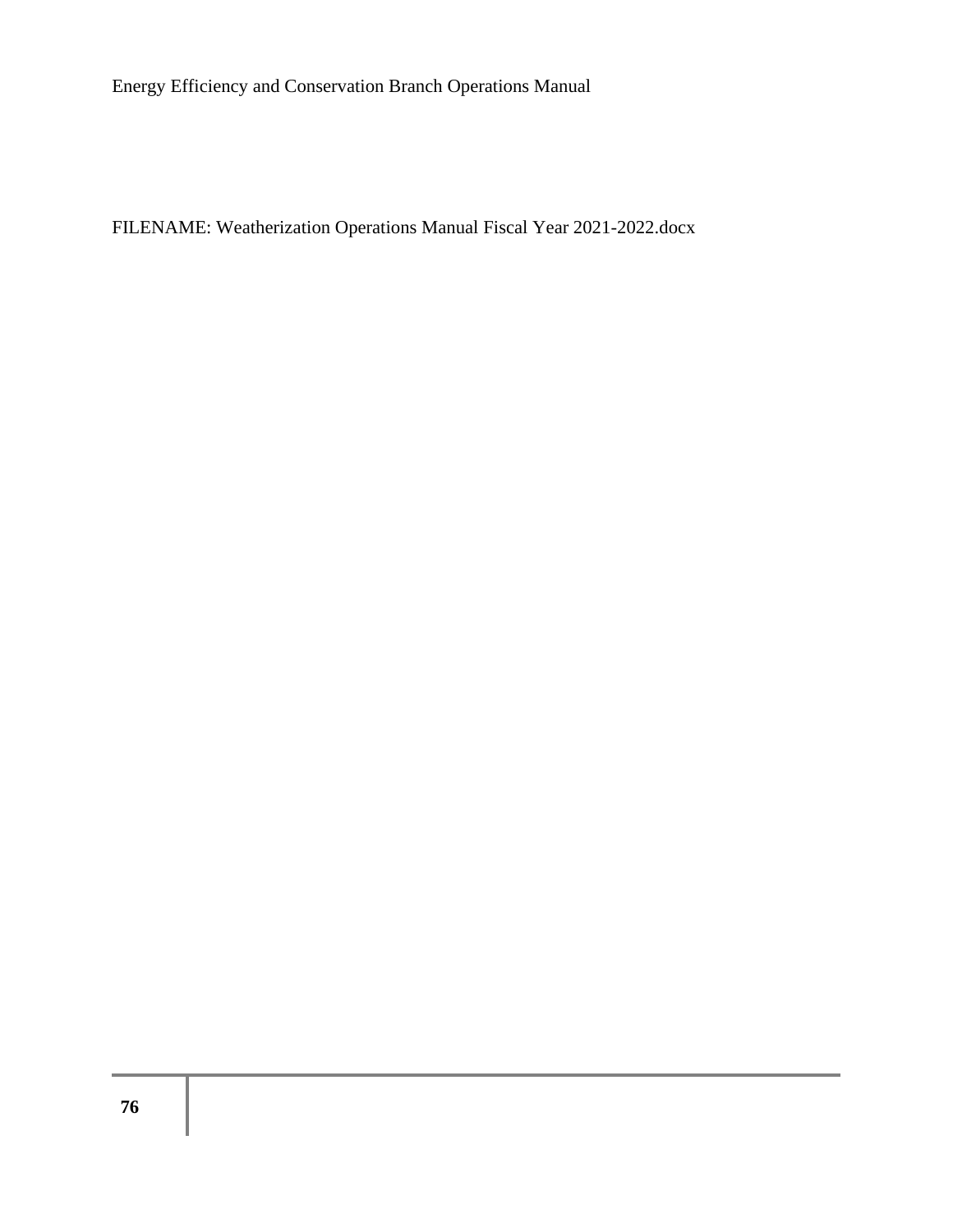FILENAME: Weatherization Operations Manual Fiscal Year 2021-2022.docx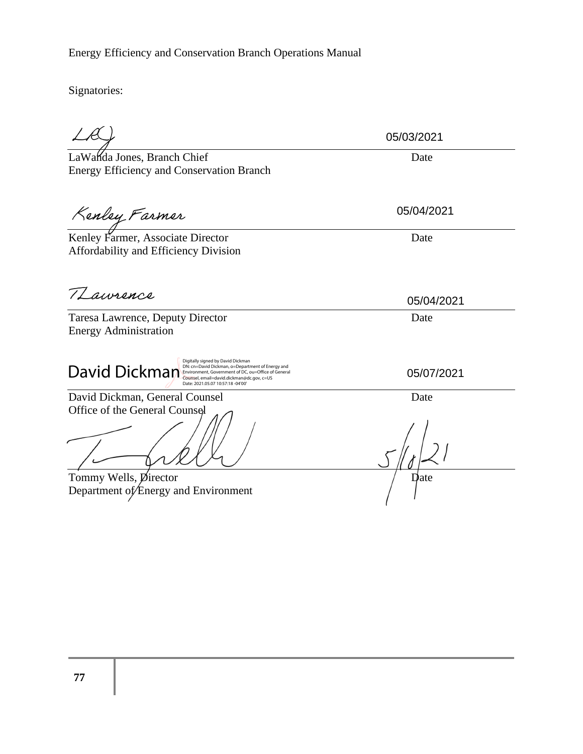Energy Efficiency and Conservation Branch Operations Manual

Signatories:

LaWanda Jones, Branch Chief — 05/03/2021 (Date)
Energy Efficiency and Conservation Branch

Kenley Farmer, Associate Director — 05/04/2021 (Date)
Affordability and Efficiency Division

Taresa Lawrence, Deputy Director — 05/04/2021 (Date)
Energy Administration

David Dickman — Digitally signed by David Dickman
DN: cn=David Dickman, o=Department of Energy and Environment, Government of DC, ou=Office of General Counsel, email=david.dickman@dc.gov, c=US
Date: 2021.05.07 10:57:18 -04'00'

David Dickman, General Counsel — 05/07/2021 (Date)
Office of the General Counsel

Tommy Wells, Director — 5/10/21 (Date)
Department of Energy and Environment